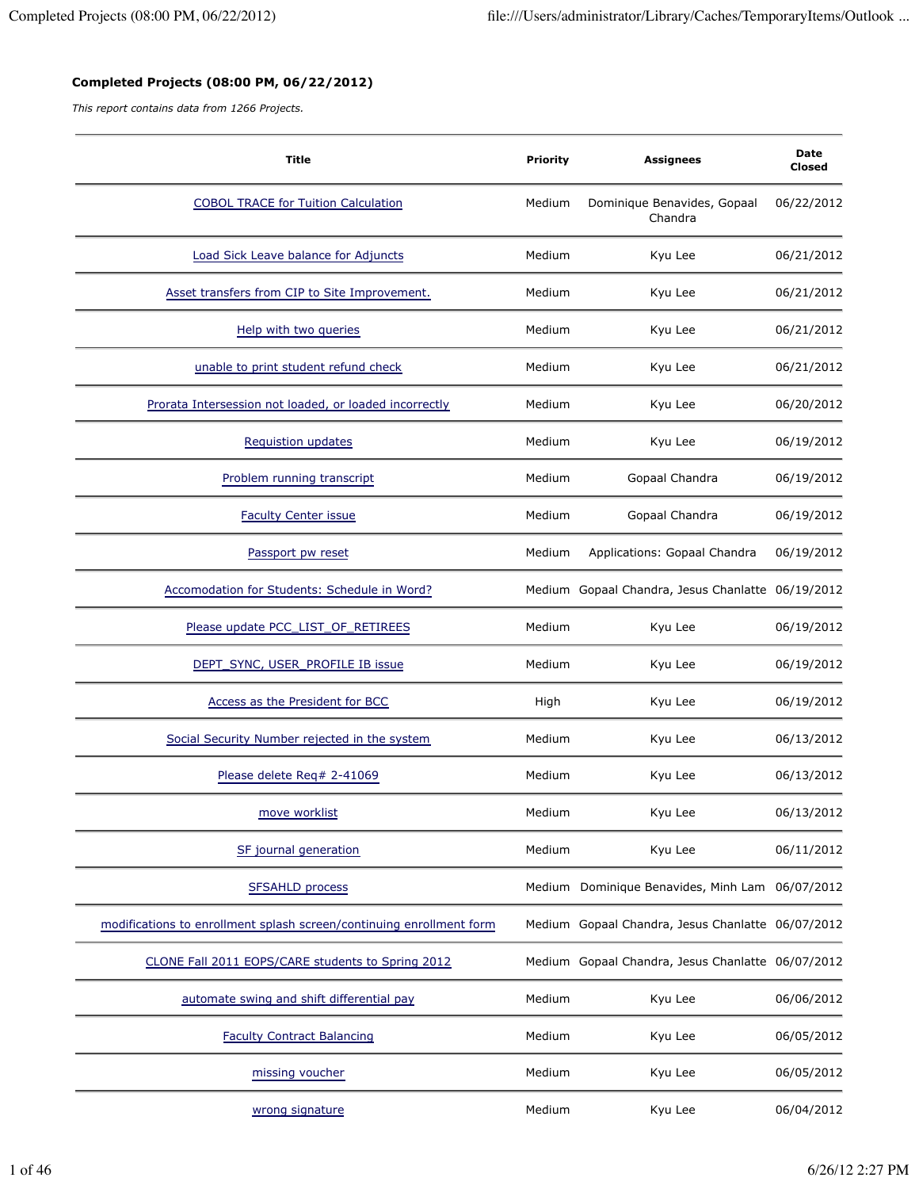**Completed Projects (08:00 PM, 06/22/2012)**

*This report contains data from 1266 Projects.*

| Title | Priority | Assignees | Date Closed |
|---|---|---|---|
| COBOL TRACE for Tuition Calculation | Medium | Dominique Benavides, Gopaal Chandra | 06/22/2012 |
| Load Sick Leave balance for Adjuncts | Medium | Kyu Lee | 06/21/2012 |
| Asset transfers from CIP to Site Improvement. | Medium | Kyu Lee | 06/21/2012 |
| Help with two queries | Medium | Kyu Lee | 06/21/2012 |
| unable to print student refund check | Medium | Kyu Lee | 06/21/2012 |
| Prorata Intersession not loaded, or loaded incorrectly | Medium | Kyu Lee | 06/20/2012 |
| Requistion updates | Medium | Kyu Lee | 06/19/2012 |
| Problem running transcript | Medium | Gopaal Chandra | 06/19/2012 |
| Faculty Center issue | Medium | Gopaal Chandra | 06/19/2012 |
| Passport pw reset | Medium | Applications: Gopaal Chandra | 06/19/2012 |
| Accomodation for Students: Schedule in Word? | Medium | Gopaal Chandra, Jesus Chanlatte | 06/19/2012 |
| Please update PCC_LIST_OF_RETIREES | Medium | Kyu Lee | 06/19/2012 |
| DEPT_SYNC, USER_PROFILE IB issue | Medium | Kyu Lee | 06/19/2012 |
| Access as the President for BCC | High | Kyu Lee | 06/19/2012 |
| Social Security Number rejected in the system | Medium | Kyu Lee | 06/13/2012 |
| Please delete Req# 2-41069 | Medium | Kyu Lee | 06/13/2012 |
| move worklist | Medium | Kyu Lee | 06/13/2012 |
| SF journal generation | Medium | Kyu Lee | 06/11/2012 |
| SFSAHLD process | Medium | Dominique Benavides, Minh Lam | 06/07/2012 |
| modifications to enrollment splash screen/continuing enrollment form | Medium | Gopaal Chandra, Jesus Chanlatte | 06/07/2012 |
| CLONE Fall 2011 EOPS/CARE students to Spring 2012 | Medium | Gopaal Chandra, Jesus Chanlatte | 06/07/2012 |
| automate swing and shift differential pay | Medium | Kyu Lee | 06/06/2012 |
| Faculty Contract Balancing | Medium | Kyu Lee | 06/05/2012 |
| missing voucher | Medium | Kyu Lee | 06/05/2012 |
| wrong signature | Medium | Kyu Lee | 06/04/2012 |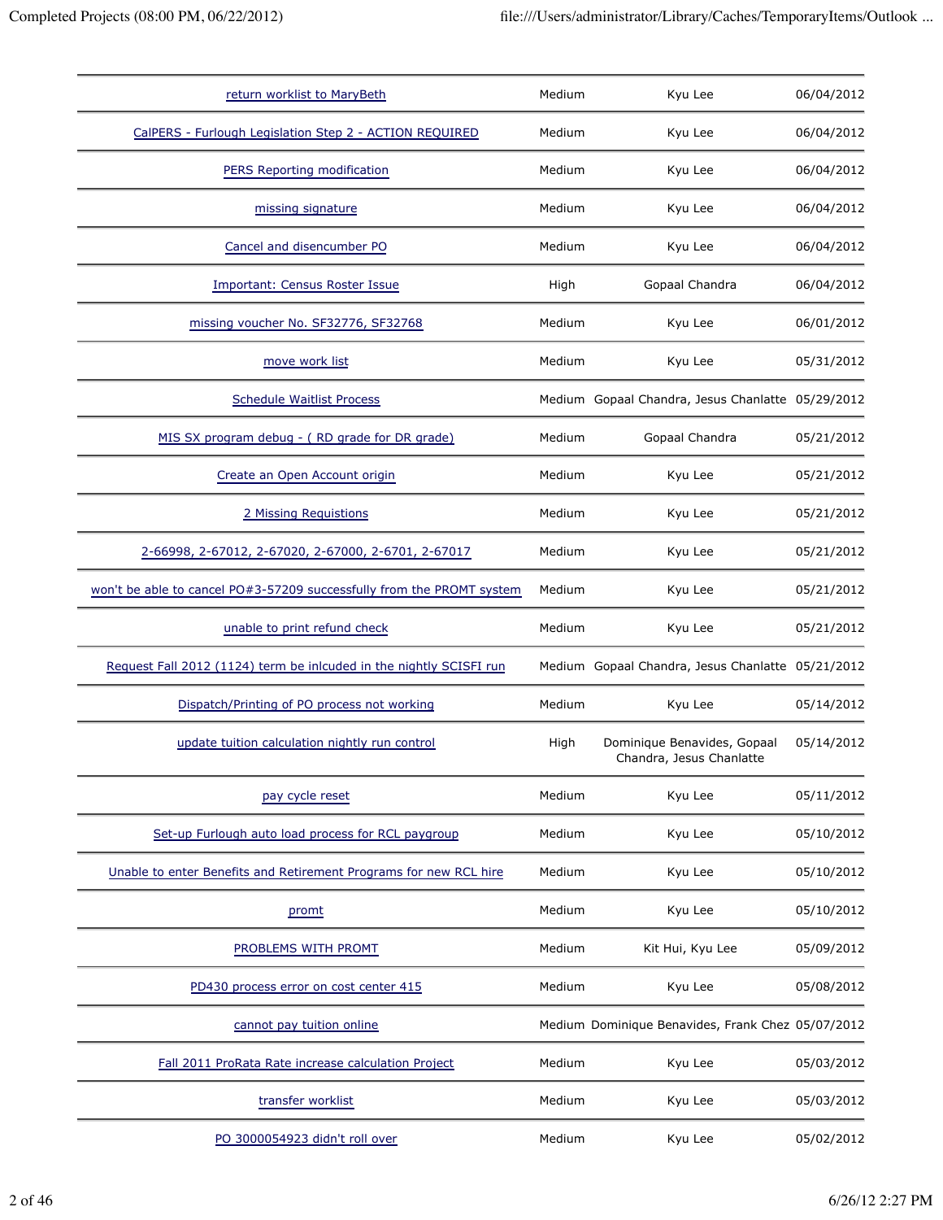| | | | |
|---|---|---|---|
| return worklist to MaryBeth | Medium | Kyu Lee | 06/04/2012 |
| CalPERS - Furlough Legislation Step 2 - ACTION REQUIRED | Medium | Kyu Lee | 06/04/2012 |
| PERS Reporting modification | Medium | Kyu Lee | 06/04/2012 |
| missing signature | Medium | Kyu Lee | 06/04/2012 |
| Cancel and disencumber PO | Medium | Kyu Lee | 06/04/2012 |
| Important: Census Roster Issue | High | Gopaal Chandra | 06/04/2012 |
| missing voucher No. SF32776, SF32768 | Medium | Kyu Lee | 06/01/2012 |
| move work list | Medium | Kyu Lee | 05/31/2012 |
| Schedule Waitlist Process | Medium | Gopaal Chandra, Jesus Chanlatte | 05/29/2012 |
| MIS SX program debug - ( RD grade for DR grade) | Medium | Gopaal Chandra | 05/21/2012 |
| Create an Open Account origin | Medium | Kyu Lee | 05/21/2012 |
| 2 Missing Requistions | Medium | Kyu Lee | 05/21/2012 |
| 2-66998, 2-67012, 2-67020, 2-67000, 2-6701, 2-67017 | Medium | Kyu Lee | 05/21/2012 |
| won't be able to cancel PO#3-57209 successfully from the PROMT system | Medium | Kyu Lee | 05/21/2012 |
| unable to print refund check | Medium | Kyu Lee | 05/21/2012 |
| Request Fall 2012 (1124) term be inlcuded in the nightly SCISFI run | Medium | Gopaal Chandra, Jesus Chanlatte | 05/21/2012 |
| Dispatch/Printing of PO process not working | Medium | Kyu Lee | 05/14/2012 |
| update tuition calculation nightly run control | High | Dominique Benavides, Gopaal Chandra, Jesus Chanlatte | 05/14/2012 |
| pay cycle reset | Medium | Kyu Lee | 05/11/2012 |
| Set-up Furlough auto load process for RCL paygroup | Medium | Kyu Lee | 05/10/2012 |
| Unable to enter Benefits and Retirement Programs for new RCL hire | Medium | Kyu Lee | 05/10/2012 |
| promt | Medium | Kyu Lee | 05/10/2012 |
| PROBLEMS WITH PROMT | Medium | Kit Hui, Kyu Lee | 05/09/2012 |
| PD430 process error on cost center 415 | Medium | Kyu Lee | 05/08/2012 |
| cannot pay tuition online | Medium | Dominique Benavides, Frank Chez | 05/07/2012 |
| Fall 2011 ProRata Rate increase calculation Project | Medium | Kyu Lee | 05/03/2012 |
| transfer worklist | Medium | Kyu Lee | 05/03/2012 |
| PO 3000054923 didn't roll over | Medium | Kyu Lee | 05/02/2012 |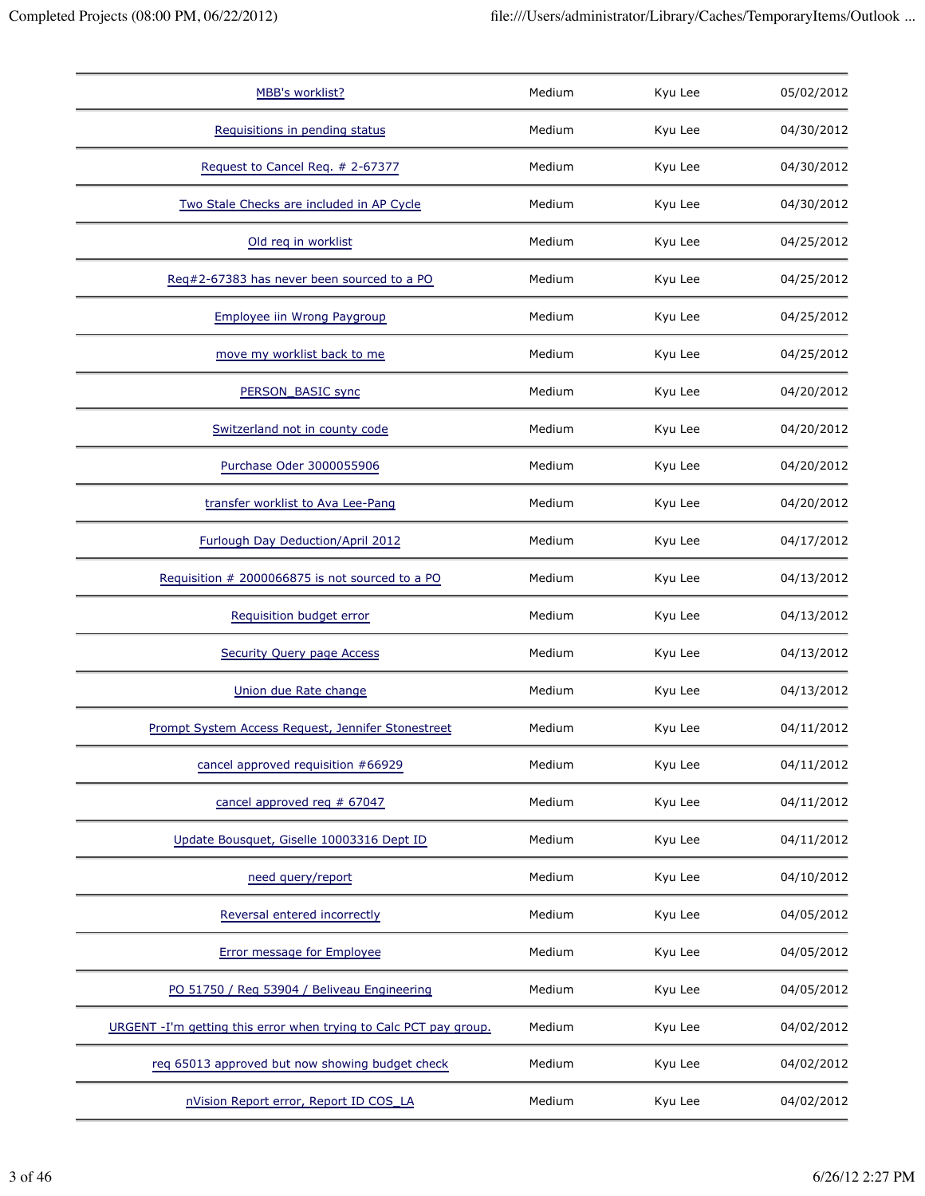| | | | |
|---|---|---|---|
| MBB's worklist? | Medium | Kyu Lee | 05/02/2012 |
| Requisitions in pending status | Medium | Kyu Lee | 04/30/2012 |
| Request to Cancel Req. # 2-67377 | Medium | Kyu Lee | 04/30/2012 |
| Two Stale Checks are included in AP Cycle | Medium | Kyu Lee | 04/30/2012 |
| Old req in worklist | Medium | Kyu Lee | 04/25/2012 |
| Req#2-67383 has never been sourced to a PO | Medium | Kyu Lee | 04/25/2012 |
| Employee iin Wrong Paygroup | Medium | Kyu Lee | 04/25/2012 |
| move my worklist back to me | Medium | Kyu Lee | 04/25/2012 |
| PERSON_BASIC sync | Medium | Kyu Lee | 04/20/2012 |
| Switzerland not in county code | Medium | Kyu Lee | 04/20/2012 |
| Purchase Oder 3000055906 | Medium | Kyu Lee | 04/20/2012 |
| transfer worklist to Ava Lee-Pang | Medium | Kyu Lee | 04/20/2012 |
| Furlough Day Deduction/April 2012 | Medium | Kyu Lee | 04/17/2012 |
| Requisition # 2000066875 is not sourced to a PO | Medium | Kyu Lee | 04/13/2012 |
| Requisition budget error | Medium | Kyu Lee | 04/13/2012 |
| Security Query page Access | Medium | Kyu Lee | 04/13/2012 |
| Union due Rate change | Medium | Kyu Lee | 04/13/2012 |
| Prompt System Access Request, Jennifer Stonestreet | Medium | Kyu Lee | 04/11/2012 |
| cancel approved requisition #66929 | Medium | Kyu Lee | 04/11/2012 |
| cancel approved req # 67047 | Medium | Kyu Lee | 04/11/2012 |
| Update Bousquet, Giselle 10003316 Dept ID | Medium | Kyu Lee | 04/11/2012 |
| need query/report | Medium | Kyu Lee | 04/10/2012 |
| Reversal entered incorrectly | Medium | Kyu Lee | 04/05/2012 |
| Error message for Employee | Medium | Kyu Lee | 04/05/2012 |
| PO 51750 / Req 53904 / Beliveau Engineering | Medium | Kyu Lee | 04/05/2012 |
| URGENT -I'm getting this error when trying to Calc PCT pay group. | Medium | Kyu Lee | 04/02/2012 |
| req 65013 approved but now showing budget check | Medium | Kyu Lee | 04/02/2012 |
| nVision Report error, Report ID COS_LA | Medium | Kyu Lee | 04/02/2012 |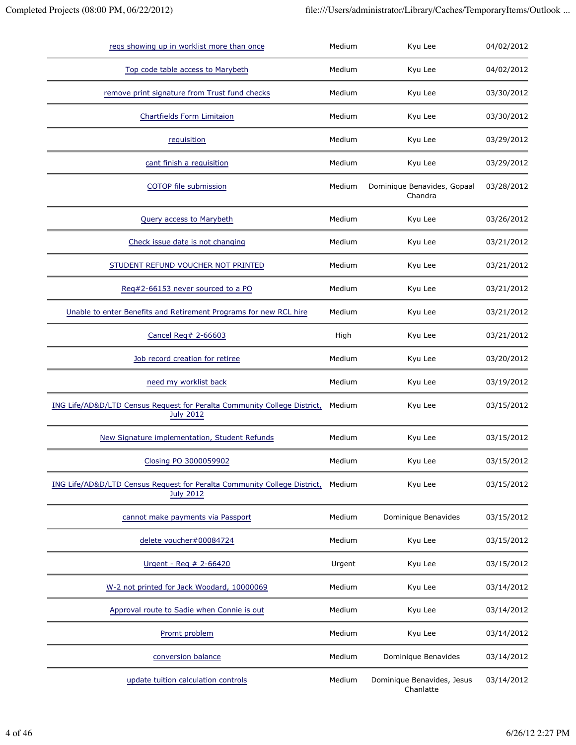| | | | |
|---|---|---|---|
| reqs showing up in worklist more than once | Medium | Kyu Lee | 04/02/2012 |
| Top code table access to Marybeth | Medium | Kyu Lee | 04/02/2012 |
| remove print signature from Trust fund checks | Medium | Kyu Lee | 03/30/2012 |
| Chartfields Form Limitaion | Medium | Kyu Lee | 03/30/2012 |
| requisition | Medium | Kyu Lee | 03/29/2012 |
| cant finish a requisition | Medium | Kyu Lee | 03/29/2012 |
| COTOP file submission | Medium | Dominique Benavides, Gopaal Chandra | 03/28/2012 |
| Query access to Marybeth | Medium | Kyu Lee | 03/26/2012 |
| Check issue date is not changing | Medium | Kyu Lee | 03/21/2012 |
| STUDENT REFUND VOUCHER NOT PRINTED | Medium | Kyu Lee | 03/21/2012 |
| Req#2-66153 never sourced to a PO | Medium | Kyu Lee | 03/21/2012 |
| Unable to enter Benefits and Retirement Programs for new RCL hire | Medium | Kyu Lee | 03/21/2012 |
| Cancel Req# 2-66603 | High | Kyu Lee | 03/21/2012 |
| Job record creation for retiree | Medium | Kyu Lee | 03/20/2012 |
| need my worklist back | Medium | Kyu Lee | 03/19/2012 |
| ING Life/AD&D/LTD Census Request for Peralta Community College District, July 2012 | Medium | Kyu Lee | 03/15/2012 |
| New Signature implementation, Student Refunds | Medium | Kyu Lee | 03/15/2012 |
| Closing PO 3000059902 | Medium | Kyu Lee | 03/15/2012 |
| ING Life/AD&D/LTD Census Request for Peralta Community College District, July 2012 | Medium | Kyu Lee | 03/15/2012 |
| cannot make payments via Passport | Medium | Dominique Benavides | 03/15/2012 |
| delete voucher#00084724 | Medium | Kyu Lee | 03/15/2012 |
| Urgent - Req # 2-66420 | Urgent | Kyu Lee | 03/15/2012 |
| W-2 not printed for Jack Woodard, 10000069 | Medium | Kyu Lee | 03/14/2012 |
| Approval route to Sadie when Connie is out | Medium | Kyu Lee | 03/14/2012 |
| Promt problem | Medium | Kyu Lee | 03/14/2012 |
| conversion balance | Medium | Dominique Benavides | 03/14/2012 |
| update tuition calculation controls | Medium | Dominique Benavides, Jesus Chanlatte | 03/14/2012 |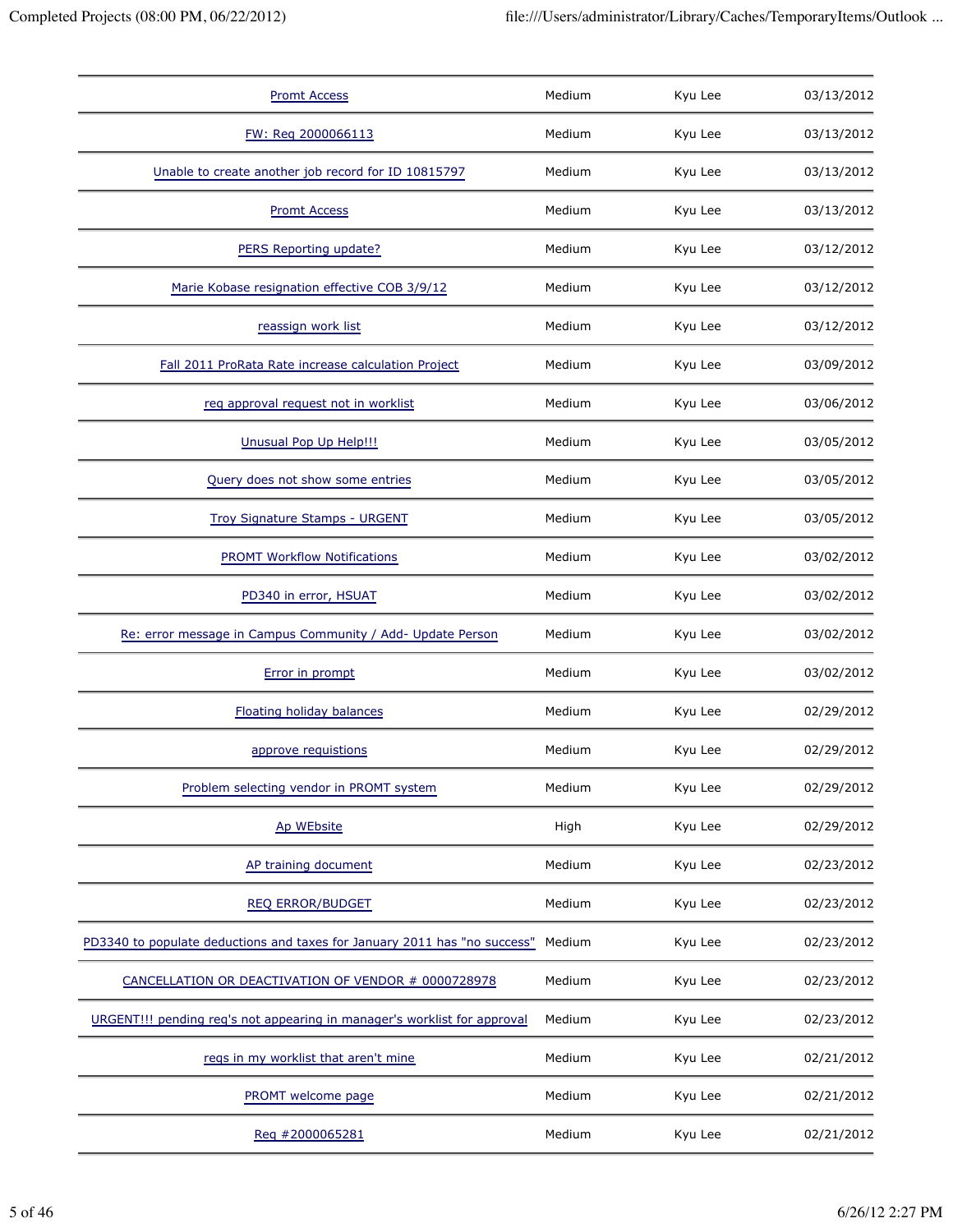| | | | |
|---|---|---|---|
| Promt Access | Medium | Kyu Lee | 03/13/2012 |
| FW: Req 2000066113 | Medium | Kyu Lee | 03/13/2012 |
| Unable to create another job record for ID 10815797 | Medium | Kyu Lee | 03/13/2012 |
| Promt Access | Medium | Kyu Lee | 03/13/2012 |
| PERS Reporting update? | Medium | Kyu Lee | 03/12/2012 |
| Marie Kobase resignation effective COB 3/9/12 | Medium | Kyu Lee | 03/12/2012 |
| reassign work list | Medium | Kyu Lee | 03/12/2012 |
| Fall 2011 ProRata Rate increase calculation Project | Medium | Kyu Lee | 03/09/2012 |
| req approval request not in worklist | Medium | Kyu Lee | 03/06/2012 |
| Unusual Pop Up Help!!! | Medium | Kyu Lee | 03/05/2012 |
| Query does not show some entries | Medium | Kyu Lee | 03/05/2012 |
| Troy Signature Stamps - URGENT | Medium | Kyu Lee | 03/05/2012 |
| PROMT Workflow Notifications | Medium | Kyu Lee | 03/02/2012 |
| PD340 in error, HSUAT | Medium | Kyu Lee | 03/02/2012 |
| Re: error message in Campus Community / Add- Update Person | Medium | Kyu Lee | 03/02/2012 |
| Error in prompt | Medium | Kyu Lee | 03/02/2012 |
| Floating holiday balances | Medium | Kyu Lee | 02/29/2012 |
| approve requistions | Medium | Kyu Lee | 02/29/2012 |
| Problem selecting vendor in PROMT system | Medium | Kyu Lee | 02/29/2012 |
| Ap WEbsite | High | Kyu Lee | 02/29/2012 |
| AP training document | Medium | Kyu Lee | 02/23/2012 |
| REQ ERROR/BUDGET | Medium | Kyu Lee | 02/23/2012 |
| PD3340 to populate deductions and taxes for January 2011 has "no success" | Medium | Kyu Lee | 02/23/2012 |
| CANCELLATION OR DEACTIVATION OF VENDOR # 0000728978 | Medium | Kyu Lee | 02/23/2012 |
| URGENT!!! pending req's not appearing in manager's worklist for approval | Medium | Kyu Lee | 02/23/2012 |
| reqs in my worklist that aren't mine | Medium | Kyu Lee | 02/21/2012 |
| PROMT welcome page | Medium | Kyu Lee | 02/21/2012 |
| Req #2000065281 | Medium | Kyu Lee | 02/21/2012 |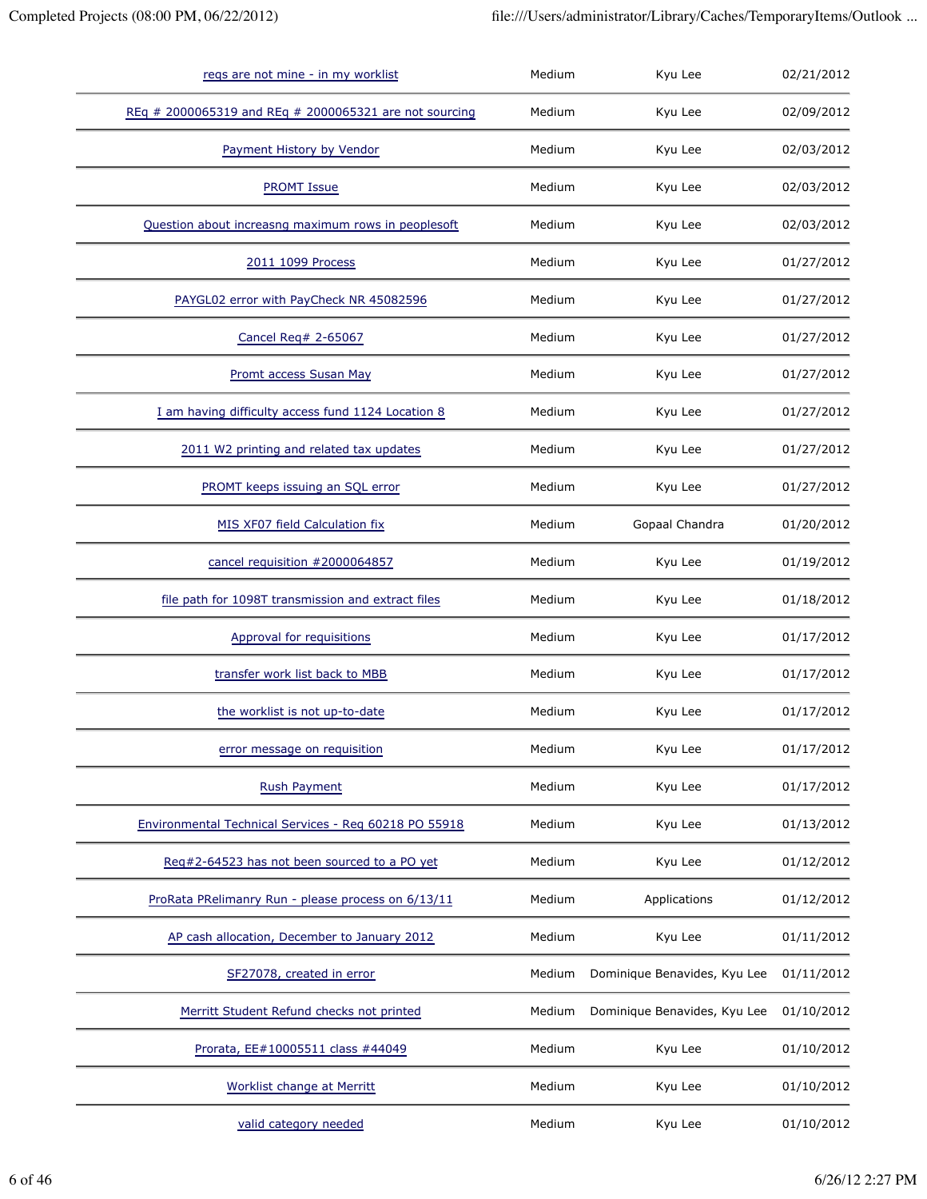| | | | |
|---|---|---|---|
| reqs are not mine - in my worklist | Medium | Kyu Lee | 02/21/2012 |
| REq # 2000065319 and REq # 2000065321 are not sourcing | Medium | Kyu Lee | 02/09/2012 |
| Payment History by Vendor | Medium | Kyu Lee | 02/03/2012 |
| PROMT Issue | Medium | Kyu Lee | 02/03/2012 |
| Question about increasng maximum rows in peoplesoft | Medium | Kyu Lee | 02/03/2012 |
| 2011 1099 Process | Medium | Kyu Lee | 01/27/2012 |
| PAYGL02 error with PayCheck NR 45082596 | Medium | Kyu Lee | 01/27/2012 |
| Cancel Req# 2-65067 | Medium | Kyu Lee | 01/27/2012 |
| Promt access Susan May | Medium | Kyu Lee | 01/27/2012 |
| I am having difficulty access fund 1124 Location 8 | Medium | Kyu Lee | 01/27/2012 |
| 2011 W2 printing and related tax updates | Medium | Kyu Lee | 01/27/2012 |
| PROMT keeps issuing an SQL error | Medium | Kyu Lee | 01/27/2012 |
| MIS XF07 field Calculation fix | Medium | Gopaal Chandra | 01/20/2012 |
| cancel requisition #2000064857 | Medium | Kyu Lee | 01/19/2012 |
| file path for 1098T transmission and extract files | Medium | Kyu Lee | 01/18/2012 |
| Approval for requisitions | Medium | Kyu Lee | 01/17/2012 |
| transfer work list back to MBB | Medium | Kyu Lee | 01/17/2012 |
| the worklist is not up-to-date | Medium | Kyu Lee | 01/17/2012 |
| error message on requisition | Medium | Kyu Lee | 01/17/2012 |
| Rush Payment | Medium | Kyu Lee | 01/17/2012 |
| Environmental Technical Services - Req 60218 PO 55918 | Medium | Kyu Lee | 01/13/2012 |
| Req#2-64523 has not been sourced to a PO yet | Medium | Kyu Lee | 01/12/2012 |
| ProRata PRelimanry Run - please process on 6/13/11 | Medium | Applications | 01/12/2012 |
| AP cash allocation, December to January 2012 | Medium | Kyu Lee | 01/11/2012 |
| SF27078, created in error | Medium | Dominique Benavides, Kyu Lee | 01/11/2012 |
| Merritt Student Refund checks not printed | Medium | Dominique Benavides, Kyu Lee | 01/10/2012 |
| Prorata, EE#10005511 class #44049 | Medium | Kyu Lee | 01/10/2012 |
| Worklist change at Merritt | Medium | Kyu Lee | 01/10/2012 |
| valid category needed | Medium | Kyu Lee | 01/10/2012 |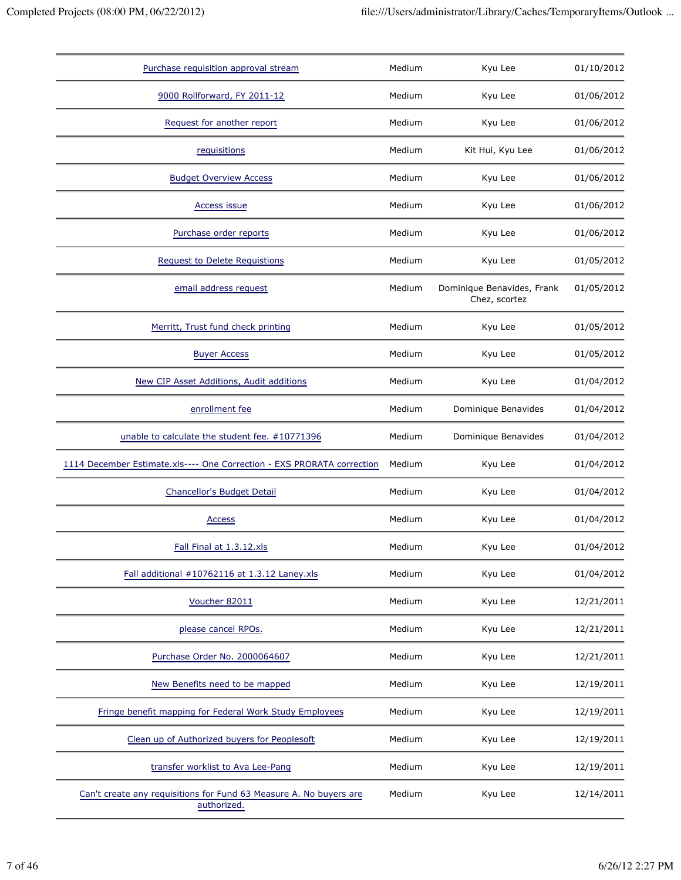| | | | |
|---|---|---|---|
| Purchase requisition approval stream | Medium | Kyu Lee | 01/10/2012 |
| 9000 Rollforward, FY 2011-12 | Medium | Kyu Lee | 01/06/2012 |
| Request for another report | Medium | Kyu Lee | 01/06/2012 |
| requisitions | Medium | Kit Hui, Kyu Lee | 01/06/2012 |
| Budget Overview Access | Medium | Kyu Lee | 01/06/2012 |
| Access issue | Medium | Kyu Lee | 01/06/2012 |
| Purchase order reports | Medium | Kyu Lee | 01/06/2012 |
| Request to Delete Requistions | Medium | Kyu Lee | 01/05/2012 |
| email address request | Medium | Dominique Benavides, Frank Chez, scortez | 01/05/2012 |
| Merritt, Trust fund check printing | Medium | Kyu Lee | 01/05/2012 |
| Buyer Access | Medium | Kyu Lee | 01/05/2012 |
| New CIP Asset Additions, Audit additions | Medium | Kyu Lee | 01/04/2012 |
| enrollment fee | Medium | Dominique Benavides | 01/04/2012 |
| unable to calculate the student fee. #10771396 | Medium | Dominique Benavides | 01/04/2012 |
| 1114 December Estimate.xls---- One Correction - EXS PRORATA correction | Medium | Kyu Lee | 01/04/2012 |
| Chancellor's Budget Detail | Medium | Kyu Lee | 01/04/2012 |
| Access | Medium | Kyu Lee | 01/04/2012 |
| Fall Final at 1.3.12.xls | Medium | Kyu Lee | 01/04/2012 |
| Fall additional #10762116 at 1.3.12 Laney.xls | Medium | Kyu Lee | 01/04/2012 |
| Voucher 82011 | Medium | Kyu Lee | 12/21/2011 |
| please cancel RPOs. | Medium | Kyu Lee | 12/21/2011 |
| Purchase Order No. 2000064607 | Medium | Kyu Lee | 12/21/2011 |
| New Benefits need to be mapped | Medium | Kyu Lee | 12/19/2011 |
| Fringe benefit mapping for Federal Work Study Employees | Medium | Kyu Lee | 12/19/2011 |
| Clean up of Authorized buyers for Peoplesoft | Medium | Kyu Lee | 12/19/2011 |
| transfer worklist to Ava Lee-Pang | Medium | Kyu Lee | 12/19/2011 |
| Can't create any requisitions for Fund 63 Measure A. No buyers are authorized. | Medium | Kyu Lee | 12/14/2011 |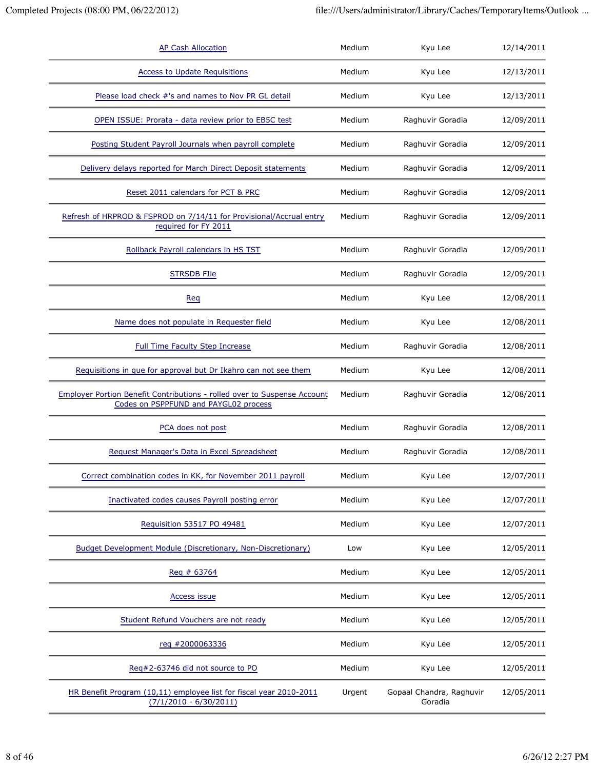| | | | |
|---|---|---|---|
| AP Cash Allocation | Medium | Kyu Lee | 12/14/2011 |
| Access to Update Requisitions | Medium | Kyu Lee | 12/13/2011 |
| Please load check #'s and names to Nov PR GL detail | Medium | Kyu Lee | 12/13/2011 |
| OPEN ISSUE: Prorata - data review prior to EB5C test | Medium | Raghuvir Goradia | 12/09/2011 |
| Posting Student Payroll Journals when payroll complete | Medium | Raghuvir Goradia | 12/09/2011 |
| Delivery delays reported for March Direct Deposit statements | Medium | Raghuvir Goradia | 12/09/2011 |
| Reset 2011 calendars for PCT & PRC | Medium | Raghuvir Goradia | 12/09/2011 |
| Refresh of HRPROD & FSPROD on 7/14/11 for Provisional/Accrual entry required for FY 2011 | Medium | Raghuvir Goradia | 12/09/2011 |
| Rollback Payroll calendars in HS TST | Medium | Raghuvir Goradia | 12/09/2011 |
| STRSDB FIle | Medium | Raghuvir Goradia | 12/09/2011 |
| Req | Medium | Kyu Lee | 12/08/2011 |
| Name does not populate in Requester field | Medium | Kyu Lee | 12/08/2011 |
| Full Time Faculty Step Increase | Medium | Raghuvir Goradia | 12/08/2011 |
| Requisitions in que for approval but Dr Ikahro can not see them | Medium | Kyu Lee | 12/08/2011 |
| Employer Portion Benefit Contributions - rolled over to Suspense Account Codes on PSPPFUND and PAYGL02 process | Medium | Raghuvir Goradia | 12/08/2011 |
| PCA does not post | Medium | Raghuvir Goradia | 12/08/2011 |
| Request Manager's Data in Excel Spreadsheet | Medium | Raghuvir Goradia | 12/08/2011 |
| Correct combination codes in KK, for November 2011 payroll | Medium | Kyu Lee | 12/07/2011 |
| Inactivated codes causes Payroll posting error | Medium | Kyu Lee | 12/07/2011 |
| Requisition 53517 PO 49481 | Medium | Kyu Lee | 12/07/2011 |
| Budget Development Module (Discretionary, Non-Discretionary) | Low | Kyu Lee | 12/05/2011 |
| Req # 63764 | Medium | Kyu Lee | 12/05/2011 |
| Access issue | Medium | Kyu Lee | 12/05/2011 |
| Student Refund Vouchers are not ready | Medium | Kyu Lee | 12/05/2011 |
| req #2000063336 | Medium | Kyu Lee | 12/05/2011 |
| Req#2-63746 did not source to PO | Medium | Kyu Lee | 12/05/2011 |
| HR Benefit Program (10,11) employee list for fiscal year 2010-2011 (7/1/2010 - 6/30/2011) | Urgent | Gopaal Chandra, Raghuvir Goradia | 12/05/2011 |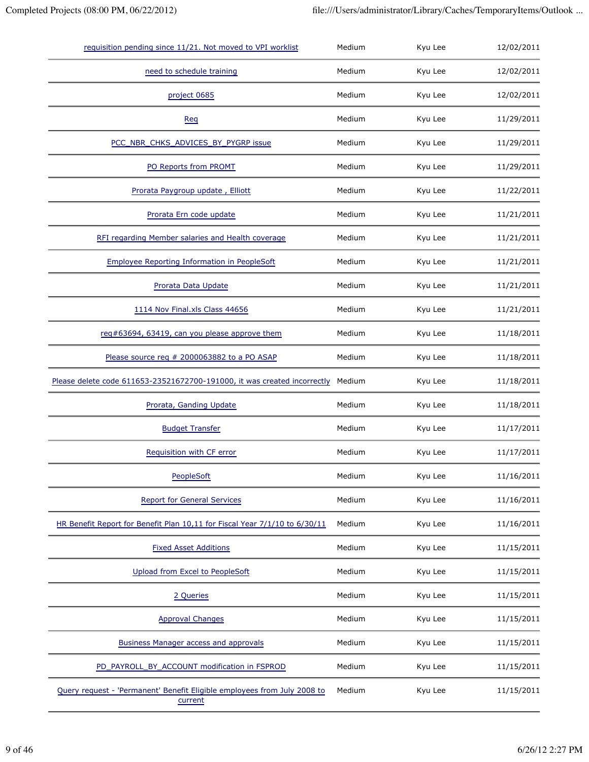| | | | |
|---|---|---|---|
| requisition pending since 11/21. Not moved to VPI worklist | Medium | Kyu Lee | 12/02/2011 |
| need to schedule training | Medium | Kyu Lee | 12/02/2011 |
| project 0685 | Medium | Kyu Lee | 12/02/2011 |
| Req | Medium | Kyu Lee | 11/29/2011 |
| PCC_NBR_CHKS_ADVICES_BY_PYGRP issue | Medium | Kyu Lee | 11/29/2011 |
| PO Reports from PROMT | Medium | Kyu Lee | 11/29/2011 |
| Prorata Paygroup update , Elliott | Medium | Kyu Lee | 11/22/2011 |
| Prorata Ern code update | Medium | Kyu Lee | 11/21/2011 |
| RFI regarding Member salaries and Health coverage | Medium | Kyu Lee | 11/21/2011 |
| Employee Reporting Information in PeopleSoft | Medium | Kyu Lee | 11/21/2011 |
| Prorata Data Update | Medium | Kyu Lee | 11/21/2011 |
| 1114 Nov Final.xls Class 44656 | Medium | Kyu Lee | 11/21/2011 |
| req#63694, 63419, can you please approve them | Medium | Kyu Lee | 11/18/2011 |
| Please source req # 2000063882 to a PO ASAP | Medium | Kyu Lee | 11/18/2011 |
| Please delete code 611653-23521672700-191000, it was created incorrectly | Medium | Kyu Lee | 11/18/2011 |
| Prorata, Ganding Update | Medium | Kyu Lee | 11/18/2011 |
| Budget Transfer | Medium | Kyu Lee | 11/17/2011 |
| Requisition with CF error | Medium | Kyu Lee | 11/17/2011 |
| PeopleSoft | Medium | Kyu Lee | 11/16/2011 |
| Report for General Services | Medium | Kyu Lee | 11/16/2011 |
| HR Benefit Report for Benefit Plan 10,11 for Fiscal Year 7/1/10 to 6/30/11 | Medium | Kyu Lee | 11/16/2011 |
| Fixed Asset Additions | Medium | Kyu Lee | 11/15/2011 |
| Upload from Excel to PeopleSoft | Medium | Kyu Lee | 11/15/2011 |
| 2 Queries | Medium | Kyu Lee | 11/15/2011 |
| Approval Changes | Medium | Kyu Lee | 11/15/2011 |
| Business Manager access and approvals | Medium | Kyu Lee | 11/15/2011 |
| PD_PAYROLL_BY_ACCOUNT modification in FSPROD | Medium | Kyu Lee | 11/15/2011 |
| Query request - 'Permanent' Benefit Eligible employees from July 2008 to current | Medium | Kyu Lee | 11/15/2011 |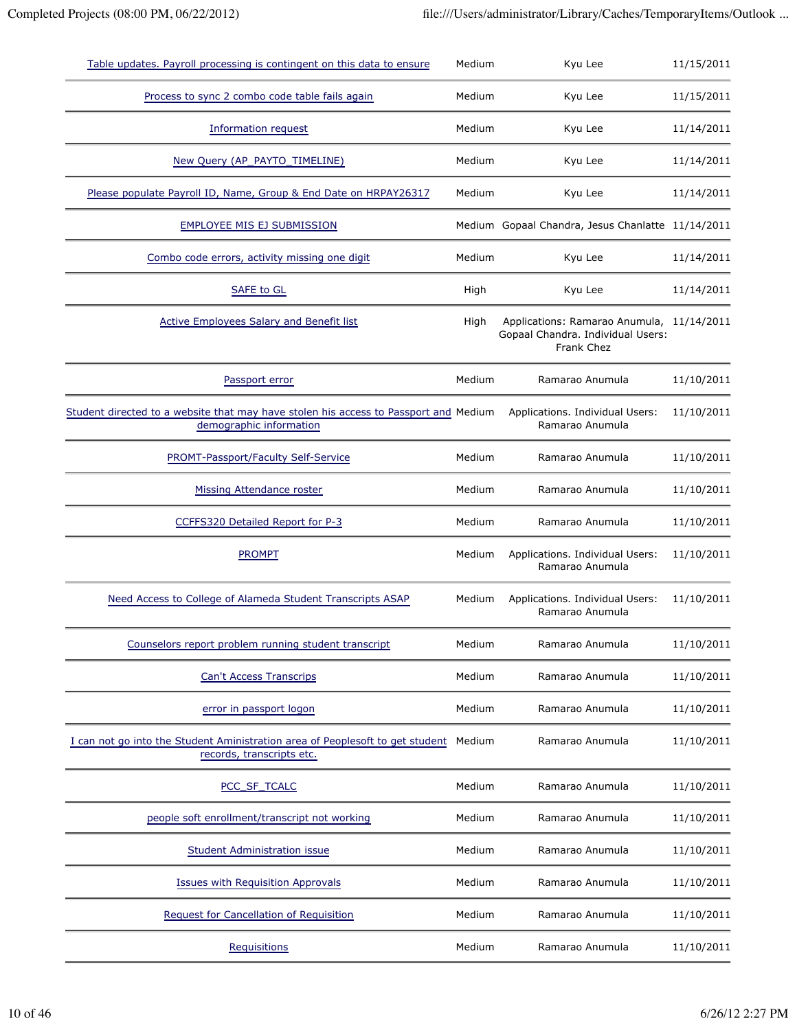| | | | |
|---|---|---|---|
| Table updates. Payroll processing is contingent on this data to ensure | Medium | Kyu Lee | 11/15/2011 |
| Process to sync 2 combo code table fails again | Medium | Kyu Lee | 11/15/2011 |
| Information request | Medium | Kyu Lee | 11/14/2011 |
| New Query (AP_PAYTO_TIMELINE) | Medium | Kyu Lee | 11/14/2011 |
| Please populate Payroll ID, Name, Group & End Date on HRPAY26317 | Medium | Kyu Lee | 11/14/2011 |
| EMPLOYEE MIS EJ SUBMISSION | Medium | Gopaal Chandra, Jesus Chanlatte | 11/14/2011 |
| Combo code errors, activity missing one digit | Medium | Kyu Lee | 11/14/2011 |
| SAFE to GL | High | Kyu Lee | 11/14/2011 |
| Active Employees Salary and Benefit list | High | Applications: Ramarao Anumula, Gopaal Chandra. Individual Users: Frank Chez | 11/14/2011 |
| Passport error | Medium | Ramarao Anumula | 11/10/2011 |
| Student directed to a website that may have stolen his access to Passport and demographic information | Medium | Applications. Individual Users: Ramarao Anumula | 11/10/2011 |
| PROMT-Passport/Faculty Self-Service | Medium | Ramarao Anumula | 11/10/2011 |
| Missing Attendance roster | Medium | Ramarao Anumula | 11/10/2011 |
| CCFFS320 Detailed Report for P-3 | Medium | Ramarao Anumula | 11/10/2011 |
| PROMPT | Medium | Applications. Individual Users: Ramarao Anumula | 11/10/2011 |
| Need Access to College of Alameda Student Transcripts ASAP | Medium | Applications. Individual Users: Ramarao Anumula | 11/10/2011 |
| Counselors report problem running student transcript | Medium | Ramarao Anumula | 11/10/2011 |
| Can't Access Transcrips | Medium | Ramarao Anumula | 11/10/2011 |
| error in passport logon | Medium | Ramarao Anumula | 11/10/2011 |
| I can not go into the Student Aministration area of Peoplesoft to get student records, transcripts etc. | Medium | Ramarao Anumula | 11/10/2011 |
| PCC_SF_TCALC | Medium | Ramarao Anumula | 11/10/2011 |
| people soft enrollment/transcript not working | Medium | Ramarao Anumula | 11/10/2011 |
| Student Administration issue | Medium | Ramarao Anumula | 11/10/2011 |
| Issues with Requisition Approvals | Medium | Ramarao Anumula | 11/10/2011 |
| Request for Cancellation of Requisition | Medium | Ramarao Anumula | 11/10/2011 |
| Requisitions | Medium | Ramarao Anumula | 11/10/2011 |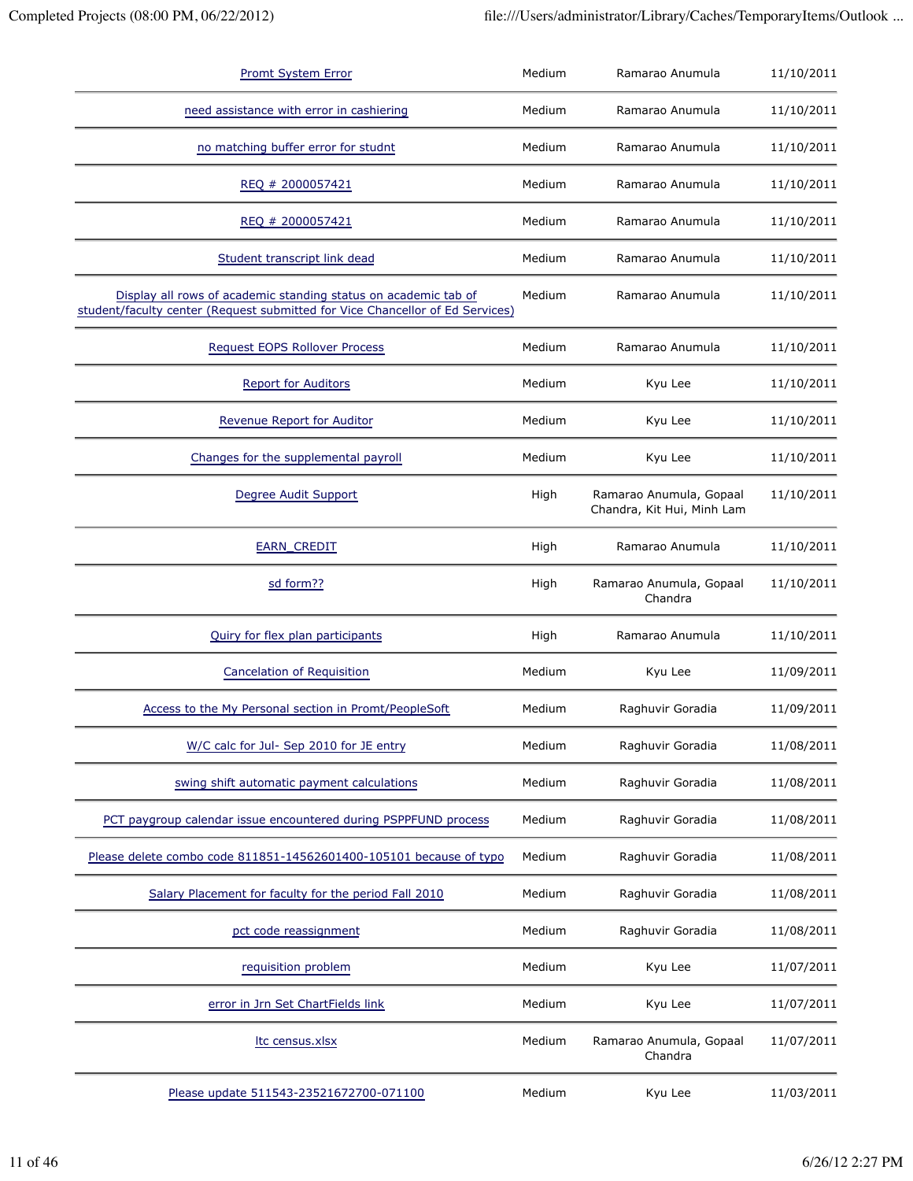| | | | |
|---|---|---|---|
| Promt System Error | Medium | Ramarao Anumula | 11/10/2011 |
| need assistance with error in cashiering | Medium | Ramarao Anumula | 11/10/2011 |
| no matching buffer error for studnt | Medium | Ramarao Anumula | 11/10/2011 |
| REQ # 2000057421 | Medium | Ramarao Anumula | 11/10/2011 |
| REQ # 2000057421 | Medium | Ramarao Anumula | 11/10/2011 |
| Student transcript link dead | Medium | Ramarao Anumula | 11/10/2011 |
| Display all rows of academic standing status on academic tab of student/faculty center (Request submitted for Vice Chancellor of Ed Services) | Medium | Ramarao Anumula | 11/10/2011 |
| Request EOPS Rollover Process | Medium | Ramarao Anumula | 11/10/2011 |
| Report for Auditors | Medium | Kyu Lee | 11/10/2011 |
| Revenue Report for Auditor | Medium | Kyu Lee | 11/10/2011 |
| Changes for the supplemental payroll | Medium | Kyu Lee | 11/10/2011 |
| Degree Audit Support | High | Ramarao Anumula, Gopaal Chandra, Kit Hui, Minh Lam | 11/10/2011 |
| EARN_CREDIT | High | Ramarao Anumula | 11/10/2011 |
| sd form?? | High | Ramarao Anumula, Gopaal Chandra | 11/10/2011 |
| Quiry for flex plan participants | High | Ramarao Anumula | 11/10/2011 |
| Cancelation of Requisition | Medium | Kyu Lee | 11/09/2011 |
| Access to the My Personal section in Promt/PeopleSoft | Medium | Raghuvir Goradia | 11/09/2011 |
| W/C calc for Jul- Sep 2010 for JE entry | Medium | Raghuvir Goradia | 11/08/2011 |
| swing shift automatic payment calculations | Medium | Raghuvir Goradia | 11/08/2011 |
| PCT paygroup calendar issue encountered during PSPPFUND process | Medium | Raghuvir Goradia | 11/08/2011 |
| Please delete combo code 811851-14562601400-105101 because of typo | Medium | Raghuvir Goradia | 11/08/2011 |
| Salary Placement for faculty for the period Fall 2010 | Medium | Raghuvir Goradia | 11/08/2011 |
| pct code reassignment | Medium | Raghuvir Goradia | 11/08/2011 |
| requisition problem | Medium | Kyu Lee | 11/07/2011 |
| error in Jrn Set ChartFields link | Medium | Kyu Lee | 11/07/2011 |
| ltc census.xlsx | Medium | Ramarao Anumula, Gopaal Chandra | 11/07/2011 |
| Please update 511543-23521672700-071100 | Medium | Kyu Lee | 11/03/2011 |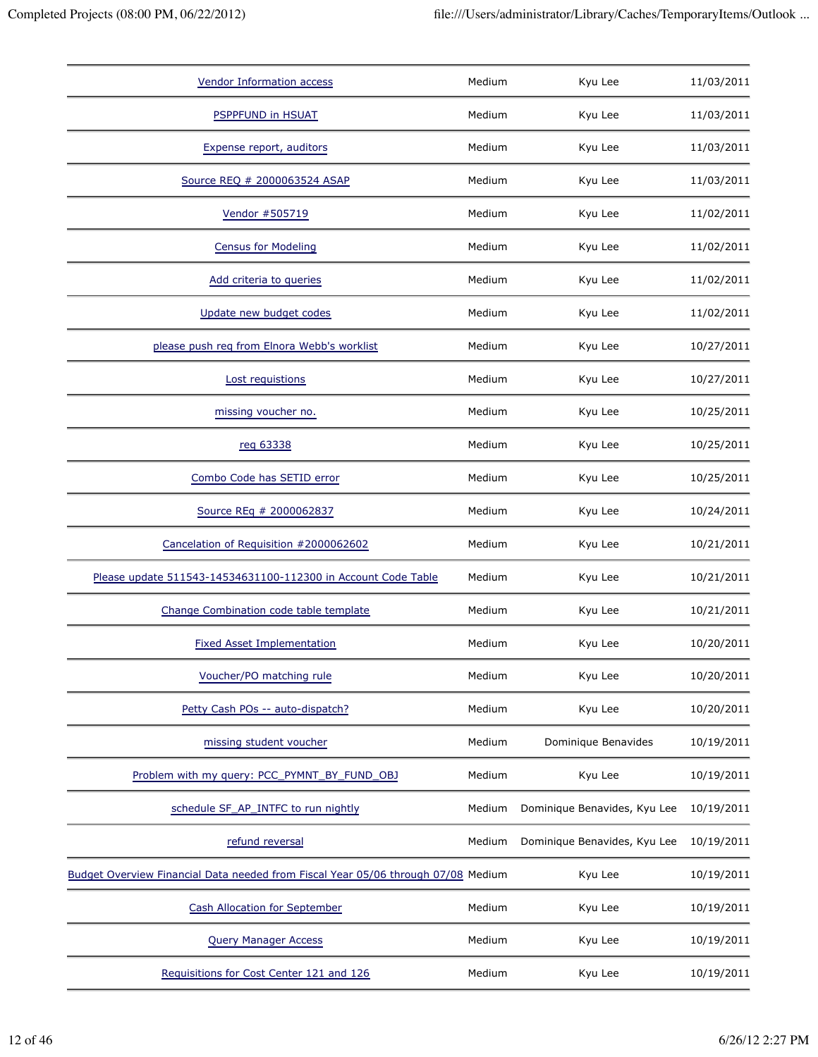| | | | |
|---|---|---|---|
| Vendor Information access | Medium | Kyu Lee | 11/03/2011 |
| PSPPFUND in HSUAT | Medium | Kyu Lee | 11/03/2011 |
| Expense report, auditors | Medium | Kyu Lee | 11/03/2011 |
| Source REQ # 2000063524 ASAP | Medium | Kyu Lee | 11/03/2011 |
| Vendor #505719 | Medium | Kyu Lee | 11/02/2011 |
| Census for Modeling | Medium | Kyu Lee | 11/02/2011 |
| Add criteria to queries | Medium | Kyu Lee | 11/02/2011 |
| Update new budget codes | Medium | Kyu Lee | 11/02/2011 |
| please push req from Elnora Webb's worklist | Medium | Kyu Lee | 10/27/2011 |
| Lost requistions | Medium | Kyu Lee | 10/27/2011 |
| missing voucher no. | Medium | Kyu Lee | 10/25/2011 |
| req 63338 | Medium | Kyu Lee | 10/25/2011 |
| Combo Code has SETID error | Medium | Kyu Lee | 10/25/2011 |
| Source REq # 2000062837 | Medium | Kyu Lee | 10/24/2011 |
| Cancelation of Requisition #2000062602 | Medium | Kyu Lee | 10/21/2011 |
| Please update 511543-14534631100-112300 in Account Code Table | Medium | Kyu Lee | 10/21/2011 |
| Change Combination code table template | Medium | Kyu Lee | 10/21/2011 |
| Fixed Asset Implementation | Medium | Kyu Lee | 10/20/2011 |
| Voucher/PO matching rule | Medium | Kyu Lee | 10/20/2011 |
| Petty Cash POs -- auto-dispatch? | Medium | Kyu Lee | 10/20/2011 |
| missing student voucher | Medium | Dominique Benavides | 10/19/2011 |
| Problem with my query: PCC_PYMNT_BY_FUND_OBJ | Medium | Kyu Lee | 10/19/2011 |
| schedule SF_AP_INTFC to run nightly | Medium | Dominique Benavides, Kyu Lee | 10/19/2011 |
| refund reversal | Medium | Dominique Benavides, Kyu Lee | 10/19/2011 |
| Budget Overview Financial Data needed from Fiscal Year 05/06 through 07/08 | Medium | Kyu Lee | 10/19/2011 |
| Cash Allocation for September | Medium | Kyu Lee | 10/19/2011 |
| Query Manager Access | Medium | Kyu Lee | 10/19/2011 |
| Requisitions for Cost Center 121 and 126 | Medium | Kyu Lee | 10/19/2011 |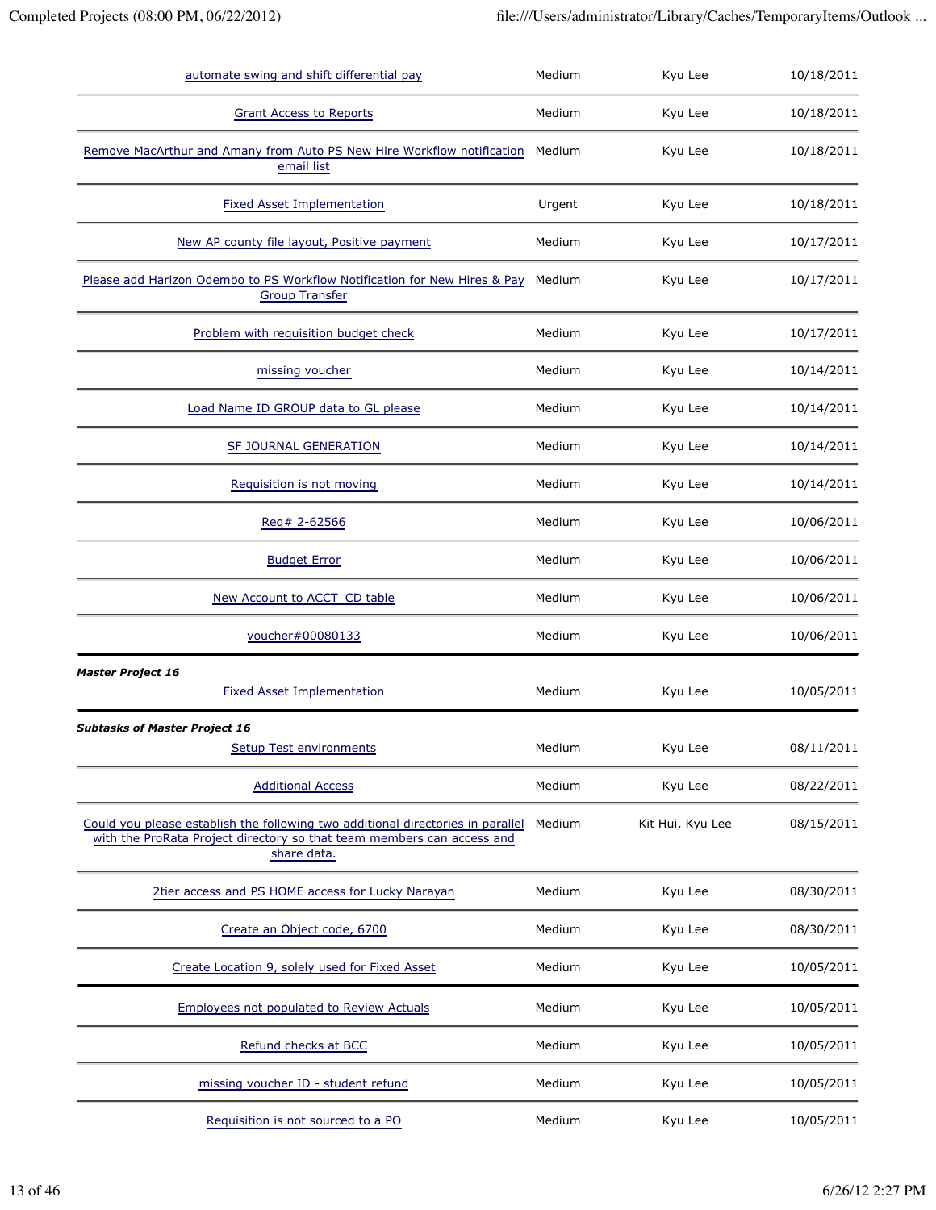| | | | |
|---|---|---|---|
| automate swing and shift differential pay | Medium | Kyu Lee | 10/18/2011 |
| Grant Access to Reports | Medium | Kyu Lee | 10/18/2011 |
| Remove MacArthur and Amany from Auto PS New Hire Workflow notification email list | Medium | Kyu Lee | 10/18/2011 |
| Fixed Asset Implementation | Urgent | Kyu Lee | 10/18/2011 |
| New AP county file layout, Positive payment | Medium | Kyu Lee | 10/17/2011 |
| Please add Harizon Odembo to PS Workflow Notification for New Hires & Pay Group Transfer | Medium | Kyu Lee | 10/17/2011 |
| Problem with requisition budget check | Medium | Kyu Lee | 10/17/2011 |
| missing voucher | Medium | Kyu Lee | 10/14/2011 |
| Load Name ID GROUP data to GL please | Medium | Kyu Lee | 10/14/2011 |
| SF JOURNAL GENERATION | Medium | Kyu Lee | 10/14/2011 |
| Requisition is not moving | Medium | Kyu Lee | 10/14/2011 |
| Req# 2-62566 | Medium | Kyu Lee | 10/06/2011 |
| Budget Error | Medium | Kyu Lee | 10/06/2011 |
| New Account to ACCT_CD table | Medium | Kyu Lee | 10/06/2011 |
| voucher#00080133 | Medium | Kyu Lee | 10/06/2011 |

***Master Project 16***

| | | | |
|---|---|---|---|
| Fixed Asset Implementation | Medium | Kyu Lee | 10/05/2011 |

***Subtasks of Master Project 16***

| | | | |
|---|---|---|---|
| Setup Test environments | Medium | Kyu Lee | 08/11/2011 |
| Additional Access | Medium | Kyu Lee | 08/22/2011 |
| Could you please establish the following two additional directories in parallel with the ProRata Project directory so that team members can access and share data. | Medium | Kit Hui, Kyu Lee | 08/15/2011 |
| 2tier access and PS HOME access for Lucky Narayan | Medium | Kyu Lee | 08/30/2011 |
| Create an Object code, 6700 | Medium | Kyu Lee | 08/30/2011 |
| Create Location 9, solely used for Fixed Asset | Medium | Kyu Lee | 10/05/2011 |

| | | | |
|---|---|---|---|
| Employees not populated to Review Actuals | Medium | Kyu Lee | 10/05/2011 |
| Refund checks at BCC | Medium | Kyu Lee | 10/05/2011 |
| missing voucher ID - student refund | Medium | Kyu Lee | 10/05/2011 |
| Requisition is not sourced to a PO | Medium | Kyu Lee | 10/05/2011 |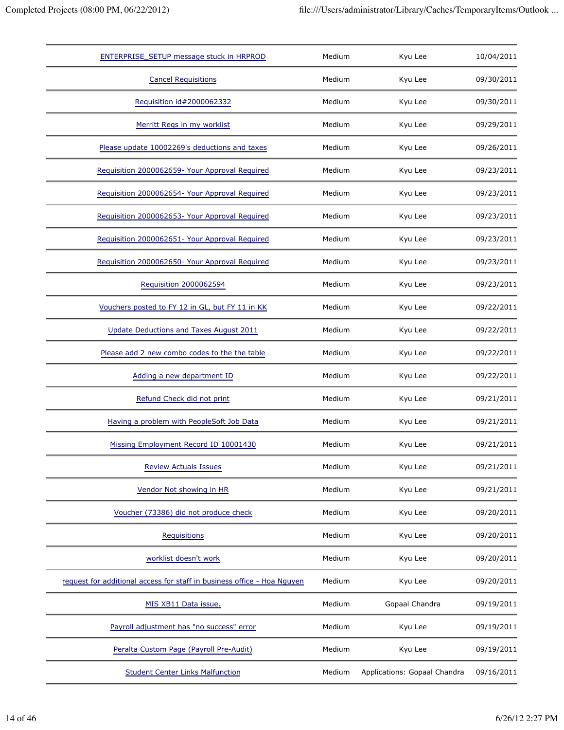| | | | |
|---|---|---|---|
| ENTERPRISE_SETUP message stuck in HRPROD | Medium | Kyu Lee | 10/04/2011 |
| Cancel Requisitions | Medium | Kyu Lee | 09/30/2011 |
| Requisition id#2000062332 | Medium | Kyu Lee | 09/30/2011 |
| Merritt Reqs in my worklist | Medium | Kyu Lee | 09/29/2011 |
| Please update 10002269's deductions and taxes | Medium | Kyu Lee | 09/26/2011 |
| Requisition 2000062659- Your Approval Required | Medium | Kyu Lee | 09/23/2011 |
| Requisition 2000062654- Your Approval Required | Medium | Kyu Lee | 09/23/2011 |
| Requisition 2000062653- Your Approval Required | Medium | Kyu Lee | 09/23/2011 |
| Requisition 2000062651- Your Approval Required | Medium | Kyu Lee | 09/23/2011 |
| Requisition 2000062650- Your Approval Required | Medium | Kyu Lee | 09/23/2011 |
| Requisition 2000062594 | Medium | Kyu Lee | 09/23/2011 |
| Vouchers posted to FY 12 in GL, but FY 11 in KK | Medium | Kyu Lee | 09/22/2011 |
| Update Deductions and Taxes August 2011 | Medium | Kyu Lee | 09/22/2011 |
| Please add 2 new combo codes to the the table | Medium | Kyu Lee | 09/22/2011 |
| Adding a new department ID | Medium | Kyu Lee | 09/22/2011 |
| Refund Check did not print | Medium | Kyu Lee | 09/21/2011 |
| Having a problem with PeopleSoft Job Data | Medium | Kyu Lee | 09/21/2011 |
| Missing Employment Record ID 10001430 | Medium | Kyu Lee | 09/21/2011 |
| Review Actuals Issues | Medium | Kyu Lee | 09/21/2011 |
| Vendor Not showing in HR | Medium | Kyu Lee | 09/21/2011 |
| Voucher (73386) did not produce check | Medium | Kyu Lee | 09/20/2011 |
| Requisitions | Medium | Kyu Lee | 09/20/2011 |
| worklist doesn't work | Medium | Kyu Lee | 09/20/2011 |
| request for additional access for staff in business office - Hoa Nguyen | Medium | Kyu Lee | 09/20/2011 |
| MIS XB11 Data issue. | Medium | Gopaal Chandra | 09/19/2011 |
| Payroll adjustment has "no success" error | Medium | Kyu Lee | 09/19/2011 |
| Peralta Custom Page (Payroll Pre-Audit) | Medium | Kyu Lee | 09/19/2011 |
| Student Center Links Malfunction | Medium | Applications: Gopaal Chandra | 09/16/2011 |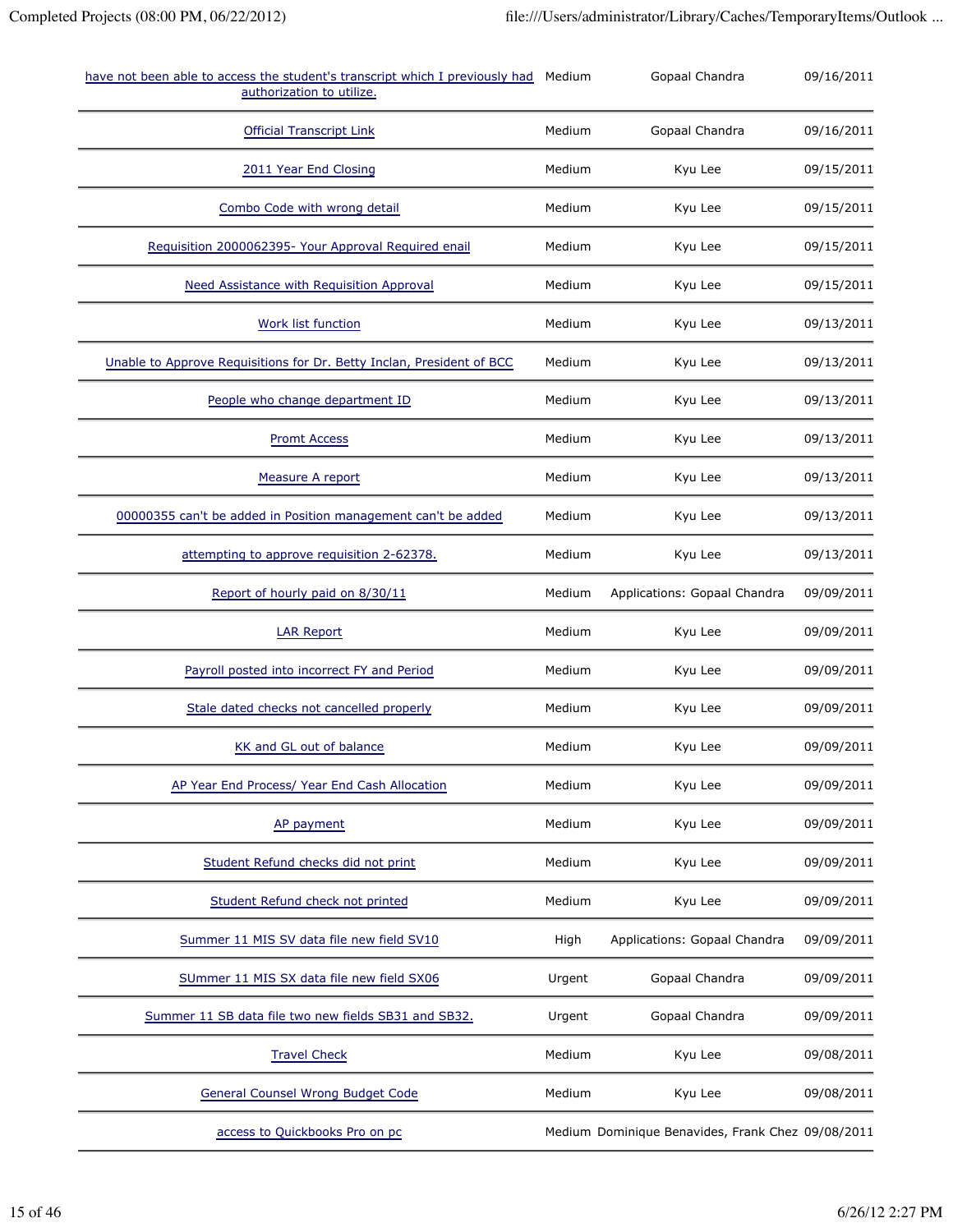| | | | |
|---|---|---|---|
| have not been able to access the student's transcript which I previously had authorization to utilize. | Medium | Gopaal Chandra | 09/16/2011 |
| Official Transcript Link | Medium | Gopaal Chandra | 09/16/2011 |
| 2011 Year End Closing | Medium | Kyu Lee | 09/15/2011 |
| Combo Code with wrong detail | Medium | Kyu Lee | 09/15/2011 |
| Requisition 2000062395- Your Approval Required email | Medium | Kyu Lee | 09/15/2011 |
| Need Assistance with Requisition Approval | Medium | Kyu Lee | 09/15/2011 |
| Work list function | Medium | Kyu Lee | 09/13/2011 |
| Unable to Approve Requisitions for Dr. Betty Inclan, President of BCC | Medium | Kyu Lee | 09/13/2011 |
| People who change department ID | Medium | Kyu Lee | 09/13/2011 |
| Promt Access | Medium | Kyu Lee | 09/13/2011 |
| Measure A report | Medium | Kyu Lee | 09/13/2011 |
| 00000355 can't be added in Position management can't be added | Medium | Kyu Lee | 09/13/2011 |
| attempting to approve requisition 2-62378. | Medium | Kyu Lee | 09/13/2011 |
| Report of hourly paid on 8/30/11 | Medium | Applications: Gopaal Chandra | 09/09/2011 |
| LAR Report | Medium | Kyu Lee | 09/09/2011 |
| Payroll posted into incorrect FY and Period | Medium | Kyu Lee | 09/09/2011 |
| Stale dated checks not cancelled properly | Medium | Kyu Lee | 09/09/2011 |
| KK and GL out of balance | Medium | Kyu Lee | 09/09/2011 |
| AP Year End Process/ Year End Cash Allocation | Medium | Kyu Lee | 09/09/2011 |
| AP payment | Medium | Kyu Lee | 09/09/2011 |
| Student Refund checks did not print | Medium | Kyu Lee | 09/09/2011 |
| Student Refund check not printed | Medium | Kyu Lee | 09/09/2011 |
| Summer 11 MIS SV data file new field SV10 | High | Applications: Gopaal Chandra | 09/09/2011 |
| SUmmer 11 MIS SX data file new field SX06 | Urgent | Gopaal Chandra | 09/09/2011 |
| Summer 11 SB data file two new fields SB31 and SB32. | Urgent | Gopaal Chandra | 09/09/2011 |
| Travel Check | Medium | Kyu Lee | 09/08/2011 |
| General Counsel Wrong Budget Code | Medium | Kyu Lee | 09/08/2011 |
| access to Quickbooks Pro on pc | Medium | Dominique Benavides, Frank Chez | 09/08/2011 |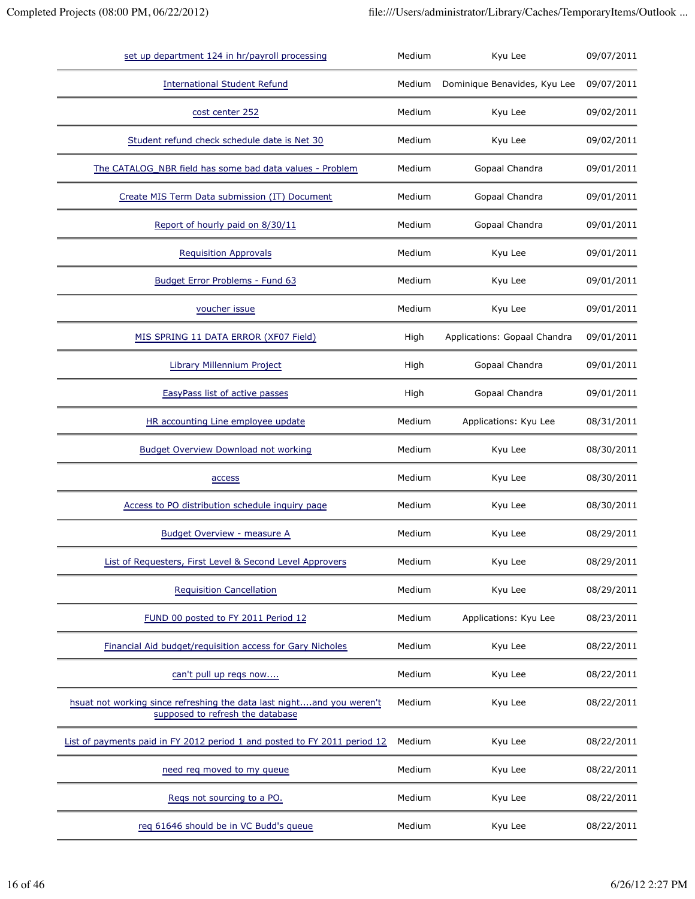| | | | |
|---|---|---|---|
| set up department 124 in hr/payroll processing | Medium | Kyu Lee | 09/07/2011 |
| International Student Refund | Medium | Dominique Benavides, Kyu Lee | 09/07/2011 |
| cost center 252 | Medium | Kyu Lee | 09/02/2011 |
| Student refund check schedule date is Net 30 | Medium | Kyu Lee | 09/02/2011 |
| The CATALOG_NBR field has some bad data values - Problem | Medium | Gopaal Chandra | 09/01/2011 |
| Create MIS Term Data submission (IT) Document | Medium | Gopaal Chandra | 09/01/2011 |
| Report of hourly paid on 8/30/11 | Medium | Gopaal Chandra | 09/01/2011 |
| Requisition Approvals | Medium | Kyu Lee | 09/01/2011 |
| Budget Error Problems - Fund 63 | Medium | Kyu Lee | 09/01/2011 |
| voucher issue | Medium | Kyu Lee | 09/01/2011 |
| MIS SPRING 11 DATA ERROR (XF07 Field) | High | Applications: Gopaal Chandra | 09/01/2011 |
| Library Millennium Project | High | Gopaal Chandra | 09/01/2011 |
| EasyPass list of active passes | High | Gopaal Chandra | 09/01/2011 |
| HR accounting Line employee update | Medium | Applications: Kyu Lee | 08/31/2011 |
| Budget Overview Download not working | Medium | Kyu Lee | 08/30/2011 |
| access | Medium | Kyu Lee | 08/30/2011 |
| Access to PO distribution schedule inquiry page | Medium | Kyu Lee | 08/30/2011 |
| Budget Overview - measure A | Medium | Kyu Lee | 08/29/2011 |
| List of Requesters, First Level & Second Level Approvers | Medium | Kyu Lee | 08/29/2011 |
| Requisition Cancellation | Medium | Kyu Lee | 08/29/2011 |
| FUND 00 posted to FY 2011 Period 12 | Medium | Applications: Kyu Lee | 08/23/2011 |
| Financial Aid budget/requisition access for Gary Nicholes | Medium | Kyu Lee | 08/22/2011 |
| can't pull up reqs now.... | Medium | Kyu Lee | 08/22/2011 |
| hsuat not working since refreshing the data last night....and you weren't supposed to refresh the database | Medium | Kyu Lee | 08/22/2011 |
| List of payments paid in FY 2012 period 1 and posted to FY 2011 period 12 | Medium | Kyu Lee | 08/22/2011 |
| need req moved to my queue | Medium | Kyu Lee | 08/22/2011 |
| Reqs not sourcing to a PO. | Medium | Kyu Lee | 08/22/2011 |
| req 61646 should be in VC Budd's queue | Medium | Kyu Lee | 08/22/2011 |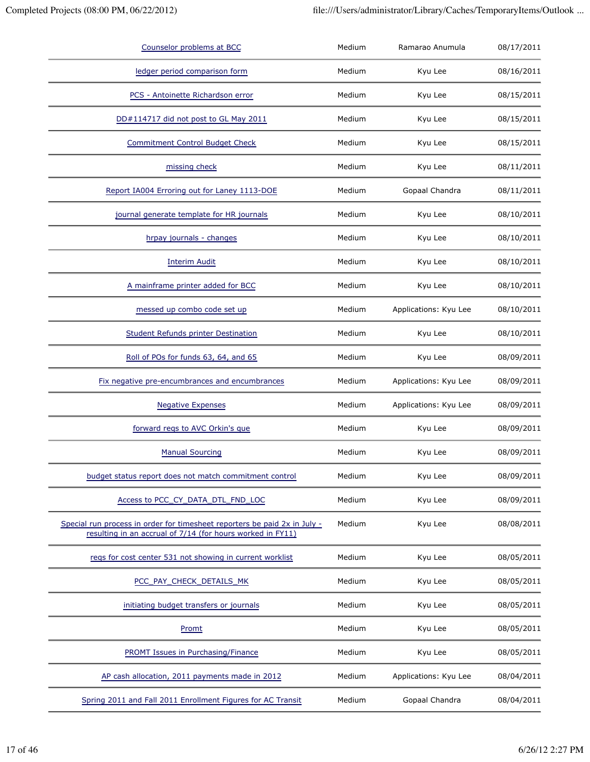| | | | |
|---|---|---|---|
| Counselor problems at BCC | Medium | Ramarao Anumula | 08/17/2011 |
| ledger period comparison form | Medium | Kyu Lee | 08/16/2011 |
| PCS - Antoinette Richardson error | Medium | Kyu Lee | 08/15/2011 |
| DD#114717 did not post to GL May 2011 | Medium | Kyu Lee | 08/15/2011 |
| Commitment Control Budget Check | Medium | Kyu Lee | 08/15/2011 |
| missing check | Medium | Kyu Lee | 08/11/2011 |
| Report IA004 Erroring out for Laney 1113-DOE | Medium | Gopaal Chandra | 08/11/2011 |
| journal generate template for HR journals | Medium | Kyu Lee | 08/10/2011 |
| hrpay journals - changes | Medium | Kyu Lee | 08/10/2011 |
| Interim Audit | Medium | Kyu Lee | 08/10/2011 |
| A mainframe printer added for BCC | Medium | Kyu Lee | 08/10/2011 |
| messed up combo code set up | Medium | Applications: Kyu Lee | 08/10/2011 |
| Student Refunds printer Destination | Medium | Kyu Lee | 08/10/2011 |
| Roll of POs for funds 63, 64, and 65 | Medium | Kyu Lee | 08/09/2011 |
| Fix negative pre-encumbrances and encumbrances | Medium | Applications: Kyu Lee | 08/09/2011 |
| Negative Expenses | Medium | Applications: Kyu Lee | 08/09/2011 |
| forward reqs to AVC Orkin's que | Medium | Kyu Lee | 08/09/2011 |
| Manual Sourcing | Medium | Kyu Lee | 08/09/2011 |
| budget status report does not match commitment control | Medium | Kyu Lee | 08/09/2011 |
| Access to PCC_CY_DATA_DTL_FND_LOC | Medium | Kyu Lee | 08/09/2011 |
| Special run process in order for timesheet reporters be paid 2x in July - resulting in an accrual of 7/14 (for hours worked in FY11) | Medium | Kyu Lee | 08/08/2011 |
| reqs for cost center 531 not showing in current worklist | Medium | Kyu Lee | 08/05/2011 |
| PCC_PAY_CHECK_DETAILS_MK | Medium | Kyu Lee | 08/05/2011 |
| initiating budget transfers or journals | Medium | Kyu Lee | 08/05/2011 |
| Promt | Medium | Kyu Lee | 08/05/2011 |
| PROMT Issues in Purchasing/Finance | Medium | Kyu Lee | 08/05/2011 |
| AP cash allocation, 2011 payments made in 2012 | Medium | Applications: Kyu Lee | 08/04/2011 |
| Spring 2011 and Fall 2011 Enrollment Figures for AC Transit | Medium | Gopaal Chandra | 08/04/2011 |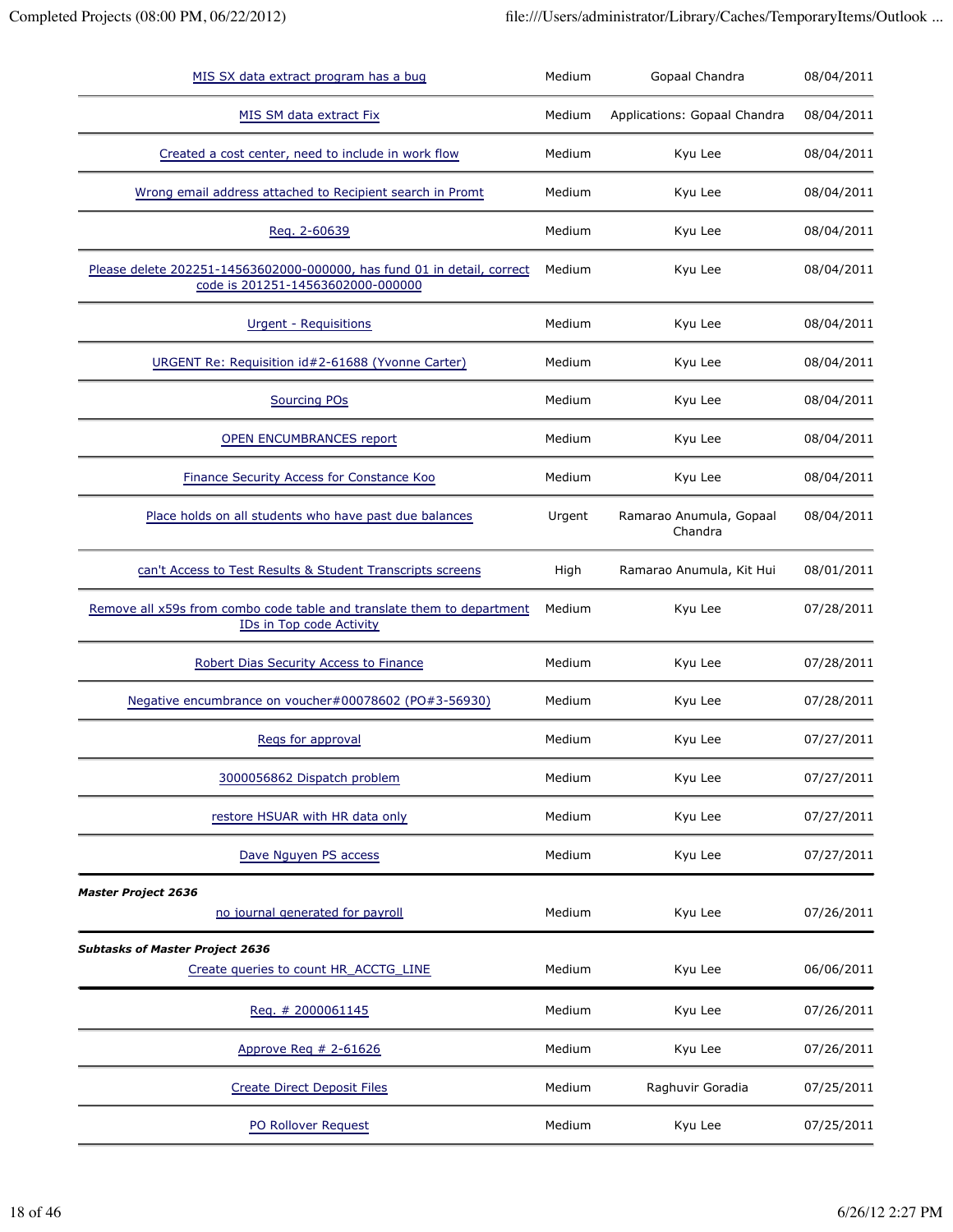| | | | |
|---|---|---|---|
| MIS SX data extract program has a bug | Medium | Gopaal Chandra | 08/04/2011 |
| MIS SM data extract Fix | Medium | Applications: Gopaal Chandra | 08/04/2011 |
| Created a cost center, need to include in work flow | Medium | Kyu Lee | 08/04/2011 |
| Wrong email address attached to Recipient search in Promt | Medium | Kyu Lee | 08/04/2011 |
| Req. 2-60639 | Medium | Kyu Lee | 08/04/2011 |
| Please delete 202251-14563602000-000000, has fund 01 in detail, correct code is 201251-14563602000-000000 | Medium | Kyu Lee | 08/04/2011 |
| Urgent - Requisitions | Medium | Kyu Lee | 08/04/2011 |
| URGENT Re: Requisition id#2-61688 (Yvonne Carter) | Medium | Kyu Lee | 08/04/2011 |
| Sourcing POs | Medium | Kyu Lee | 08/04/2011 |
| OPEN ENCUMBRANCES report | Medium | Kyu Lee | 08/04/2011 |
| Finance Security Access for Constance Koo | Medium | Kyu Lee | 08/04/2011 |
| Place holds on all students who have past due balances | Urgent | Ramarao Anumula, Gopaal Chandra | 08/04/2011 |
| can't Access to Test Results & Student Transcripts screens | High | Ramarao Anumula, Kit Hui | 08/01/2011 |
| Remove all x59s from combo code table and translate them to department IDs in Top code Activity | Medium | Kyu Lee | 07/28/2011 |
| Robert Dias Security Access to Finance | Medium | Kyu Lee | 07/28/2011 |
| Negative encumbrance on voucher#00078602 (PO#3-56930) | Medium | Kyu Lee | 07/28/2011 |
| Reqs for approval | Medium | Kyu Lee | 07/27/2011 |
| 3000056862 Dispatch problem | Medium | Kyu Lee | 07/27/2011 |
| restore HSUAR with HR data only | Medium | Kyu Lee | 07/27/2011 |
| Dave Nguyen PS access | Medium | Kyu Lee | 07/27/2011 |
| ***Master Project 2636*** | | | |
| no journal generated for payroll | Medium | Kyu Lee | 07/26/2011 |
| ***Subtasks of Master Project 2636*** | | | |
| Create queries to count HR_ACCTG_LINE | Medium | Kyu Lee | 06/06/2011 |
| Req. # 2000061145 | Medium | Kyu Lee | 07/26/2011 |
| Approve Req # 2-61626 | Medium | Kyu Lee | 07/26/2011 |
| Create Direct Deposit Files | Medium | Raghuvir Goradia | 07/25/2011 |
| PO Rollover Request | Medium | Kyu Lee | 07/25/2011 |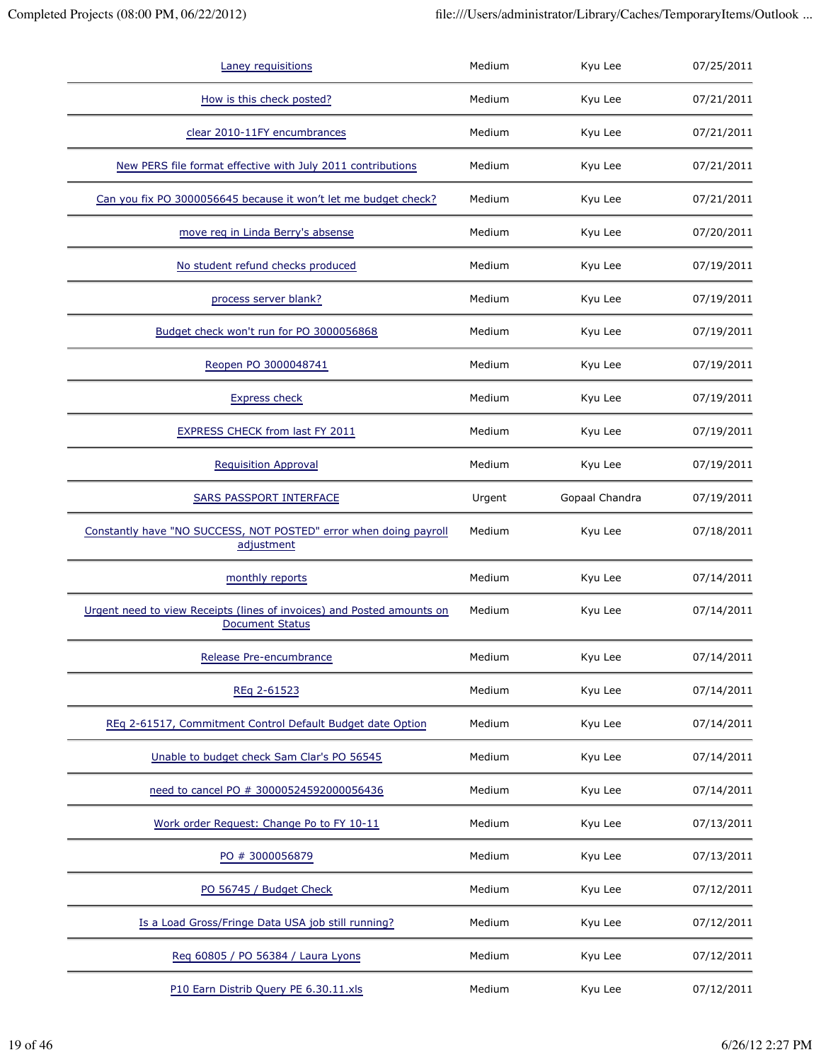| | | | |
|---|---|---|---|
| Laney requisitions | Medium | Kyu Lee | 07/25/2011 |
| How is this check posted? | Medium | Kyu Lee | 07/21/2011 |
| clear 2010-11FY encumbrances | Medium | Kyu Lee | 07/21/2011 |
| New PERS file format effective with July 2011 contributions | Medium | Kyu Lee | 07/21/2011 |
| Can you fix PO 3000056645 because it won't let me budget check? | Medium | Kyu Lee | 07/21/2011 |
| move req in Linda Berry's absense | Medium | Kyu Lee | 07/20/2011 |
| No student refund checks produced | Medium | Kyu Lee | 07/19/2011 |
| process server blank? | Medium | Kyu Lee | 07/19/2011 |
| Budget check won't run for PO 3000056868 | Medium | Kyu Lee | 07/19/2011 |
| Reopen PO 3000048741 | Medium | Kyu Lee | 07/19/2011 |
| Express check | Medium | Kyu Lee | 07/19/2011 |
| EXPRESS CHECK from last FY 2011 | Medium | Kyu Lee | 07/19/2011 |
| Requisition Approval | Medium | Kyu Lee | 07/19/2011 |
| SARS PASSPORT INTERFACE | Urgent | Gopaal Chandra | 07/19/2011 |
| Constantly have "NO SUCCESS, NOT POSTED" error when doing payroll adjustment | Medium | Kyu Lee | 07/18/2011 |
| monthly reports | Medium | Kyu Lee | 07/14/2011 |
| Urgent need to view Receipts (lines of invoices) and Posted amounts on Document Status | Medium | Kyu Lee | 07/14/2011 |
| Release Pre-encumbrance | Medium | Kyu Lee | 07/14/2011 |
| REq 2-61523 | Medium | Kyu Lee | 07/14/2011 |
| REq 2-61517, Commitment Control Default Budget date Option | Medium | Kyu Lee | 07/14/2011 |
| Unable to budget check Sam Clar's PO 56545 | Medium | Kyu Lee | 07/14/2011 |
| need to cancel PO # 30000524592000056436 | Medium | Kyu Lee | 07/14/2011 |
| Work order Request: Change Po to FY 10-11 | Medium | Kyu Lee | 07/13/2011 |
| PO # 3000056879 | Medium | Kyu Lee | 07/13/2011 |
| PO 56745 / Budget Check | Medium | Kyu Lee | 07/12/2011 |
| Is a Load Gross/Fringe Data USA job still running? | Medium | Kyu Lee | 07/12/2011 |
| Req 60805 / PO 56384 / Laura Lyons | Medium | Kyu Lee | 07/12/2011 |
| P10 Earn Distrib Query PE 6.30.11.xls | Medium | Kyu Lee | 07/12/2011 |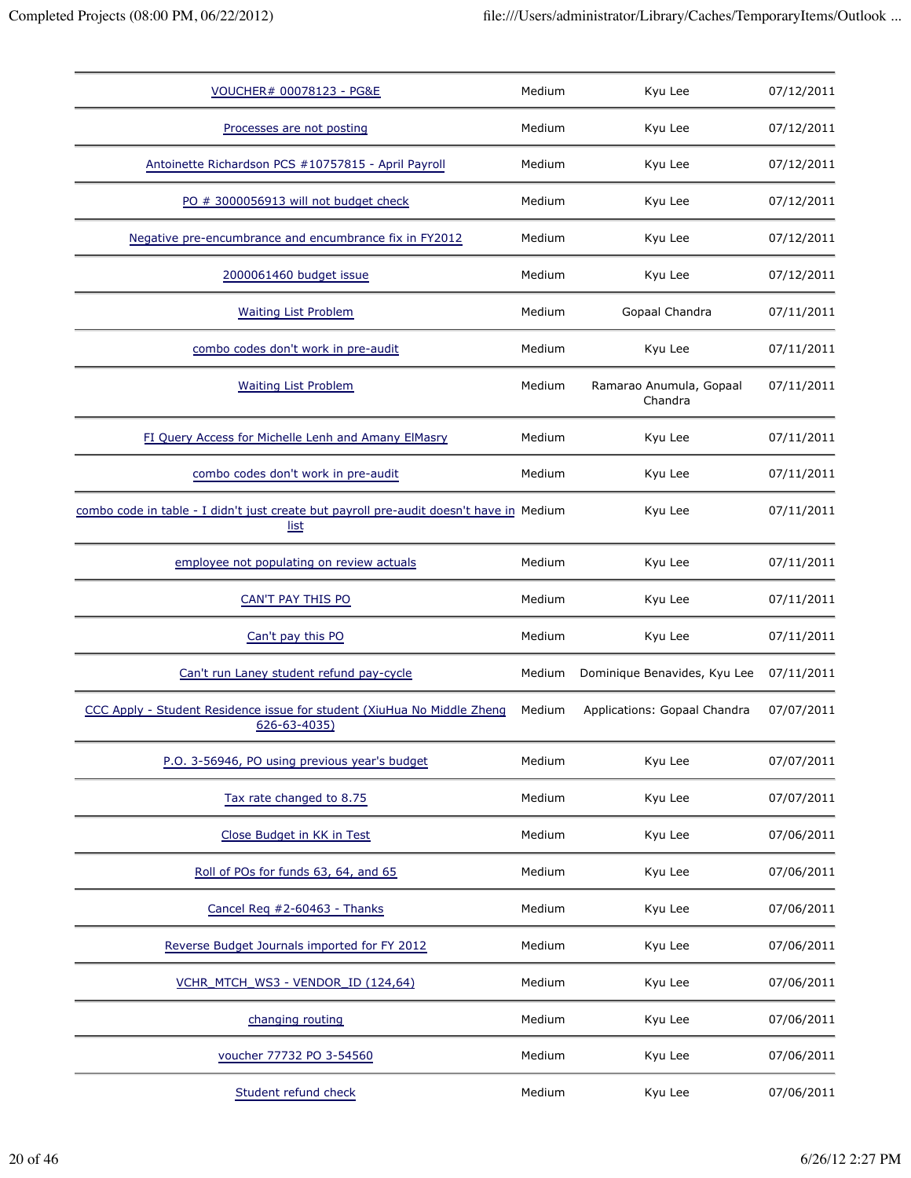| | | | |
|---|---|---|---|
| VOUCHER# 00078123 - PG&E | Medium | Kyu Lee | 07/12/2011 |
| Processes are not posting | Medium | Kyu Lee | 07/12/2011 |
| Antoinette Richardson PCS #10757815 - April Payroll | Medium | Kyu Lee | 07/12/2011 |
| PO # 3000056913 will not budget check | Medium | Kyu Lee | 07/12/2011 |
| Negative pre-encumbrance and encumbrance fix in FY2012 | Medium | Kyu Lee | 07/12/2011 |
| 2000061460 budget issue | Medium | Kyu Lee | 07/12/2011 |
| Waiting List Problem | Medium | Gopaal Chandra | 07/11/2011 |
| combo codes don't work in pre-audit | Medium | Kyu Lee | 07/11/2011 |
| Waiting List Problem | Medium | Ramarao Anumula, Gopaal Chandra | 07/11/2011 |
| FI Query Access for Michelle Lenh and Amany ElMasry | Medium | Kyu Lee | 07/11/2011 |
| combo codes don't work in pre-audit | Medium | Kyu Lee | 07/11/2011 |
| combo code in table - I didn't just create but payroll pre-audit doesn't have in list | Medium | Kyu Lee | 07/11/2011 |
| employee not populating on review actuals | Medium | Kyu Lee | 07/11/2011 |
| CAN'T PAY THIS PO | Medium | Kyu Lee | 07/11/2011 |
| Can't pay this PO | Medium | Kyu Lee | 07/11/2011 |
| Can't run Laney student refund pay-cycle | Medium | Dominique Benavides, Kyu Lee | 07/11/2011 |
| CCC Apply - Student Residence issue for student (XiuHua No Middle Zheng 626-63-4035) | Medium | Applications: Gopaal Chandra | 07/07/2011 |
| P.O. 3-56946, PO using previous year's budget | Medium | Kyu Lee | 07/07/2011 |
| Tax rate changed to 8.75 | Medium | Kyu Lee | 07/07/2011 |
| Close Budget in KK in Test | Medium | Kyu Lee | 07/06/2011 |
| Roll of POs for funds 63, 64, and 65 | Medium | Kyu Lee | 07/06/2011 |
| Cancel Req #2-60463 - Thanks | Medium | Kyu Lee | 07/06/2011 |
| Reverse Budget Journals imported for FY 2012 | Medium | Kyu Lee | 07/06/2011 |
| VCHR_MTCH_WS3 - VENDOR_ID (124,64) | Medium | Kyu Lee | 07/06/2011 |
| changing routing | Medium | Kyu Lee | 07/06/2011 |
| voucher 77732 PO 3-54560 | Medium | Kyu Lee | 07/06/2011 |
| Student refund check | Medium | Kyu Lee | 07/06/2011 |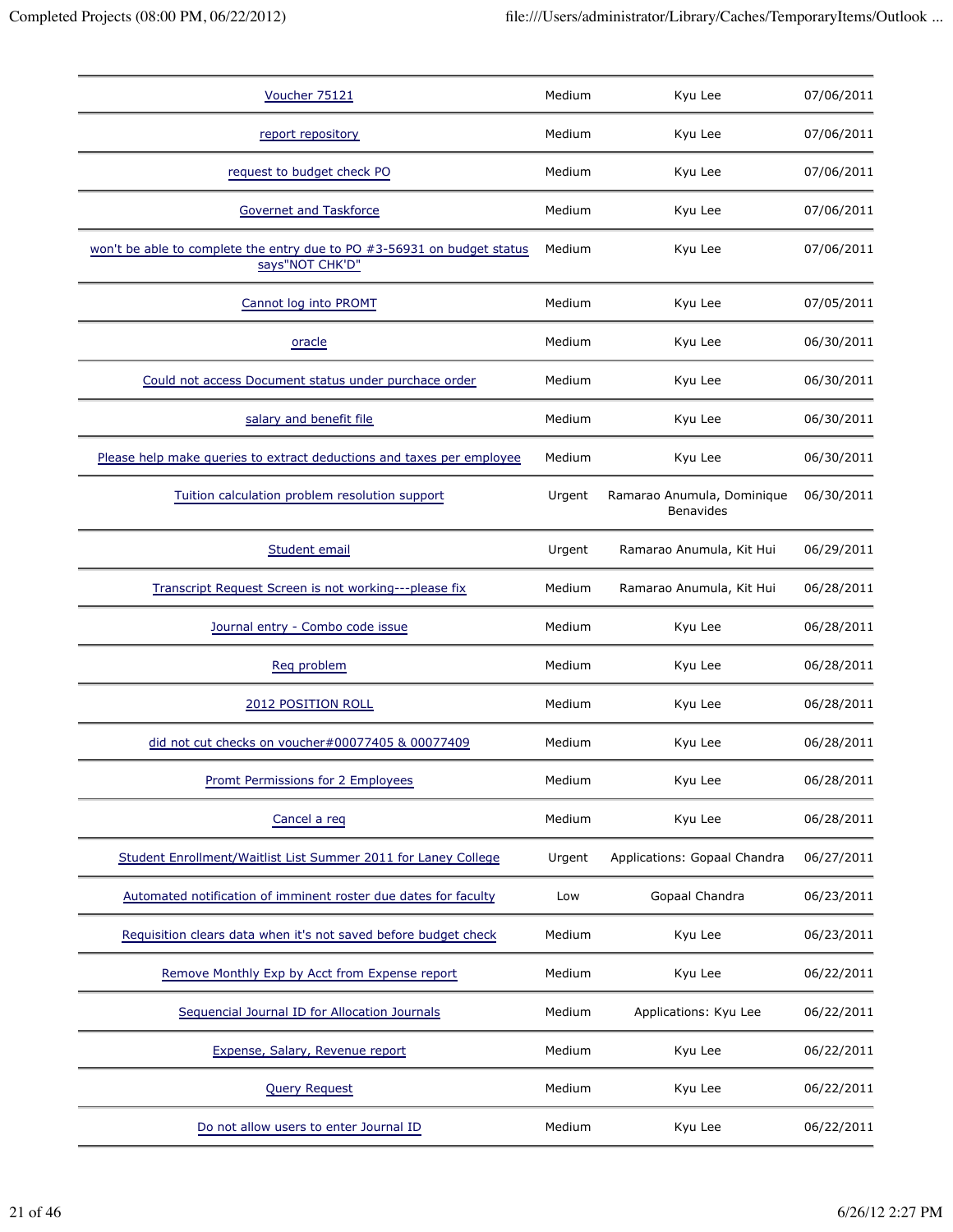| | | | |
|---|---|---|---|
| Voucher 75121 | Medium | Kyu Lee | 07/06/2011 |
| report repository | Medium | Kyu Lee | 07/06/2011 |
| request to budget check PO | Medium | Kyu Lee | 07/06/2011 |
| Governet and Taskforce | Medium | Kyu Lee | 07/06/2011 |
| won't be able to complete the entry due to PO #3-56931 on budget status says"NOT CHK'D" | Medium | Kyu Lee | 07/06/2011 |
| Cannot log into PROMT | Medium | Kyu Lee | 07/05/2011 |
| oracle | Medium | Kyu Lee | 06/30/2011 |
| Could not access Document status under purchace order | Medium | Kyu Lee | 06/30/2011 |
| salary and benefit file | Medium | Kyu Lee | 06/30/2011 |
| Please help make queries to extract deductions and taxes per employee | Medium | Kyu Lee | 06/30/2011 |
| Tuition calculation problem resolution support | Urgent | Ramarao Anumula, Dominique Benavides | 06/30/2011 |
| Student email | Urgent | Ramarao Anumula, Kit Hui | 06/29/2011 |
| Transcript Request Screen is not working---please fix | Medium | Ramarao Anumula, Kit Hui | 06/28/2011 |
| Journal entry - Combo code issue | Medium | Kyu Lee | 06/28/2011 |
| Req problem | Medium | Kyu Lee | 06/28/2011 |
| 2012 POSITION ROLL | Medium | Kyu Lee | 06/28/2011 |
| did not cut checks on voucher#00077405 & 00077409 | Medium | Kyu Lee | 06/28/2011 |
| Promt Permissions for 2 Employees | Medium | Kyu Lee | 06/28/2011 |
| Cancel a req | Medium | Kyu Lee | 06/28/2011 |
| Student Enrollment/Waitlist List Summer 2011 for Laney College | Urgent | Applications: Gopaal Chandra | 06/27/2011 |
| Automated notification of imminent roster due dates for faculty | Low | Gopaal Chandra | 06/23/2011 |
| Requisition clears data when it's not saved before budget check | Medium | Kyu Lee | 06/23/2011 |
| Remove Monthly Exp by Acct from Expense report | Medium | Kyu Lee | 06/22/2011 |
| Sequencial Journal ID for Allocation Journals | Medium | Applications: Kyu Lee | 06/22/2011 |
| Expense, Salary, Revenue report | Medium | Kyu Lee | 06/22/2011 |
| Query Request | Medium | Kyu Lee | 06/22/2011 |
| Do not allow users to enter Journal ID | Medium | Kyu Lee | 06/22/2011 |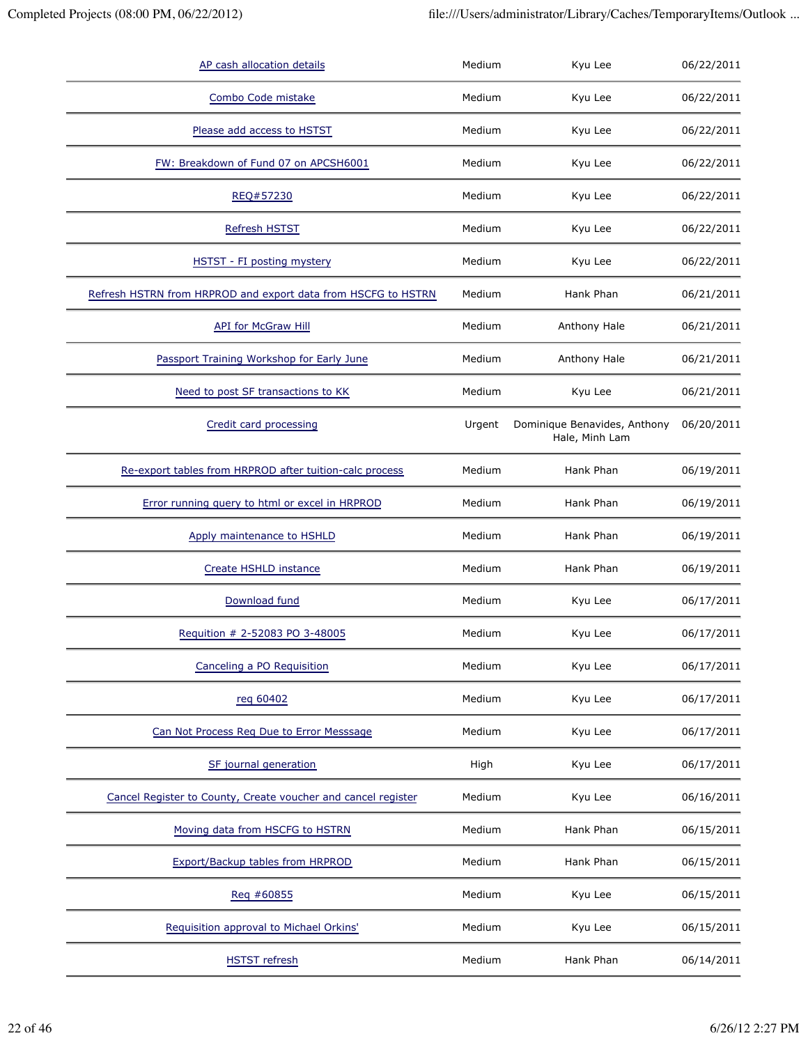| | | | |
|---|---|---|---|
| AP cash allocation details | Medium | Kyu Lee | 06/22/2011 |
| Combo Code mistake | Medium | Kyu Lee | 06/22/2011 |
| Please add access to HSTST | Medium | Kyu Lee | 06/22/2011 |
| FW: Breakdown of Fund 07 on APCSH6001 | Medium | Kyu Lee | 06/22/2011 |
| REQ#57230 | Medium | Kyu Lee | 06/22/2011 |
| Refresh HSTST | Medium | Kyu Lee | 06/22/2011 |
| HSTST - FI posting mystery | Medium | Kyu Lee | 06/22/2011 |
| Refresh HSTRN from HRPROD and export data from HSCFG to HSTRN | Medium | Hank Phan | 06/21/2011 |
| API for McGraw Hill | Medium | Anthony Hale | 06/21/2011 |
| Passport Training Workshop for Early June | Medium | Anthony Hale | 06/21/2011 |
| Need to post SF transactions to KK | Medium | Kyu Lee | 06/21/2011 |
| Credit card processing | Urgent | Dominique Benavides, Anthony Hale, Minh Lam | 06/20/2011 |
| Re-export tables from HRPROD after tuition-calc process | Medium | Hank Phan | 06/19/2011 |
| Error running query to html or excel in HRPROD | Medium | Hank Phan | 06/19/2011 |
| Apply maintenance to HSHLD | Medium | Hank Phan | 06/19/2011 |
| Create HSHLD instance | Medium | Hank Phan | 06/19/2011 |
| Download fund | Medium | Kyu Lee | 06/17/2011 |
| Requition # 2-52083 PO 3-48005 | Medium | Kyu Lee | 06/17/2011 |
| Canceling a PO Requisition | Medium | Kyu Lee | 06/17/2011 |
| req 60402 | Medium | Kyu Lee | 06/17/2011 |
| Can Not Process Req Due to Error Messsage | Medium | Kyu Lee | 06/17/2011 |
| SF journal generation | High | Kyu Lee | 06/17/2011 |
| Cancel Register to County, Create voucher and cancel register | Medium | Kyu Lee | 06/16/2011 |
| Moving data from HSCFG to HSTRN | Medium | Hank Phan | 06/15/2011 |
| Export/Backup tables from HRPROD | Medium | Hank Phan | 06/15/2011 |
| Req #60855 | Medium | Kyu Lee | 06/15/2011 |
| Requisition approval to Michael Orkins' | Medium | Kyu Lee | 06/15/2011 |
| HSTST refresh | Medium | Hank Phan | 06/14/2011 |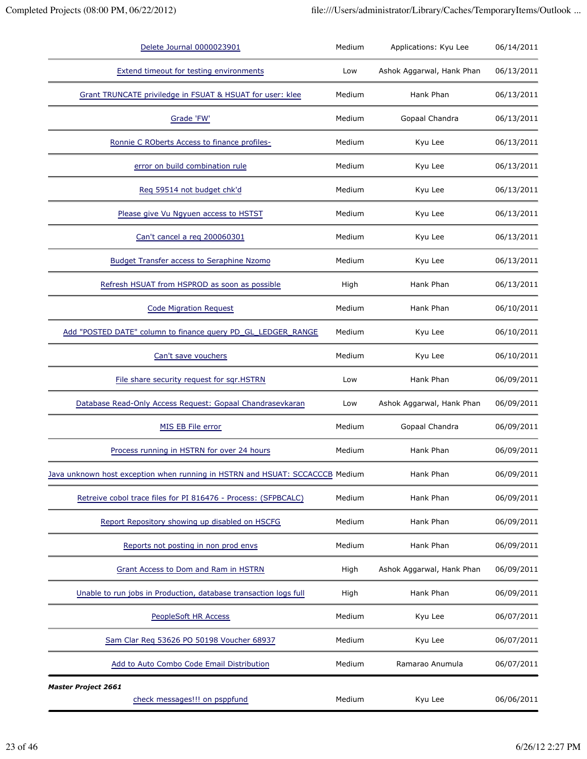| | | | |
|---|---|---|---|
| Delete Journal 0000023901 | Medium | Applications: Kyu Lee | 06/14/2011 |
| Extend timeout for testing environments | Low | Ashok Aggarwal, Hank Phan | 06/13/2011 |
| Grant TRUNCATE priviledge in FSUAT & HSUAT for user: klee | Medium | Hank Phan | 06/13/2011 |
| Grade 'FW' | Medium | Gopaal Chandra | 06/13/2011 |
| Ronnie C ROberts Access to finance profiles- | Medium | Kyu Lee | 06/13/2011 |
| error on build combination rule | Medium | Kyu Lee | 06/13/2011 |
| Req 59514 not budget chk'd | Medium | Kyu Lee | 06/13/2011 |
| Please give Vu Ngyuen access to HSTST | Medium | Kyu Lee | 06/13/2011 |
| Can't cancel a req 200060301 | Medium | Kyu Lee | 06/13/2011 |
| Budget Transfer access to Seraphine Nzomo | Medium | Kyu Lee | 06/13/2011 |
| Refresh HSUAT from HSPROD as soon as possible | High | Hank Phan | 06/13/2011 |
| Code Migration Request | Medium | Hank Phan | 06/10/2011 |
| Add "POSTED DATE" column to finance query PD_GL_LEDGER_RANGE | Medium | Kyu Lee | 06/10/2011 |
| Can't save vouchers | Medium | Kyu Lee | 06/10/2011 |
| File share security request for sqr.HSTRN | Low | Hank Phan | 06/09/2011 |
| Database Read-Only Access Request: Gopaal Chandrasevkaran | Low | Ashok Aggarwal, Hank Phan | 06/09/2011 |
| MIS EB File error | Medium | Gopaal Chandra | 06/09/2011 |
| Process running in HSTRN for over 24 hours | Medium | Hank Phan | 06/09/2011 |
| Java unknown host exception when running in HSTRN and HSUAT: SCCACCCB | Medium | Hank Phan | 06/09/2011 |
| Retreive cobol trace files for PI 816476 - Process: (SFPBCALC) | Medium | Hank Phan | 06/09/2011 |
| Report Repository showing up disabled on HSCFG | Medium | Hank Phan | 06/09/2011 |
| Reports not posting in non prod envs | Medium | Hank Phan | 06/09/2011 |
| Grant Access to Dom and Ram in HSTRN | High | Ashok Aggarwal, Hank Phan | 06/09/2011 |
| Unable to run jobs in Production, database transaction logs full | High | Hank Phan | 06/09/2011 |
| PeopleSoft HR Access | Medium | Kyu Lee | 06/07/2011 |
| Sam Clar Req 53626 PO 50198 Voucher 68937 | Medium | Kyu Lee | 06/07/2011 |
| Add to Auto Combo Code Email Distribution | Medium | Ramarao Anumula | 06/07/2011 |

***Master Project 2661***

| | | | |
|---|---|---|---|
| check messages!!! on psppfund | Medium | Kyu Lee | 06/06/2011 |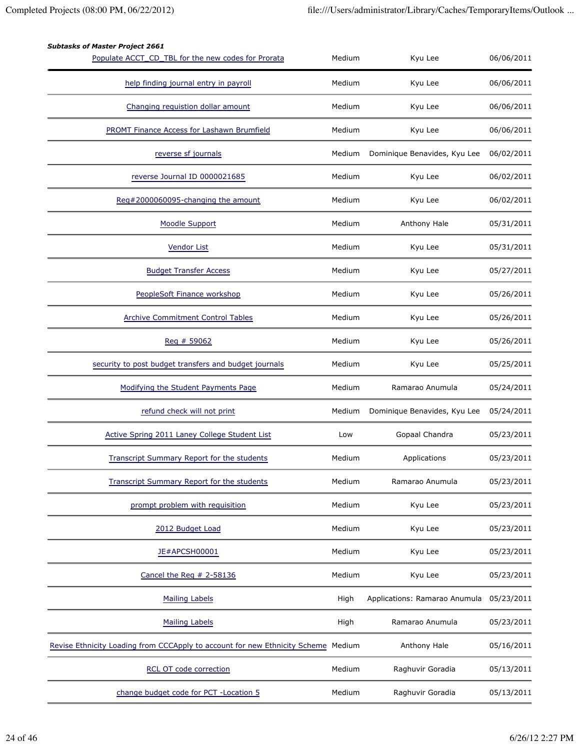***Subtasks of Master Project 2661***

| Task | Priority | Assigned To | Date |
|---|---|---|---|
| Populate ACCT_CD_TBL for the new codes for Prorata | Medium | Kyu Lee | 06/06/2011 |
| help finding journal entry in payroll | Medium | Kyu Lee | 06/06/2011 |
| Changing requistion dollar amount | Medium | Kyu Lee | 06/06/2011 |
| PROMT Finance Access for Lashawn Brumfield | Medium | Kyu Lee | 06/06/2011 |
| reverse sf journals | Medium | Dominique Benavides, Kyu Lee | 06/02/2011 |
| reverse Journal ID 0000021685 | Medium | Kyu Lee | 06/02/2011 |
| Req#2000060095-changing the amount | Medium | Kyu Lee | 06/02/2011 |
| Moodle Support | Medium | Anthony Hale | 05/31/2011 |
| Vendor List | Medium | Kyu Lee | 05/31/2011 |
| Budget Transfer Access | Medium | Kyu Lee | 05/27/2011 |
| PeopleSoft Finance workshop | Medium | Kyu Lee | 05/26/2011 |
| Archive Commitment Control Tables | Medium | Kyu Lee | 05/26/2011 |
| Req # 59062 | Medium | Kyu Lee | 05/26/2011 |
| security to post budget transfers and budget journals | Medium | Kyu Lee | 05/25/2011 |
| Modifying the Student Payments Page | Medium | Ramarao Anumula | 05/24/2011 |
| refund check will not print | Medium | Dominique Benavides, Kyu Lee | 05/24/2011 |
| Active Spring 2011 Laney College Student List | Low | Gopaal Chandra | 05/23/2011 |
| Transcript Summary Report for the students | Medium | Applications | 05/23/2011 |
| Transcript Summary Report for the students | Medium | Ramarao Anumula | 05/23/2011 |
| prompt problem with requisition | Medium | Kyu Lee | 05/23/2011 |
| 2012 Budget Load | Medium | Kyu Lee | 05/23/2011 |
| JE#APCSH00001 | Medium | Kyu Lee | 05/23/2011 |
| Cancel the Req # 2-58136 | Medium | Kyu Lee | 05/23/2011 |
| Mailing Labels | High | Applications: Ramarao Anumula | 05/23/2011 |
| Mailing Labels | High | Ramarao Anumula | 05/23/2011 |
| Revise Ethnicity Loading from CCCApply to account for new Ethnicity Scheme | Medium | Anthony Hale | 05/16/2011 |
| RCL OT code correction | Medium | Raghuvir Goradia | 05/13/2011 |
| change budget code for PCT -Location 5 | Medium | Raghuvir Goradia | 05/13/2011 |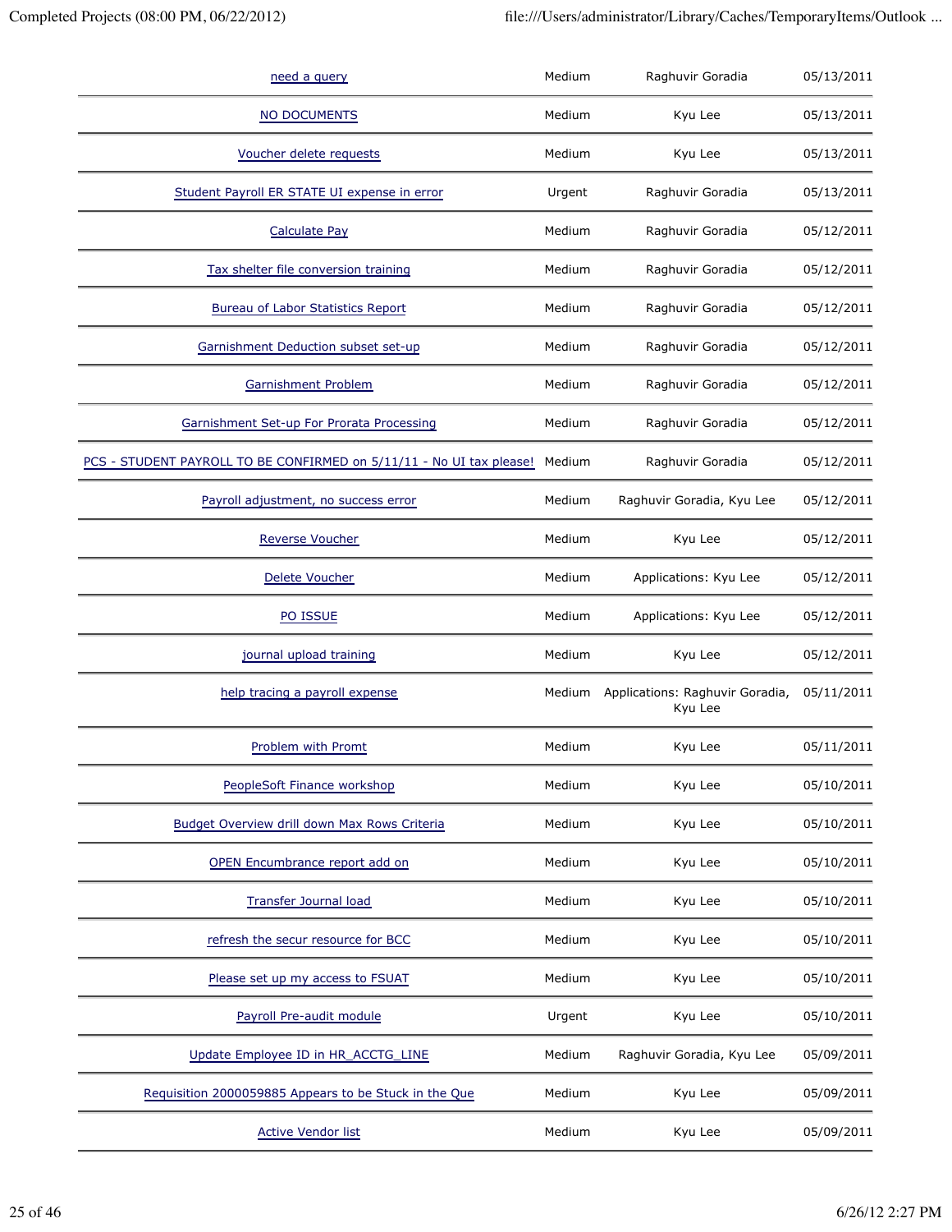| | | | |
|---|---|---|---|
| need a query | Medium | Raghuvir Goradia | 05/13/2011 |
| NO DOCUMENTS | Medium | Kyu Lee | 05/13/2011 |
| Voucher delete requests | Medium | Kyu Lee | 05/13/2011 |
| Student Payroll ER STATE UI expense in error | Urgent | Raghuvir Goradia | 05/13/2011 |
| Calculate Pay | Medium | Raghuvir Goradia | 05/12/2011 |
| Tax shelter file conversion training | Medium | Raghuvir Goradia | 05/12/2011 |
| Bureau of Labor Statistics Report | Medium | Raghuvir Goradia | 05/12/2011 |
| Garnishment Deduction subset set-up | Medium | Raghuvir Goradia | 05/12/2011 |
| Garnishment Problem | Medium | Raghuvir Goradia | 05/12/2011 |
| Garnishment Set-up For Prorata Processing | Medium | Raghuvir Goradia | 05/12/2011 |
| PCS - STUDENT PAYROLL TO BE CONFIRMED on 5/11/11 - No UI tax please! | Medium | Raghuvir Goradia | 05/12/2011 |
| Payroll adjustment, no success error | Medium | Raghuvir Goradia, Kyu Lee | 05/12/2011 |
| Reverse Voucher | Medium | Kyu Lee | 05/12/2011 |
| Delete Voucher | Medium | Applications: Kyu Lee | 05/12/2011 |
| PO ISSUE | Medium | Applications: Kyu Lee | 05/12/2011 |
| journal upload training | Medium | Kyu Lee | 05/12/2011 |
| help tracing a payroll expense | Medium | Applications: Raghuvir Goradia, Kyu Lee | 05/11/2011 |
| Problem with Promt | Medium | Kyu Lee | 05/11/2011 |
| PeopleSoft Finance workshop | Medium | Kyu Lee | 05/10/2011 |
| Budget Overview drill down Max Rows Criteria | Medium | Kyu Lee | 05/10/2011 |
| OPEN Encumbrance report add on | Medium | Kyu Lee | 05/10/2011 |
| Transfer Journal load | Medium | Kyu Lee | 05/10/2011 |
| refresh the secur resource for BCC | Medium | Kyu Lee | 05/10/2011 |
| Please set up my access to FSUAT | Medium | Kyu Lee | 05/10/2011 |
| Payroll Pre-audit module | Urgent | Kyu Lee | 05/10/2011 |
| Update Employee ID in HR_ACCTG_LINE | Medium | Raghuvir Goradia, Kyu Lee | 05/09/2011 |
| Requisition 2000059885 Appears to be Stuck in the Que | Medium | Kyu Lee | 05/09/2011 |
| Active Vendor list | Medium | Kyu Lee | 05/09/2011 |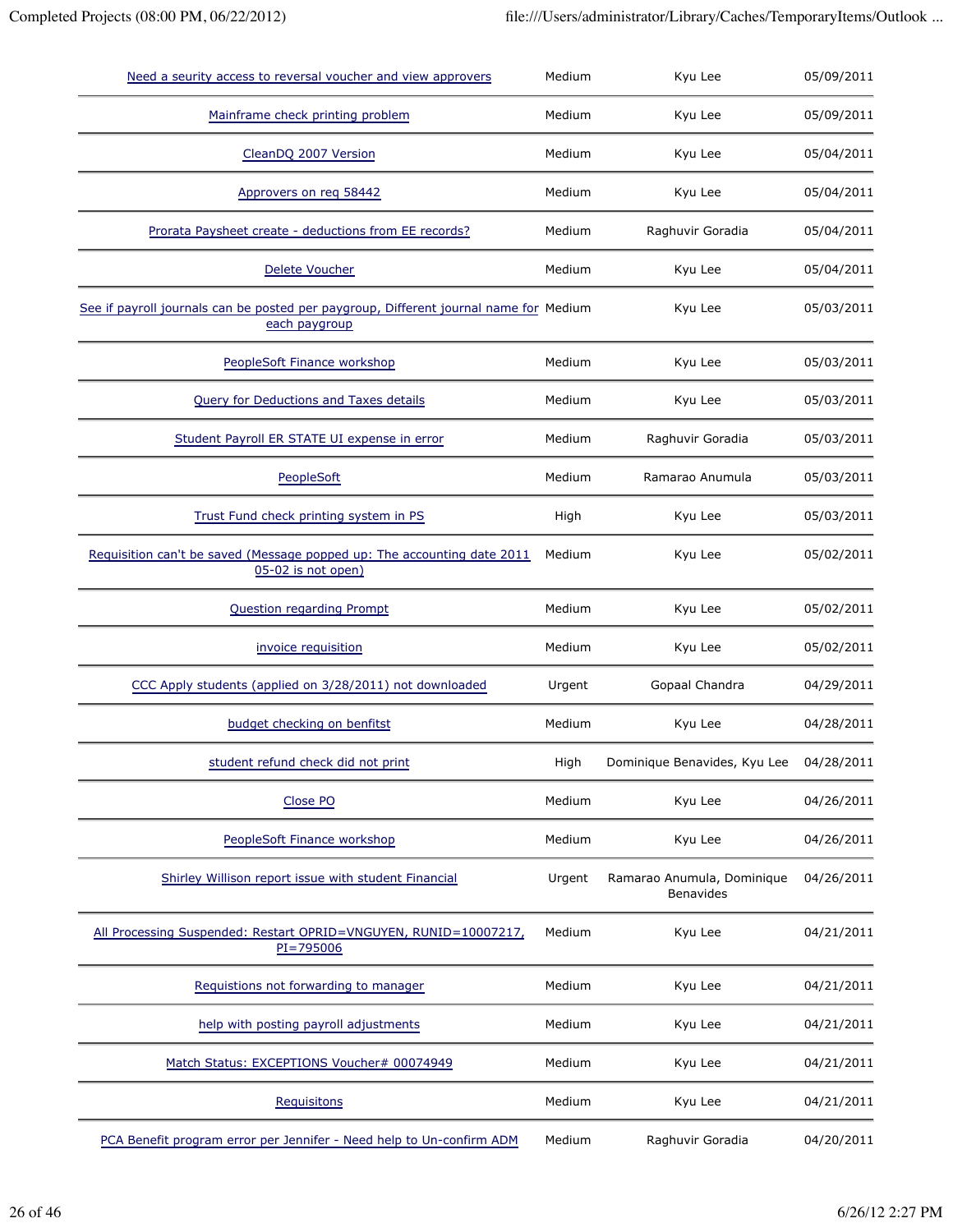| | | | |
|---|---|---|---|
| Need a seurity access to reversal voucher and view approvers | Medium | Kyu Lee | 05/09/2011 |
| Mainframe check printing problem | Medium | Kyu Lee | 05/09/2011 |
| CleanDQ 2007 Version | Medium | Kyu Lee | 05/04/2011 |
| Approvers on req 58442 | Medium | Kyu Lee | 05/04/2011 |
| Prorata Paysheet create - deductions from EE records? | Medium | Raghuvir Goradia | 05/04/2011 |
| Delete Voucher | Medium | Kyu Lee | 05/04/2011 |
| See if payroll journals can be posted per paygroup, Different journal name for each paygroup | Medium | Kyu Lee | 05/03/2011 |
| PeopleSoft Finance workshop | Medium | Kyu Lee | 05/03/2011 |
| Query for Deductions and Taxes details | Medium | Kyu Lee | 05/03/2011 |
| Student Payroll ER STATE UI expense in error | Medium | Raghuvir Goradia | 05/03/2011 |
| PeopleSoft | Medium | Ramarao Anumula | 05/03/2011 |
| Trust Fund check printing system in PS | High | Kyu Lee | 05/03/2011 |
| Requisition can't be saved (Message popped up: The accounting date 2011 05-02 is not open) | Medium | Kyu Lee | 05/02/2011 |
| Question regarding Prompt | Medium | Kyu Lee | 05/02/2011 |
| invoice requisition | Medium | Kyu Lee | 05/02/2011 |
| CCC Apply students (applied on 3/28/2011) not downloaded | Urgent | Gopaal Chandra | 04/29/2011 |
| budget checking on benfitst | Medium | Kyu Lee | 04/28/2011 |
| student refund check did not print | High | Dominique Benavides, Kyu Lee | 04/28/2011 |
| Close PO | Medium | Kyu Lee | 04/26/2011 |
| PeopleSoft Finance workshop | Medium | Kyu Lee | 04/26/2011 |
| Shirley Willison report issue with student Financial | Urgent | Ramarao Anumula, Dominique Benavides | 04/26/2011 |
| All Processing Suspended: Restart OPRID=VNGUYEN, RUNID=10007217, PI=795006 | Medium | Kyu Lee | 04/21/2011 |
| Requistions not forwarding to manager | Medium | Kyu Lee | 04/21/2011 |
| help with posting payroll adjustments | Medium | Kyu Lee | 04/21/2011 |
| Match Status: EXCEPTIONS Voucher# 00074949 | Medium | Kyu Lee | 04/21/2011 |
| Requisitons | Medium | Kyu Lee | 04/21/2011 |
| PCA Benefit program error per Jennifer - Need help to Un-confirm ADM | Medium | Raghuvir Goradia | 04/20/2011 |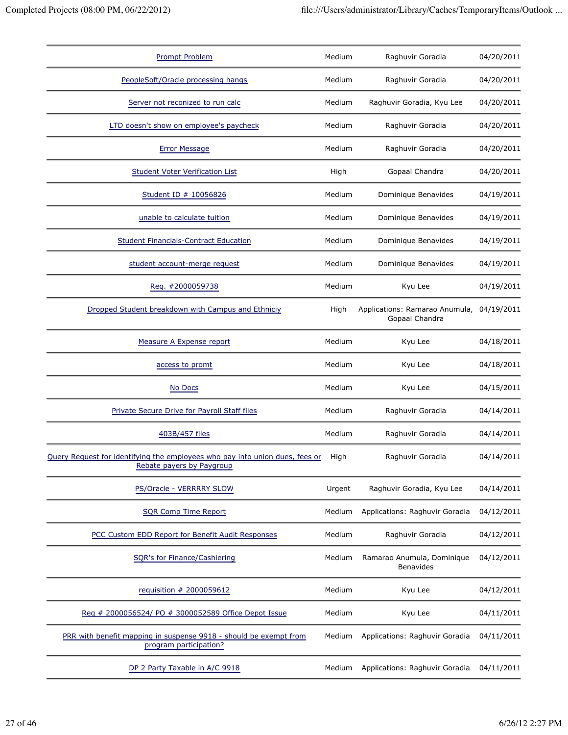| | | | |
|---|---|---|---|
| Prompt Problem | Medium | Raghuvir Goradia | 04/20/2011 |
| PeopleSoft/Oracle processing hangs | Medium | Raghuvir Goradia | 04/20/2011 |
| Server not reconized to run calc | Medium | Raghuvir Goradia, Kyu Lee | 04/20/2011 |
| LTD doesn't show on employee's paycheck | Medium | Raghuvir Goradia | 04/20/2011 |
| Error Message | Medium | Raghuvir Goradia | 04/20/2011 |
| Student Voter Verification List | High | Gopaal Chandra | 04/20/2011 |
| Student ID # 10056826 | Medium | Dominique Benavides | 04/19/2011 |
| unable to calculate tuition | Medium | Dominique Benavides | 04/19/2011 |
| Student Financials-Contract Education | Medium | Dominique Benavides | 04/19/2011 |
| student account-merge request | Medium | Dominique Benavides | 04/19/2011 |
| Req. #2000059738 | Medium | Kyu Lee | 04/19/2011 |
| Dropped Student breakdown with Campus and Ethniciy | High | Applications: Ramarao Anumula, Gopaal Chandra | 04/19/2011 |
| Measure A Expense report | Medium | Kyu Lee | 04/18/2011 |
| access to promt | Medium | Kyu Lee | 04/18/2011 |
| No Docs | Medium | Kyu Lee | 04/15/2011 |
| Private Secure Drive for Payroll Staff files | Medium | Raghuvir Goradia | 04/14/2011 |
| 403B/457 files | Medium | Raghuvir Goradia | 04/14/2011 |
| Query Request for identifying the employees who pay into union dues, fees or Rebate payers by Paygroup | High | Raghuvir Goradia | 04/14/2011 |
| PS/Oracle - VERRRRY SLOW | Urgent | Raghuvir Goradia, Kyu Lee | 04/14/2011 |
| SQR Comp Time Report | Medium | Applications: Raghuvir Goradia | 04/12/2011 |
| PCC Custom EDD Report for Benefit Audit Responses | Medium | Raghuvir Goradia | 04/12/2011 |
| SQR's for Finance/Cashiering | Medium | Ramarao Anumula, Dominique Benavides | 04/12/2011 |
| requisition # 2000059612 | Medium | Kyu Lee | 04/12/2011 |
| Req # 2000056524/ PO # 3000052589 Office Depot Issue | Medium | Kyu Lee | 04/11/2011 |
| PRR with benefit mapping in suspense 9918 - should be exempt from program participation? | Medium | Applications: Raghuvir Goradia | 04/11/2011 |
| DP 2 Party Taxable in A/C 9918 | Medium | Applications: Raghuvir Goradia | 04/11/2011 |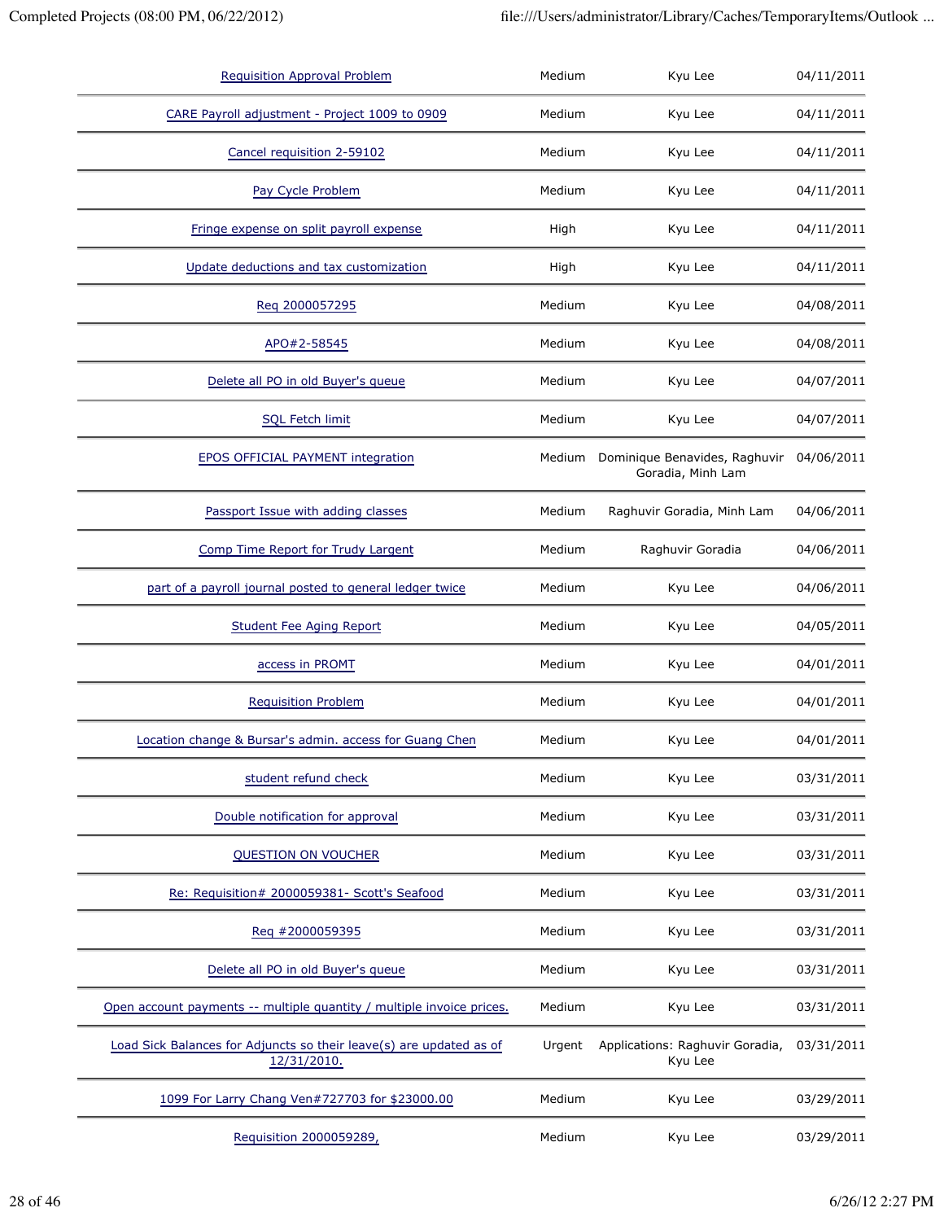| | | | |
|---|---|---|---|
| Requisition Approval Problem | Medium | Kyu Lee | 04/11/2011 |
| CARE Payroll adjustment - Project 1009 to 0909 | Medium | Kyu Lee | 04/11/2011 |
| Cancel requisition 2-59102 | Medium | Kyu Lee | 04/11/2011 |
| Pay Cycle Problem | Medium | Kyu Lee | 04/11/2011 |
| Fringe expense on split payroll expense | High | Kyu Lee | 04/11/2011 |
| Update deductions and tax customization | High | Kyu Lee | 04/11/2011 |
| Req 2000057295 | Medium | Kyu Lee | 04/08/2011 |
| APO#2-58545 | Medium | Kyu Lee | 04/08/2011 |
| Delete all PO in old Buyer's queue | Medium | Kyu Lee | 04/07/2011 |
| SQL Fetch limit | Medium | Kyu Lee | 04/07/2011 |
| EPOS OFFICIAL PAYMENT integration | Medium | Dominique Benavides, Raghuvir Goradia, Minh Lam | 04/06/2011 |
| Passport Issue with adding classes | Medium | Raghuvir Goradia, Minh Lam | 04/06/2011 |
| Comp Time Report for Trudy Largent | Medium | Raghuvir Goradia | 04/06/2011 |
| part of a payroll journal posted to general ledger twice | Medium | Kyu Lee | 04/06/2011 |
| Student Fee Aging Report | Medium | Kyu Lee | 04/05/2011 |
| access in PROMT | Medium | Kyu Lee | 04/01/2011 |
| Requisition Problem | Medium | Kyu Lee | 04/01/2011 |
| Location change & Bursar's admin. access for Guang Chen | Medium | Kyu Lee | 04/01/2011 |
| student refund check | Medium | Kyu Lee | 03/31/2011 |
| Double notification for approval | Medium | Kyu Lee | 03/31/2011 |
| QUESTION ON VOUCHER | Medium | Kyu Lee | 03/31/2011 |
| Re: Requisition# 2000059381- Scott's Seafood | Medium | Kyu Lee | 03/31/2011 |
| Req #2000059395 | Medium | Kyu Lee | 03/31/2011 |
| Delete all PO in old Buyer's queue | Medium | Kyu Lee | 03/31/2011 |
| Open account payments -- multiple quantity / multiple invoice prices. | Medium | Kyu Lee | 03/31/2011 |
| Load Sick Balances for Adjuncts so their leave(s) are updated as of 12/31/2010. | Urgent | Applications: Raghuvir Goradia, Kyu Lee | 03/31/2011 |
| 1099 For Larry Chang Ven#727703 for $23000.00 | Medium | Kyu Lee | 03/29/2011 |
| Requisition 2000059289, | Medium | Kyu Lee | 03/29/2011 |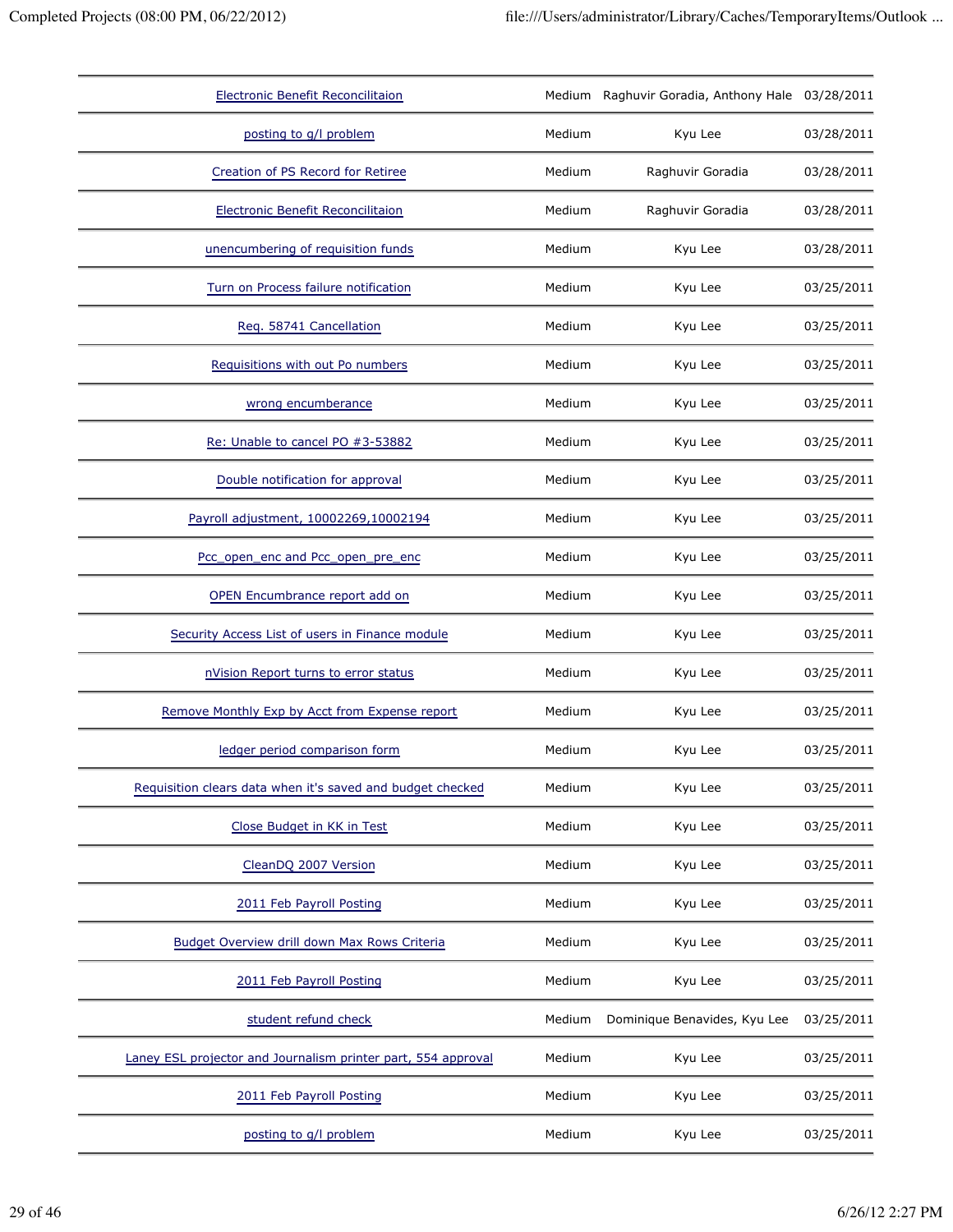| | | | |
|---|---|---|---|
| Electronic Benefit Reconcilitaion | Medium | Raghuvir Goradia, Anthony Hale | 03/28/2011 |
| posting to g/l problem | Medium | Kyu Lee | 03/28/2011 |
| Creation of PS Record for Retiree | Medium | Raghuvir Goradia | 03/28/2011 |
| Electronic Benefit Reconcilitaion | Medium | Raghuvir Goradia | 03/28/2011 |
| unencumbering of requisition funds | Medium | Kyu Lee | 03/28/2011 |
| Turn on Process failure notification | Medium | Kyu Lee | 03/25/2011 |
| Req. 58741 Cancellation | Medium | Kyu Lee | 03/25/2011 |
| Requisitions with out Po numbers | Medium | Kyu Lee | 03/25/2011 |
| wrong encumberance | Medium | Kyu Lee | 03/25/2011 |
| Re: Unable to cancel PO #3-53882 | Medium | Kyu Lee | 03/25/2011 |
| Double notification for approval | Medium | Kyu Lee | 03/25/2011 |
| Payroll adjustment, 10002269,10002194 | Medium | Kyu Lee | 03/25/2011 |
| Pcc_open_enc and Pcc_open_pre_enc | Medium | Kyu Lee | 03/25/2011 |
| OPEN Encumbrance report add on | Medium | Kyu Lee | 03/25/2011 |
| Security Access List of users in Finance module | Medium | Kyu Lee | 03/25/2011 |
| nVision Report turns to error status | Medium | Kyu Lee | 03/25/2011 |
| Remove Monthly Exp by Acct from Expense report | Medium | Kyu Lee | 03/25/2011 |
| ledger period comparison form | Medium | Kyu Lee | 03/25/2011 |
| Requisition clears data when it's saved and budget checked | Medium | Kyu Lee | 03/25/2011 |
| Close Budget in KK in Test | Medium | Kyu Lee | 03/25/2011 |
| CleanDQ 2007 Version | Medium | Kyu Lee | 03/25/2011 |
| 2011 Feb Payroll Posting | Medium | Kyu Lee | 03/25/2011 |
| Budget Overview drill down Max Rows Criteria | Medium | Kyu Lee | 03/25/2011 |
| 2011 Feb Payroll Posting | Medium | Kyu Lee | 03/25/2011 |
| student refund check | Medium | Dominique Benavides, Kyu Lee | 03/25/2011 |
| Laney ESL projector and Journalism printer part, 554 approval | Medium | Kyu Lee | 03/25/2011 |
| 2011 Feb Payroll Posting | Medium | Kyu Lee | 03/25/2011 |
| posting to g/l problem | Medium | Kyu Lee | 03/25/2011 |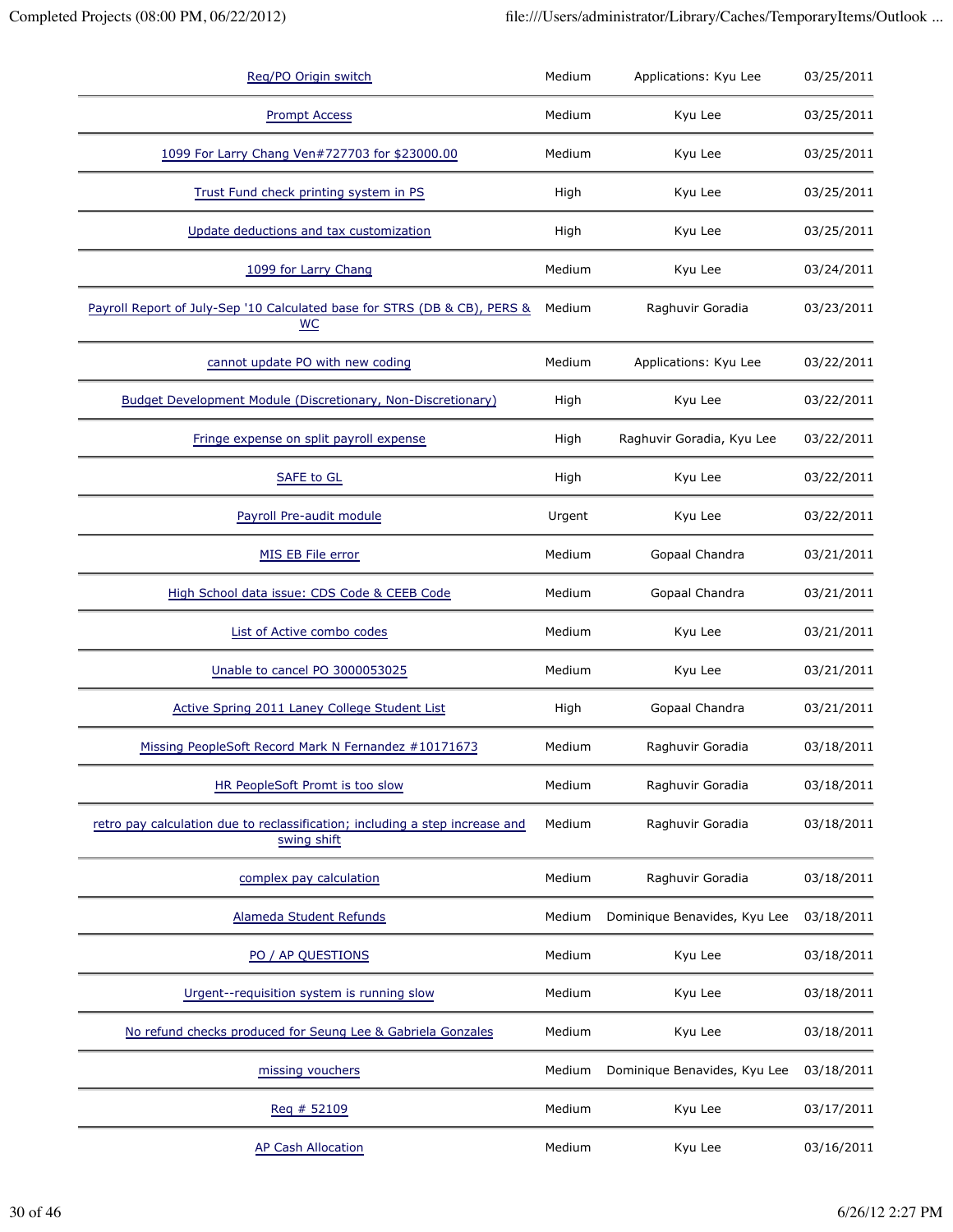| | | | |
|---|---|---|---|
| Req/PO Origin switch | Medium | Applications: Kyu Lee | 03/25/2011 |
| Prompt Access | Medium | Kyu Lee | 03/25/2011 |
| 1099 For Larry Chang Ven#727703 for $23000.00 | Medium | Kyu Lee | 03/25/2011 |
| Trust Fund check printing system in PS | High | Kyu Lee | 03/25/2011 |
| Update deductions and tax customization | High | Kyu Lee | 03/25/2011 |
| 1099 for Larry Chang | Medium | Kyu Lee | 03/24/2011 |
| Payroll Report of July-Sep '10 Calculated base for STRS (DB & CB), PERS & WC | Medium | Raghuvir Goradia | 03/23/2011 |
| cannot update PO with new coding | Medium | Applications: Kyu Lee | 03/22/2011 |
| Budget Development Module (Discretionary, Non-Discretionary) | High | Kyu Lee | 03/22/2011 |
| Fringe expense on split payroll expense | High | Raghuvir Goradia, Kyu Lee | 03/22/2011 |
| SAFE to GL | High | Kyu Lee | 03/22/2011 |
| Payroll Pre-audit module | Urgent | Kyu Lee | 03/22/2011 |
| MIS EB File error | Medium | Gopaal Chandra | 03/21/2011 |
| High School data issue: CDS Code & CEEB Code | Medium | Gopaal Chandra | 03/21/2011 |
| List of Active combo codes | Medium | Kyu Lee | 03/21/2011 |
| Unable to cancel PO 3000053025 | Medium | Kyu Lee | 03/21/2011 |
| Active Spring 2011 Laney College Student List | High | Gopaal Chandra | 03/21/2011 |
| Missing PeopleSoft Record Mark N Fernandez #10171673 | Medium | Raghuvir Goradia | 03/18/2011 |
| HR PeopleSoft Promt is too slow | Medium | Raghuvir Goradia | 03/18/2011 |
| retro pay calculation due to reclassification; including a step increase and swing shift | Medium | Raghuvir Goradia | 03/18/2011 |
| complex pay calculation | Medium | Raghuvir Goradia | 03/18/2011 |
| Alameda Student Refunds | Medium | Dominique Benavides, Kyu Lee | 03/18/2011 |
| PO / AP QUESTIONS | Medium | Kyu Lee | 03/18/2011 |
| Urgent--requisition system is running slow | Medium | Kyu Lee | 03/18/2011 |
| No refund checks produced for Seung Lee & Gabriela Gonzales | Medium | Kyu Lee | 03/18/2011 |
| missing vouchers | Medium | Dominique Benavides, Kyu Lee | 03/18/2011 |
| Req # 52109 | Medium | Kyu Lee | 03/17/2011 |
| AP Cash Allocation | Medium | Kyu Lee | 03/16/2011 |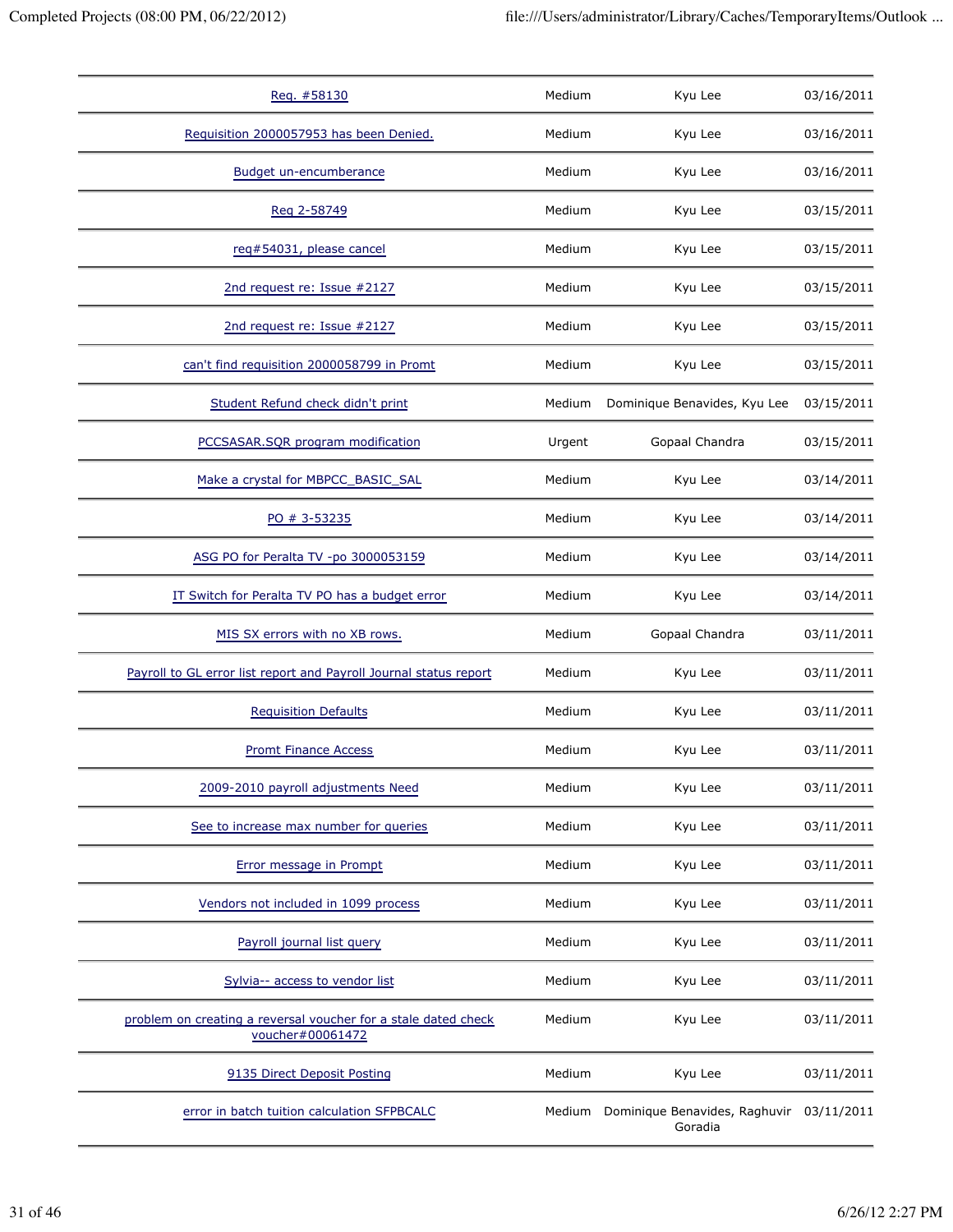| | | | |
|---|---|---|---|
| Req. #58130 | Medium | Kyu Lee | 03/16/2011 |
| Requisition 2000057953 has been Denied. | Medium | Kyu Lee | 03/16/2011 |
| Budget un-encumberance | Medium | Kyu Lee | 03/16/2011 |
| Req 2-58749 | Medium | Kyu Lee | 03/15/2011 |
| req#54031, please cancel | Medium | Kyu Lee | 03/15/2011 |
| 2nd request re: Issue #2127 | Medium | Kyu Lee | 03/15/2011 |
| 2nd request re: Issue #2127 | Medium | Kyu Lee | 03/15/2011 |
| can't find requisition 2000058799 in Promt | Medium | Kyu Lee | 03/15/2011 |
| Student Refund check didn't print | Medium | Dominique Benavides, Kyu Lee | 03/15/2011 |
| PCCSASAR.SQR program modification | Urgent | Gopaal Chandra | 03/15/2011 |
| Make a crystal for MBPCC_BASIC_SAL | Medium | Kyu Lee | 03/14/2011 |
| PO # 3-53235 | Medium | Kyu Lee | 03/14/2011 |
| ASG PO for Peralta TV -po 3000053159 | Medium | Kyu Lee | 03/14/2011 |
| IT Switch for Peralta TV PO has a budget error | Medium | Kyu Lee | 03/14/2011 |
| MIS SX errors with no XB rows. | Medium | Gopaal Chandra | 03/11/2011 |
| Payroll to GL error list report and Payroll Journal status report | Medium | Kyu Lee | 03/11/2011 |
| Requisition Defaults | Medium | Kyu Lee | 03/11/2011 |
| Promt Finance Access | Medium | Kyu Lee | 03/11/2011 |
| 2009-2010 payroll adjustments Need | Medium | Kyu Lee | 03/11/2011 |
| See to increase max number for queries | Medium | Kyu Lee | 03/11/2011 |
| Error message in Prompt | Medium | Kyu Lee | 03/11/2011 |
| Vendors not included in 1099 process | Medium | Kyu Lee | 03/11/2011 |
| Payroll journal list query | Medium | Kyu Lee | 03/11/2011 |
| Sylvia-- access to vendor list | Medium | Kyu Lee | 03/11/2011 |
| problem on creating a reversal voucher for a stale dated check voucher#00061472 | Medium | Kyu Lee | 03/11/2011 |
| 9135 Direct Deposit Posting | Medium | Kyu Lee | 03/11/2011 |
| error in batch tuition calculation SFPBCALC | Medium | Dominique Benavides, Raghuvir Goradia | 03/11/2011 |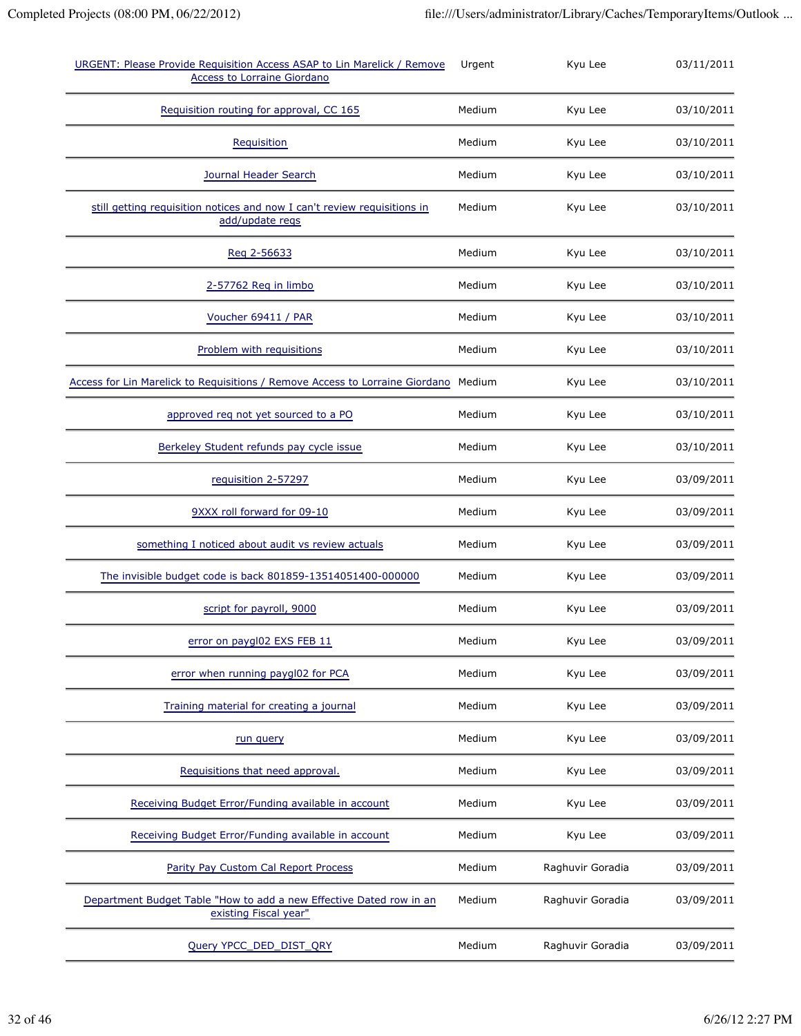| | | | |
|---|---|---|---|
| URGENT: Please Provide Requisition Access ASAP to Lin Marelick / Remove Access to Lorraine Giordano | Urgent | Kyu Lee | 03/11/2011 |
| Requisition routing for approval, CC 165 | Medium | Kyu Lee | 03/10/2011 |
| Requisition | Medium | Kyu Lee | 03/10/2011 |
| Journal Header Search | Medium | Kyu Lee | 03/10/2011 |
| still getting requisition notices and now I can't review requisitions in add/update reqs | Medium | Kyu Lee | 03/10/2011 |
| Req 2-56633 | Medium | Kyu Lee | 03/10/2011 |
| 2-57762 Req in limbo | Medium | Kyu Lee | 03/10/2011 |
| Voucher 69411 / PAR | Medium | Kyu Lee | 03/10/2011 |
| Problem with requisitions | Medium | Kyu Lee | 03/10/2011 |
| Access for Lin Marelick to Requisitions / Remove Access to Lorraine Giordano | Medium | Kyu Lee | 03/10/2011 |
| approved req not yet sourced to a PO | Medium | Kyu Lee | 03/10/2011 |
| Berkeley Student refunds pay cycle issue | Medium | Kyu Lee | 03/10/2011 |
| requisition 2-57297 | Medium | Kyu Lee | 03/09/2011 |
| 9XXX roll forward for 09-10 | Medium | Kyu Lee | 03/09/2011 |
| something I noticed about audit vs review actuals | Medium | Kyu Lee | 03/09/2011 |
| The invisible budget code is back 801859-13514051400-000000 | Medium | Kyu Lee | 03/09/2011 |
| script for payroll, 9000 | Medium | Kyu Lee | 03/09/2011 |
| error on paygl02 EXS FEB 11 | Medium | Kyu Lee | 03/09/2011 |
| error when running paygl02 for PCA | Medium | Kyu Lee | 03/09/2011 |
| Training material for creating a journal | Medium | Kyu Lee | 03/09/2011 |
| run query | Medium | Kyu Lee | 03/09/2011 |
| Requisitions that need approval. | Medium | Kyu Lee | 03/09/2011 |
| Receiving Budget Error/Funding available in account | Medium | Kyu Lee | 03/09/2011 |
| Receiving Budget Error/Funding available in account | Medium | Kyu Lee | 03/09/2011 |
| Parity Pay Custom Cal Report Process | Medium | Raghuvir Goradia | 03/09/2011 |
| Department Budget Table "How to add a new Effective Dated row in an existing Fiscal year" | Medium | Raghuvir Goradia | 03/09/2011 |
| Query YPCC_DED_DIST_QRY | Medium | Raghuvir Goradia | 03/09/2011 |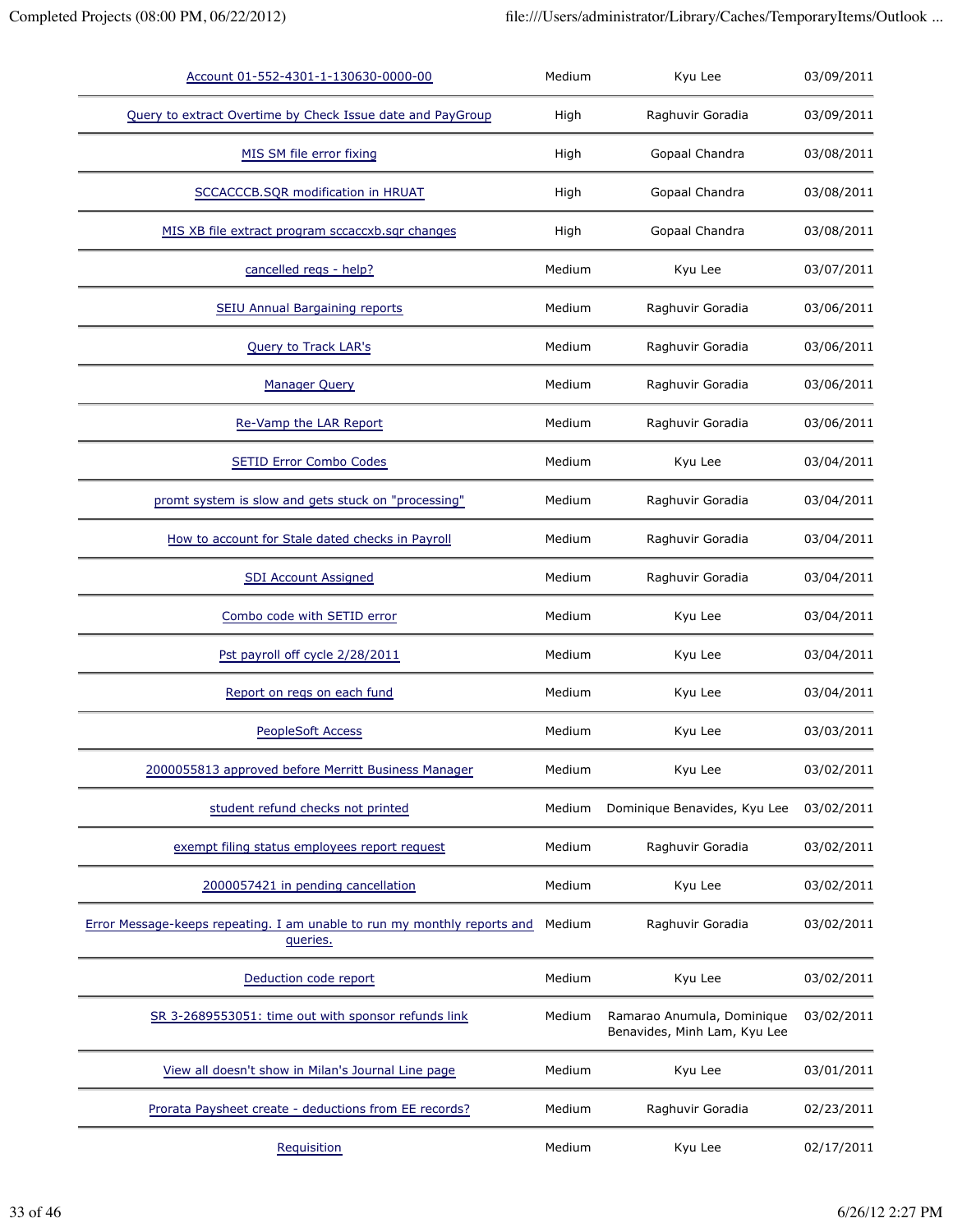| | | | |
|---|---|---|---|
| Account 01-552-4301-1-130630-0000-00 | Medium | Kyu Lee | 03/09/2011 |
| Query to extract Overtime by Check Issue date and PayGroup | High | Raghuvir Goradia | 03/09/2011 |
| MIS SM file error fixing | High | Gopaal Chandra | 03/08/2011 |
| SCCACCCB.SQR modification in HRUAT | High | Gopaal Chandra | 03/08/2011 |
| MIS XB file extract program sccaccxb.sqr changes | High | Gopaal Chandra | 03/08/2011 |
| cancelled reqs - help? | Medium | Kyu Lee | 03/07/2011 |
| SEIU Annual Bargaining reports | Medium | Raghuvir Goradia | 03/06/2011 |
| Query to Track LAR's | Medium | Raghuvir Goradia | 03/06/2011 |
| Manager Query | Medium | Raghuvir Goradia | 03/06/2011 |
| Re-Vamp the LAR Report | Medium | Raghuvir Goradia | 03/06/2011 |
| SETID Error Combo Codes | Medium | Kyu Lee | 03/04/2011 |
| promt system is slow and gets stuck on "processing" | Medium | Raghuvir Goradia | 03/04/2011 |
| How to account for Stale dated checks in Payroll | Medium | Raghuvir Goradia | 03/04/2011 |
| SDI Account Assigned | Medium | Raghuvir Goradia | 03/04/2011 |
| Combo code with SETID error | Medium | Kyu Lee | 03/04/2011 |
| Pst payroll off cycle 2/28/2011 | Medium | Kyu Lee | 03/04/2011 |
| Report on reqs on each fund | Medium | Kyu Lee | 03/04/2011 |
| PeopleSoft Access | Medium | Kyu Lee | 03/03/2011 |
| 2000055813 approved before Merritt Business Manager | Medium | Kyu Lee | 03/02/2011 |
| student refund checks not printed | Medium | Dominique Benavides, Kyu Lee | 03/02/2011 |
| exempt filing status employees report request | Medium | Raghuvir Goradia | 03/02/2011 |
| 2000057421 in pending cancellation | Medium | Kyu Lee | 03/02/2011 |
| Error Message-keeps repeating. I am unable to run my monthly reports and queries. | Medium | Raghuvir Goradia | 03/02/2011 |
| Deduction code report | Medium | Kyu Lee | 03/02/2011 |
| SR 3-2689553051: time out with sponsor refunds link | Medium | Ramarao Anumula, Dominique Benavides, Minh Lam, Kyu Lee | 03/02/2011 |
| View all doesn't show in Milan's Journal Line page | Medium | Kyu Lee | 03/01/2011 |
| Prorata Paysheet create - deductions from EE records? | Medium | Raghuvir Goradia | 02/23/2011 |
| Requisition | Medium | Kyu Lee | 02/17/2011 |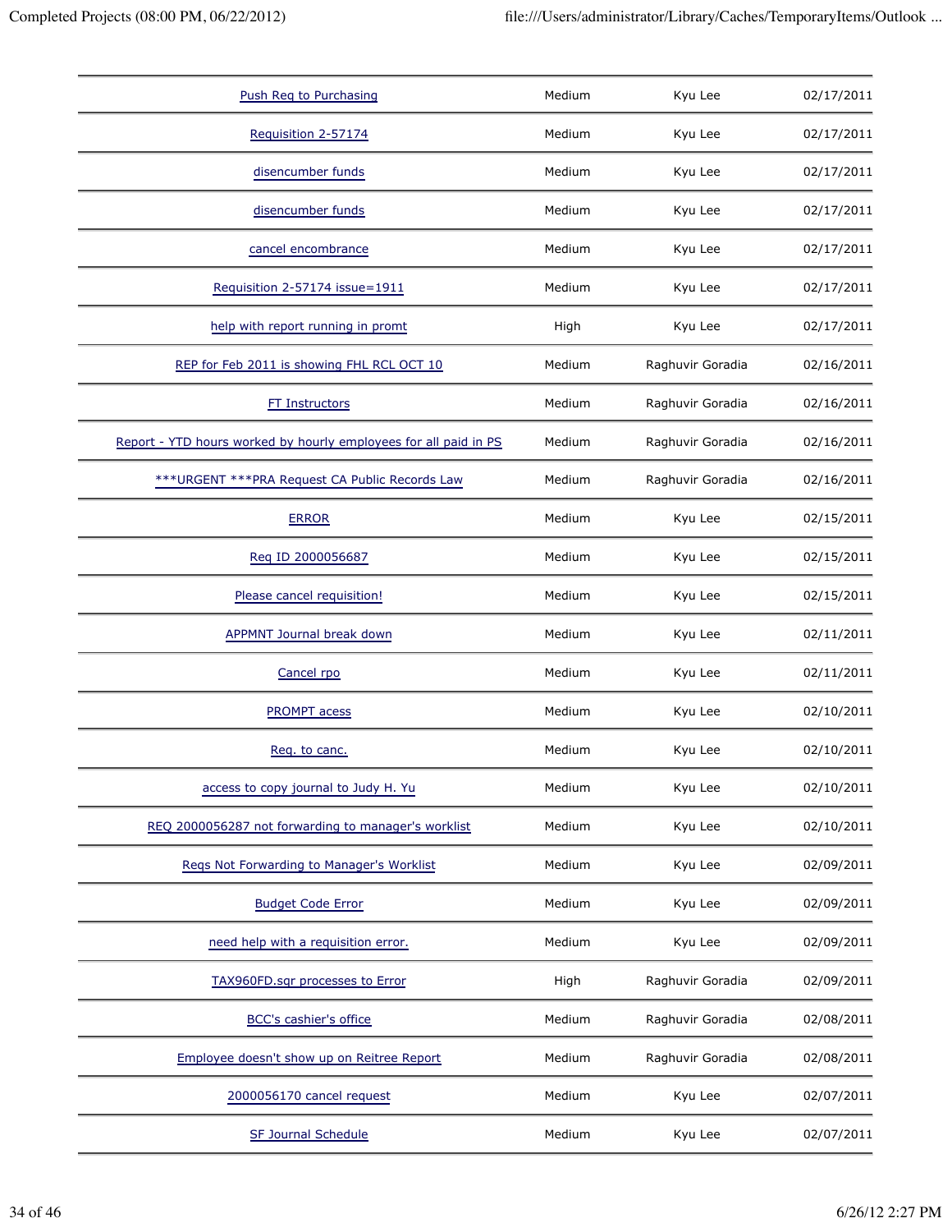| | | | |
|---|---|---|---|
| Push Req to Purchasing | Medium | Kyu Lee | 02/17/2011 |
| Requisition 2-57174 | Medium | Kyu Lee | 02/17/2011 |
| disencumber funds | Medium | Kyu Lee | 02/17/2011 |
| disencumber funds | Medium | Kyu Lee | 02/17/2011 |
| cancel encombrance | Medium | Kyu Lee | 02/17/2011 |
| Requisition 2-57174 issue=1911 | Medium | Kyu Lee | 02/17/2011 |
| help with report running in promt | High | Kyu Lee | 02/17/2011 |
| REP for Feb 2011 is showing FHL RCL OCT 10 | Medium | Raghuvir Goradia | 02/16/2011 |
| FT Instructors | Medium | Raghuvir Goradia | 02/16/2011 |
| Report - YTD hours worked by hourly employees for all paid in PS | Medium | Raghuvir Goradia | 02/16/2011 |
| ***URGENT ***PRA Request CA Public Records Law | Medium | Raghuvir Goradia | 02/16/2011 |
| ERROR | Medium | Kyu Lee | 02/15/2011 |
| Req ID 2000056687 | Medium | Kyu Lee | 02/15/2011 |
| Please cancel requisition! | Medium | Kyu Lee | 02/15/2011 |
| APPMNT Journal break down | Medium | Kyu Lee | 02/11/2011 |
| Cancel rpo | Medium | Kyu Lee | 02/11/2011 |
| PROMPT acess | Medium | Kyu Lee | 02/10/2011 |
| Req. to canc. | Medium | Kyu Lee | 02/10/2011 |
| access to copy journal to Judy H. Yu | Medium | Kyu Lee | 02/10/2011 |
| REQ 2000056287 not forwarding to manager's worklist | Medium | Kyu Lee | 02/10/2011 |
| Reqs Not Forwarding to Manager's Worklist | Medium | Kyu Lee | 02/09/2011 |
| Budget Code Error | Medium | Kyu Lee | 02/09/2011 |
| need help with a requisition error. | Medium | Kyu Lee | 02/09/2011 |
| TAX960FD.sqr processes to Error | High | Raghuvir Goradia | 02/09/2011 |
| BCC's cashier's office | Medium | Raghuvir Goradia | 02/08/2011 |
| Employee doesn't show up on Reitree Report | Medium | Raghuvir Goradia | 02/08/2011 |
| 2000056170 cancel request | Medium | Kyu Lee | 02/07/2011 |
| SF Journal Schedule | Medium | Kyu Lee | 02/07/2011 |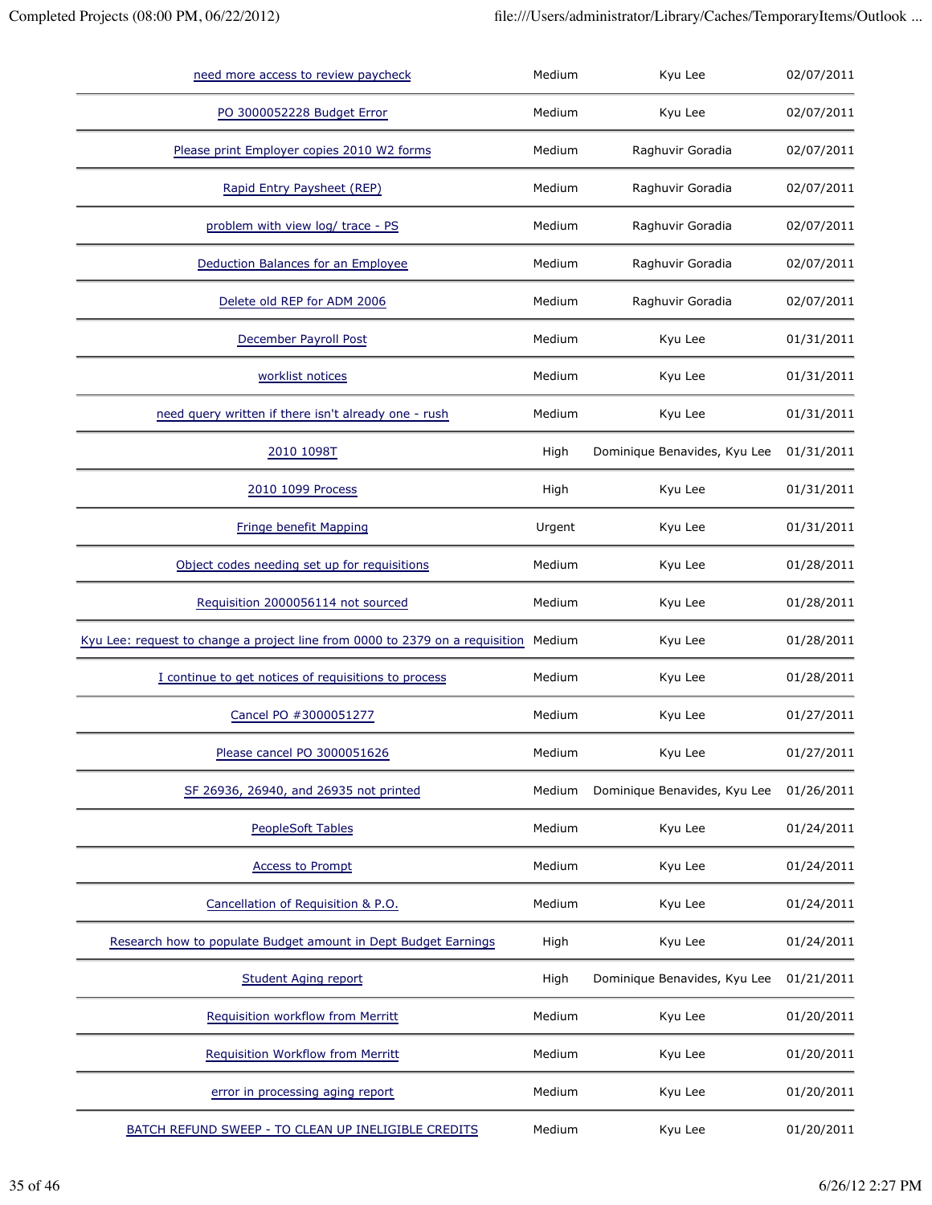| | | | |
|---|---|---|---|
| need more access to review paycheck | Medium | Kyu Lee | 02/07/2011 |
| PO 3000052228 Budget Error | Medium | Kyu Lee | 02/07/2011 |
| Please print Employer copies 2010 W2 forms | Medium | Raghuvir Goradia | 02/07/2011 |
| Rapid Entry Paysheet (REP) | Medium | Raghuvir Goradia | 02/07/2011 |
| problem with view log/ trace - PS | Medium | Raghuvir Goradia | 02/07/2011 |
| Deduction Balances for an Employee | Medium | Raghuvir Goradia | 02/07/2011 |
| Delete old REP for ADM 2006 | Medium | Raghuvir Goradia | 02/07/2011 |
| December Payroll Post | Medium | Kyu Lee | 01/31/2011 |
| worklist notices | Medium | Kyu Lee | 01/31/2011 |
| need query written if there isn't already one - rush | Medium | Kyu Lee | 01/31/2011 |
| 2010 1098T | High | Dominique Benavides, Kyu Lee | 01/31/2011 |
| 2010 1099 Process | High | Kyu Lee | 01/31/2011 |
| Fringe benefit Mapping | Urgent | Kyu Lee | 01/31/2011 |
| Object codes needing set up for requisitions | Medium | Kyu Lee | 01/28/2011 |
| Requisition 2000056114 not sourced | Medium | Kyu Lee | 01/28/2011 |
| Kyu Lee: request to change a project line from 0000 to 2379 on a requisition | Medium | Kyu Lee | 01/28/2011 |
| I continue to get notices of requisitions to process | Medium | Kyu Lee | 01/28/2011 |
| Cancel PO #3000051277 | Medium | Kyu Lee | 01/27/2011 |
| Please cancel PO 3000051626 | Medium | Kyu Lee | 01/27/2011 |
| SF 26936, 26940, and 26935 not printed | Medium | Dominique Benavides, Kyu Lee | 01/26/2011 |
| PeopleSoft Tables | Medium | Kyu Lee | 01/24/2011 |
| Access to Prompt | Medium | Kyu Lee | 01/24/2011 |
| Cancellation of Requisition & P.O. | Medium | Kyu Lee | 01/24/2011 |
| Research how to populate Budget amount in Dept Budget Earnings | High | Kyu Lee | 01/24/2011 |
| Student Aging report | High | Dominique Benavides, Kyu Lee | 01/21/2011 |
| Requisition workflow from Merritt | Medium | Kyu Lee | 01/20/2011 |
| Requisition Workflow from Merritt | Medium | Kyu Lee | 01/20/2011 |
| error in processing aging report | Medium | Kyu Lee | 01/20/2011 |
| BATCH REFUND SWEEP - TO CLEAN UP INELIGIBLE CREDITS | Medium | Kyu Lee | 01/20/2011 |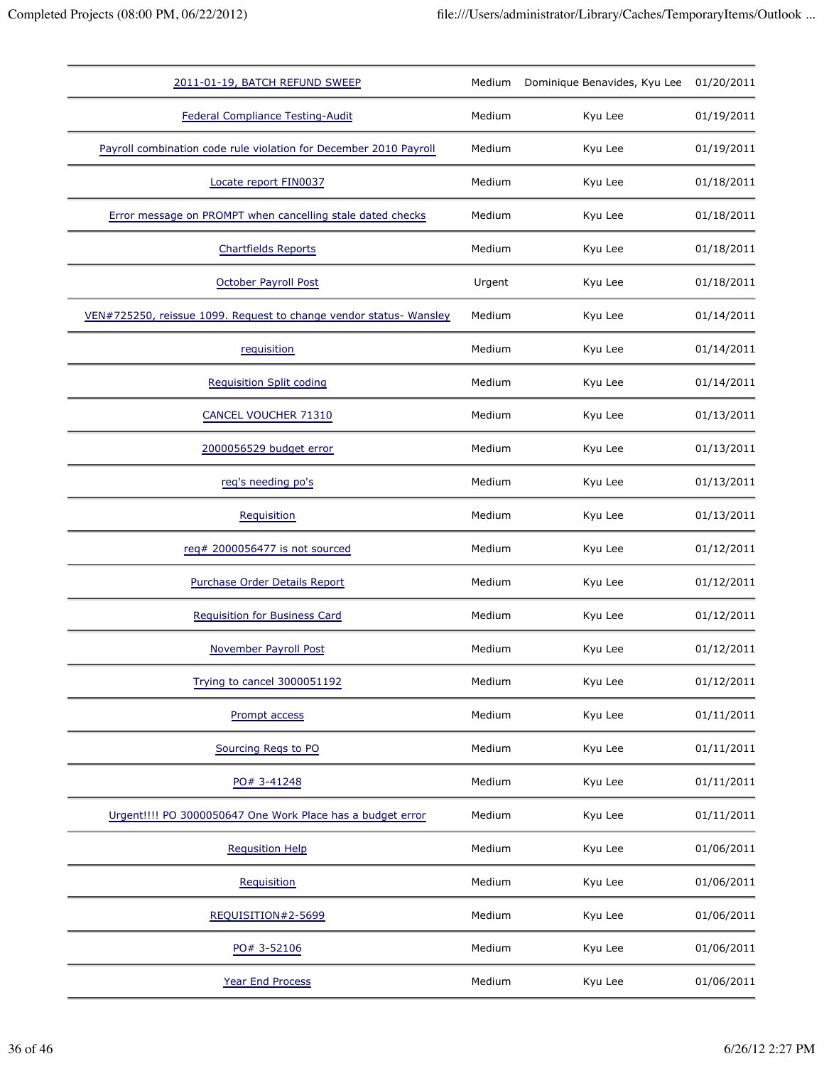| | | | |
|---|---|---|---|
| 2011-01-19, BATCH REFUND SWEEP | Medium | Dominique Benavides, Kyu Lee | 01/20/2011 |
| Federal Compliance Testing-Audit | Medium | Kyu Lee | 01/19/2011 |
| Payroll combination code rule violation for December 2010 Payroll | Medium | Kyu Lee | 01/19/2011 |
| Locate report FIN0037 | Medium | Kyu Lee | 01/18/2011 |
| Error message on PROMPT when cancelling stale dated checks | Medium | Kyu Lee | 01/18/2011 |
| Chartfields Reports | Medium | Kyu Lee | 01/18/2011 |
| October Payroll Post | Urgent | Kyu Lee | 01/18/2011 |
| VEN#725250, reissue 1099. Request to change vendor status- Wansley | Medium | Kyu Lee | 01/14/2011 |
| requisition | Medium | Kyu Lee | 01/14/2011 |
| Requisition Split coding | Medium | Kyu Lee | 01/14/2011 |
| CANCEL VOUCHER 71310 | Medium | Kyu Lee | 01/13/2011 |
| 2000056529 budget error | Medium | Kyu Lee | 01/13/2011 |
| req's needing po's | Medium | Kyu Lee | 01/13/2011 |
| Requisition | Medium | Kyu Lee | 01/13/2011 |
| req# 2000056477 is not sourced | Medium | Kyu Lee | 01/12/2011 |
| Purchase Order Details Report | Medium | Kyu Lee | 01/12/2011 |
| Requisition for Business Card | Medium | Kyu Lee | 01/12/2011 |
| November Payroll Post | Medium | Kyu Lee | 01/12/2011 |
| Trying to cancel 3000051192 | Medium | Kyu Lee | 01/12/2011 |
| Prompt access | Medium | Kyu Lee | 01/11/2011 |
| Sourcing Reqs to PO | Medium | Kyu Lee | 01/11/2011 |
| PO# 3-41248 | Medium | Kyu Lee | 01/11/2011 |
| Urgent!!!! PO 3000050647 One Work Place has a budget error | Medium | Kyu Lee | 01/11/2011 |
| Requsition Help | Medium | Kyu Lee | 01/06/2011 |
| Requisition | Medium | Kyu Lee | 01/06/2011 |
| REQUISITION#2-5699 | Medium | Kyu Lee | 01/06/2011 |
| PO# 3-52106 | Medium | Kyu Lee | 01/06/2011 |
| Year End Process | Medium | Kyu Lee | 01/06/2011 |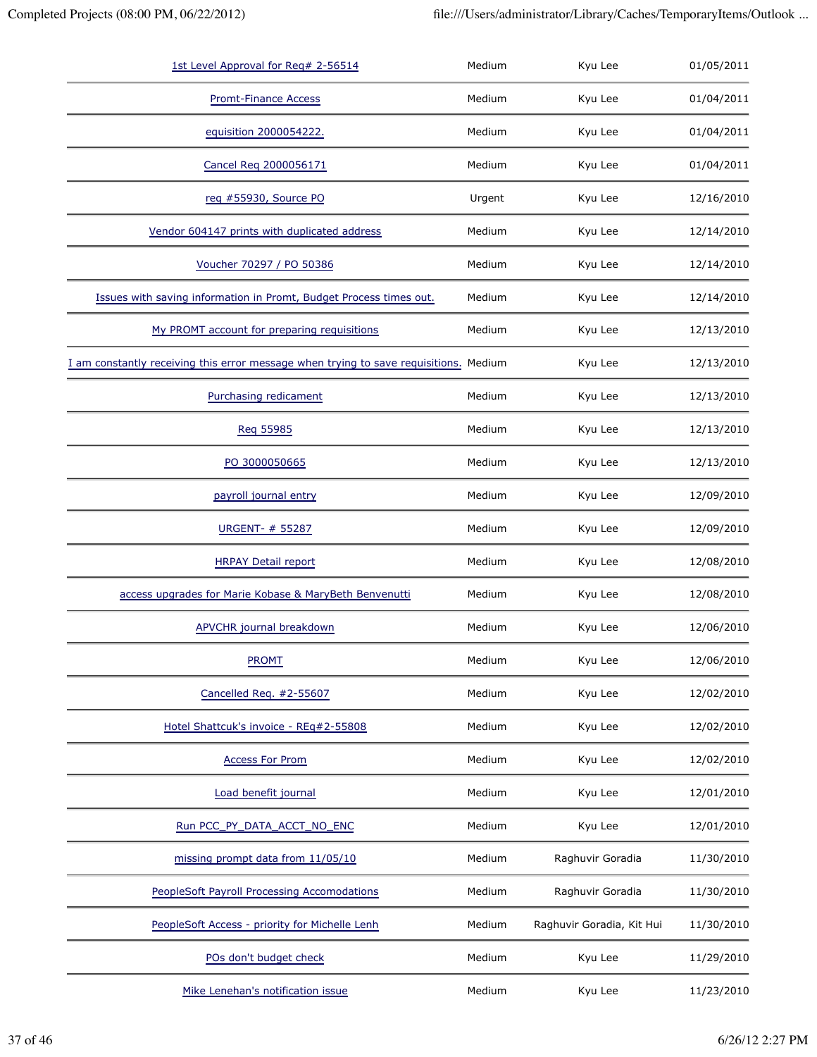| | | | |
|---|---|---|---|
| 1st Level Approval for Req# 2-56514 | Medium | Kyu Lee | 01/05/2011 |
| Promt-Finance Access | Medium | Kyu Lee | 01/04/2011 |
| equisition 2000054222. | Medium | Kyu Lee | 01/04/2011 |
| Cancel Req 2000056171 | Medium | Kyu Lee | 01/04/2011 |
| req #55930, Source PO | Urgent | Kyu Lee | 12/16/2010 |
| Vendor 604147 prints with duplicated address | Medium | Kyu Lee | 12/14/2010 |
| Voucher 70297 / PO 50386 | Medium | Kyu Lee | 12/14/2010 |
| Issues with saving information in Promt, Budget Process times out. | Medium | Kyu Lee | 12/14/2010 |
| My PROMT account for preparing requisitions | Medium | Kyu Lee | 12/13/2010 |
| I am constantly receiving this error message when trying to save requisitions. | Medium | Kyu Lee | 12/13/2010 |
| Purchasing redicament | Medium | Kyu Lee | 12/13/2010 |
| Req 55985 | Medium | Kyu Lee | 12/13/2010 |
| PO 3000050665 | Medium | Kyu Lee | 12/13/2010 |
| payroll journal entry | Medium | Kyu Lee | 12/09/2010 |
| URGENT- # 55287 | Medium | Kyu Lee | 12/09/2010 |
| HRPAY Detail report | Medium | Kyu Lee | 12/08/2010 |
| access upgrades for Marie Kobase & MaryBeth Benvenutti | Medium | Kyu Lee | 12/08/2010 |
| APVCHR journal breakdown | Medium | Kyu Lee | 12/06/2010 |
| PROMT | Medium | Kyu Lee | 12/06/2010 |
| Cancelled Req. #2-55607 | Medium | Kyu Lee | 12/02/2010 |
| Hotel Shattcuk's invoice - REq#2-55808 | Medium | Kyu Lee | 12/02/2010 |
| Access For Prom | Medium | Kyu Lee | 12/02/2010 |
| Load benefit journal | Medium | Kyu Lee | 12/01/2010 |
| Run PCC_PY_DATA_ACCT_NO_ENC | Medium | Kyu Lee | 12/01/2010 |
| missing prompt data from 11/05/10 | Medium | Raghuvir Goradia | 11/30/2010 |
| PeopleSoft Payroll Processing Accomodations | Medium | Raghuvir Goradia | 11/30/2010 |
| PeopleSoft Access - priority for Michelle Lenh | Medium | Raghuvir Goradia, Kit Hui | 11/30/2010 |
| POs don't budget check | Medium | Kyu Lee | 11/29/2010 |
| Mike Lenehan's notification issue | Medium | Kyu Lee | 11/23/2010 |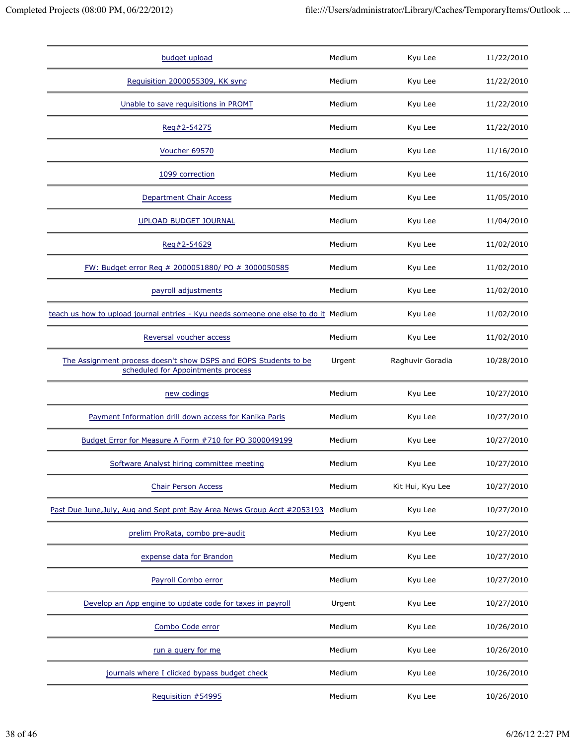| | | | |
|---|---|---|---|
| budget upload | Medium | Kyu Lee | 11/22/2010 |
| Requisition 2000055309, KK sync | Medium | Kyu Lee | 11/22/2010 |
| Unable to save requisitions in PROMT | Medium | Kyu Lee | 11/22/2010 |
| Req#2-54275 | Medium | Kyu Lee | 11/22/2010 |
| Voucher 69570 | Medium | Kyu Lee | 11/16/2010 |
| 1099 correction | Medium | Kyu Lee | 11/16/2010 |
| Department Chair Access | Medium | Kyu Lee | 11/05/2010 |
| UPLOAD BUDGET JOURNAL | Medium | Kyu Lee | 11/04/2010 |
| Req#2-54629 | Medium | Kyu Lee | 11/02/2010 |
| FW: Budget error Req # 2000051880/ PO # 3000050585 | Medium | Kyu Lee | 11/02/2010 |
| payroll adjustments | Medium | Kyu Lee | 11/02/2010 |
| teach us how to upload journal entries - Kyu needs someone one else to do it | Medium | Kyu Lee | 11/02/2010 |
| Reversal voucher access | Medium | Kyu Lee | 11/02/2010 |
| The Assignment process doesn't show DSPS and EOPS Students to be scheduled for Appointments process | Urgent | Raghuvir Goradia | 10/28/2010 |
| new codings | Medium | Kyu Lee | 10/27/2010 |
| Payment Information drill down access for Kanika Paris | Medium | Kyu Lee | 10/27/2010 |
| Budget Error for Measure A Form #710 for PO 3000049199 | Medium | Kyu Lee | 10/27/2010 |
| Software Analyst hiring committee meeting | Medium | Kyu Lee | 10/27/2010 |
| Chair Person Access | Medium | Kit Hui, Kyu Lee | 10/27/2010 |
| Past Due June,July, Aug and Sept pmt Bay Area News Group Acct #2053193 | Medium | Kyu Lee | 10/27/2010 |
| prelim ProRata, combo pre-audit | Medium | Kyu Lee | 10/27/2010 |
| expense data for Brandon | Medium | Kyu Lee | 10/27/2010 |
| Payroll Combo error | Medium | Kyu Lee | 10/27/2010 |
| Develop an App engine to update code for taxes in payroll | Urgent | Kyu Lee | 10/27/2010 |
| Combo Code error | Medium | Kyu Lee | 10/26/2010 |
| run a query for me | Medium | Kyu Lee | 10/26/2010 |
| journals where I clicked bypass budget check | Medium | Kyu Lee | 10/26/2010 |
| Requisition #54995 | Medium | Kyu Lee | 10/26/2010 |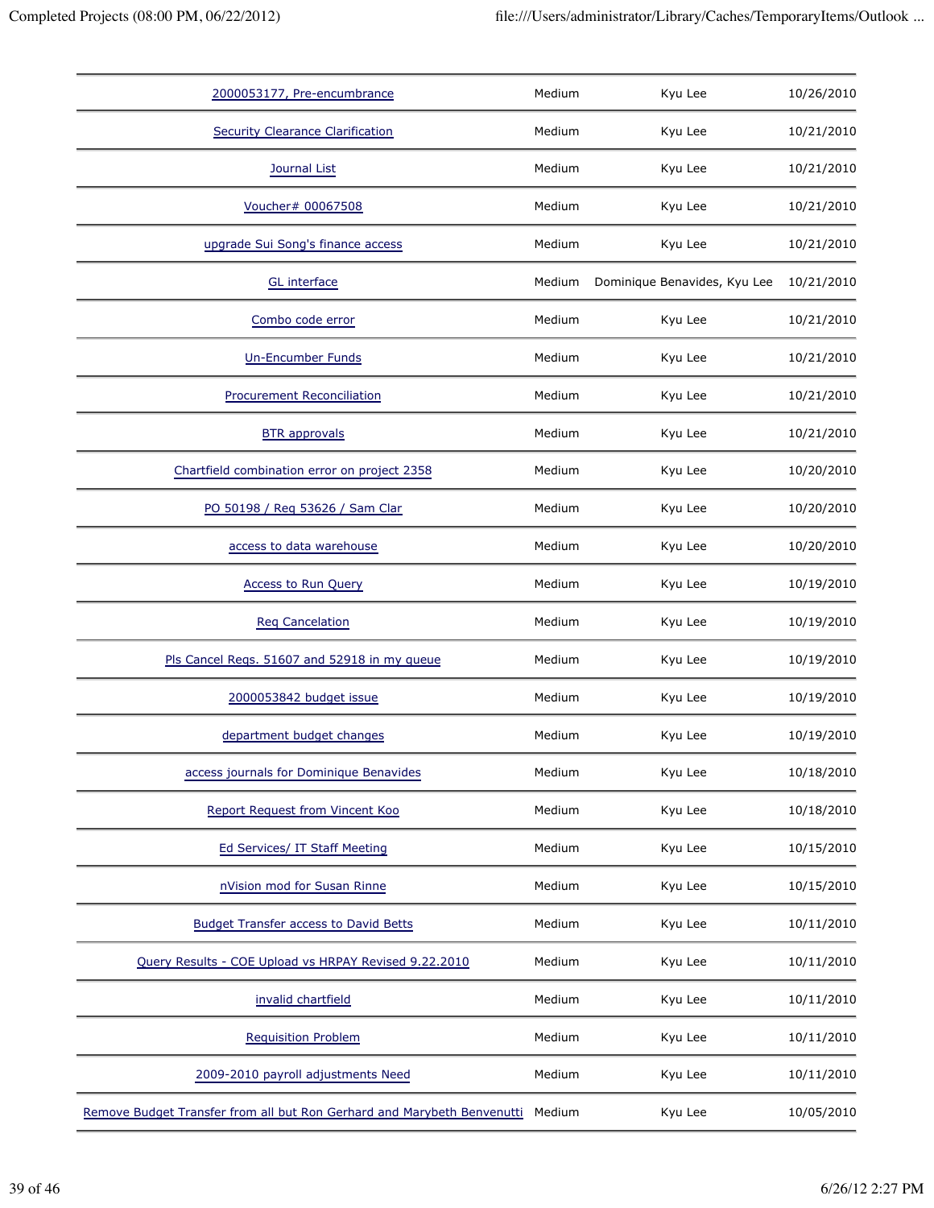| | | | |
|---|---|---|---|
| 2000053177, Pre-encumbrance | Medium | Kyu Lee | 10/26/2010 |
| Security Clearance Clarification | Medium | Kyu Lee | 10/21/2010 |
| Journal List | Medium | Kyu Lee | 10/21/2010 |
| Voucher# 00067508 | Medium | Kyu Lee | 10/21/2010 |
| upgrade Sui Song's finance access | Medium | Kyu Lee | 10/21/2010 |
| GL interface | Medium | Dominique Benavides, Kyu Lee | 10/21/2010 |
| Combo code error | Medium | Kyu Lee | 10/21/2010 |
| Un-Encumber Funds | Medium | Kyu Lee | 10/21/2010 |
| Procurement Reconciliation | Medium | Kyu Lee | 10/21/2010 |
| BTR approvals | Medium | Kyu Lee | 10/21/2010 |
| Chartfield combination error on project 2358 | Medium | Kyu Lee | 10/20/2010 |
| PO 50198 / Req 53626 / Sam Clar | Medium | Kyu Lee | 10/20/2010 |
| access to data warehouse | Medium | Kyu Lee | 10/20/2010 |
| Access to Run Query | Medium | Kyu Lee | 10/19/2010 |
| Req Cancelation | Medium | Kyu Lee | 10/19/2010 |
| Pls Cancel Reqs. 51607 and 52918 in my queue | Medium | Kyu Lee | 10/19/2010 |
| 2000053842 budget issue | Medium | Kyu Lee | 10/19/2010 |
| department budget changes | Medium | Kyu Lee | 10/19/2010 |
| access journals for Dominique Benavides | Medium | Kyu Lee | 10/18/2010 |
| Report Request from Vincent Koo | Medium | Kyu Lee | 10/18/2010 |
| Ed Services/ IT Staff Meeting | Medium | Kyu Lee | 10/15/2010 |
| nVision mod for Susan Rinne | Medium | Kyu Lee | 10/15/2010 |
| Budget Transfer access to David Betts | Medium | Kyu Lee | 10/11/2010 |
| Query Results - COE Upload vs HRPAY Revised 9.22.2010 | Medium | Kyu Lee | 10/11/2010 |
| invalid chartfield | Medium | Kyu Lee | 10/11/2010 |
| Requisition Problem | Medium | Kyu Lee | 10/11/2010 |
| 2009-2010 payroll adjustments Need | Medium | Kyu Lee | 10/11/2010 |
| Remove Budget Transfer from all but Ron Gerhard and Marybeth Benvenutti | Medium | Kyu Lee | 10/05/2010 |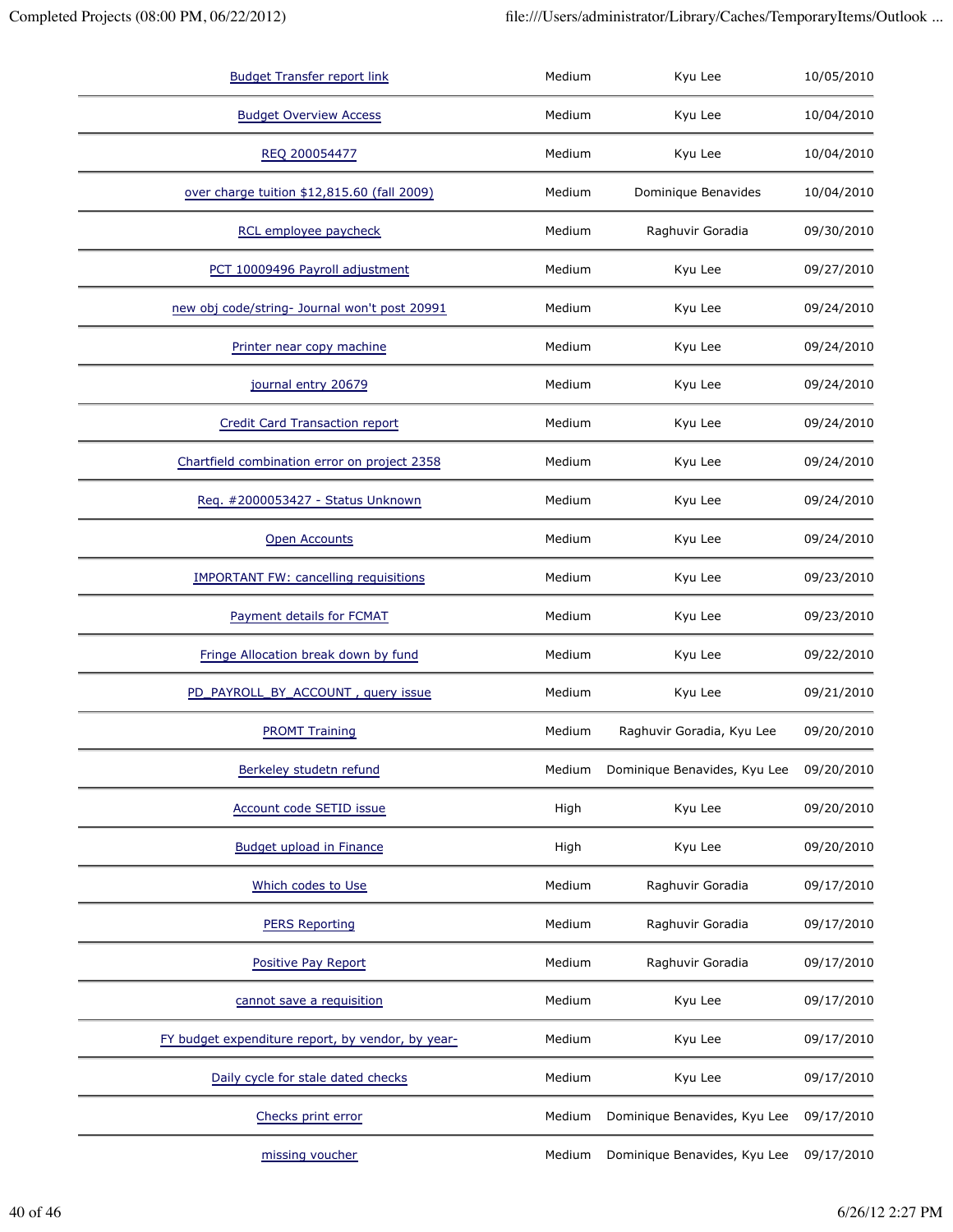| | | | |
|---|---|---|---|
| Budget Transfer report link | Medium | Kyu Lee | 10/05/2010 |
| Budget Overview Access | Medium | Kyu Lee | 10/04/2010 |
| REQ 200054477 | Medium | Kyu Lee | 10/04/2010 |
| over charge tuition $12,815.60 (fall 2009) | Medium | Dominique Benavides | 10/04/2010 |
| RCL employee paycheck | Medium | Raghuvir Goradia | 09/30/2010 |
| PCT 10009496 Payroll adjustment | Medium | Kyu Lee | 09/27/2010 |
| new obj code/string- Journal won't post 20991 | Medium | Kyu Lee | 09/24/2010 |
| Printer near copy machine | Medium | Kyu Lee | 09/24/2010 |
| journal entry 20679 | Medium | Kyu Lee | 09/24/2010 |
| Credit Card Transaction report | Medium | Kyu Lee | 09/24/2010 |
| Chartfield combination error on project 2358 | Medium | Kyu Lee | 09/24/2010 |
| Req. #2000053427 - Status Unknown | Medium | Kyu Lee | 09/24/2010 |
| Open Accounts | Medium | Kyu Lee | 09/24/2010 |
| IMPORTANT FW: cancelling requisitions | Medium | Kyu Lee | 09/23/2010 |
| Payment details for FCMAT | Medium | Kyu Lee | 09/23/2010 |
| Fringe Allocation break down by fund | Medium | Kyu Lee | 09/22/2010 |
| PD_PAYROLL_BY_ACCOUNT , query issue | Medium | Kyu Lee | 09/21/2010 |
| PROMT Training | Medium | Raghuvir Goradia, Kyu Lee | 09/20/2010 |
| Berkeley studetn refund | Medium | Dominique Benavides, Kyu Lee | 09/20/2010 |
| Account code SETID issue | High | Kyu Lee | 09/20/2010 |
| Budget upload in Finance | High | Kyu Lee | 09/20/2010 |
| Which codes to Use | Medium | Raghuvir Goradia | 09/17/2010 |
| PERS Reporting | Medium | Raghuvir Goradia | 09/17/2010 |
| Positive Pay Report | Medium | Raghuvir Goradia | 09/17/2010 |
| cannot save a requisition | Medium | Kyu Lee | 09/17/2010 |
| FY budget expenditure report, by vendor, by year- | Medium | Kyu Lee | 09/17/2010 |
| Daily cycle for stale dated checks | Medium | Kyu Lee | 09/17/2010 |
| Checks print error | Medium | Dominique Benavides, Kyu Lee | 09/17/2010 |
| missing voucher | Medium | Dominique Benavides, Kyu Lee | 09/17/2010 |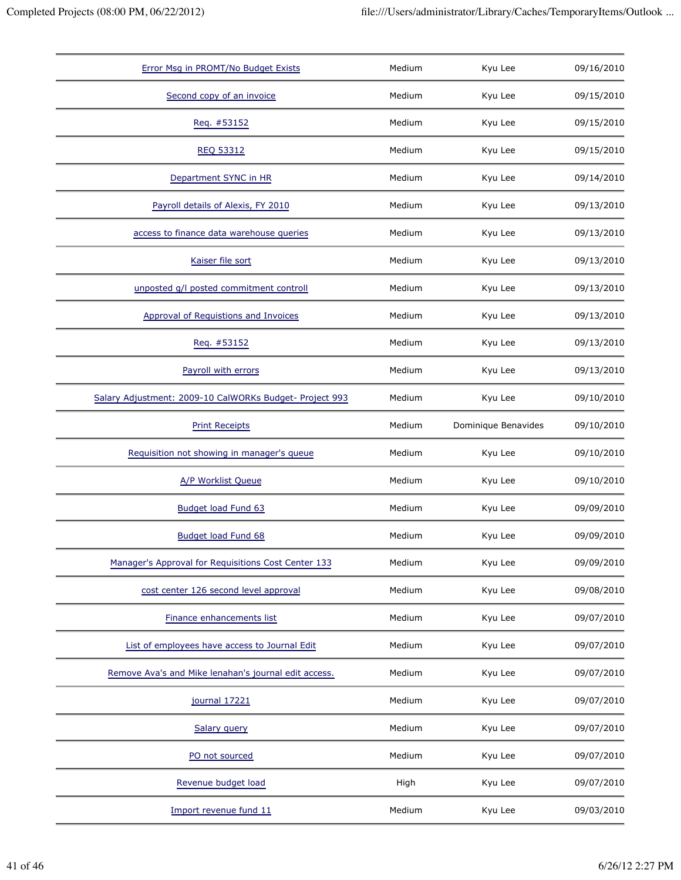| | | | |
|---|---|---|---|
| Error Msg in PROMT/No Budget Exists | Medium | Kyu Lee | 09/16/2010 |
| Second copy of an invoice | Medium | Kyu Lee | 09/15/2010 |
| Req. #53152 | Medium | Kyu Lee | 09/15/2010 |
| REQ 53312 | Medium | Kyu Lee | 09/15/2010 |
| Department SYNC in HR | Medium | Kyu Lee | 09/14/2010 |
| Payroll details of Alexis, FY 2010 | Medium | Kyu Lee | 09/13/2010 |
| access to finance data warehouse queries | Medium | Kyu Lee | 09/13/2010 |
| Kaiser file sort | Medium | Kyu Lee | 09/13/2010 |
| unposted g/l posted commitment controll | Medium | Kyu Lee | 09/13/2010 |
| Approval of Requistions and Invoices | Medium | Kyu Lee | 09/13/2010 |
| Req. #53152 | Medium | Kyu Lee | 09/13/2010 |
| Payroll with errors | Medium | Kyu Lee | 09/13/2010 |
| Salary Adjustment: 2009-10 CalWORKs Budget- Project 993 | Medium | Kyu Lee | 09/10/2010 |
| Print Receipts | Medium | Dominique Benavides | 09/10/2010 |
| Requisition not showing in manager's queue | Medium | Kyu Lee | 09/10/2010 |
| A/P Worklist Queue | Medium | Kyu Lee | 09/10/2010 |
| Budget load Fund 63 | Medium | Kyu Lee | 09/09/2010 |
| Budget load Fund 68 | Medium | Kyu Lee | 09/09/2010 |
| Manager's Approval for Requisitions Cost Center 133 | Medium | Kyu Lee | 09/09/2010 |
| cost center 126 second level approval | Medium | Kyu Lee | 09/08/2010 |
| Finance enhancements list | Medium | Kyu Lee | 09/07/2010 |
| List of employees have access to Journal Edit | Medium | Kyu Lee | 09/07/2010 |
| Remove Ava's and Mike lenahan's journal edit access. | Medium | Kyu Lee | 09/07/2010 |
| journal 17221 | Medium | Kyu Lee | 09/07/2010 |
| Salary query | Medium | Kyu Lee | 09/07/2010 |
| PO not sourced | Medium | Kyu Lee | 09/07/2010 |
| Revenue budget load | High | Kyu Lee | 09/07/2010 |
| Import revenue fund 11 | Medium | Kyu Lee | 09/03/2010 |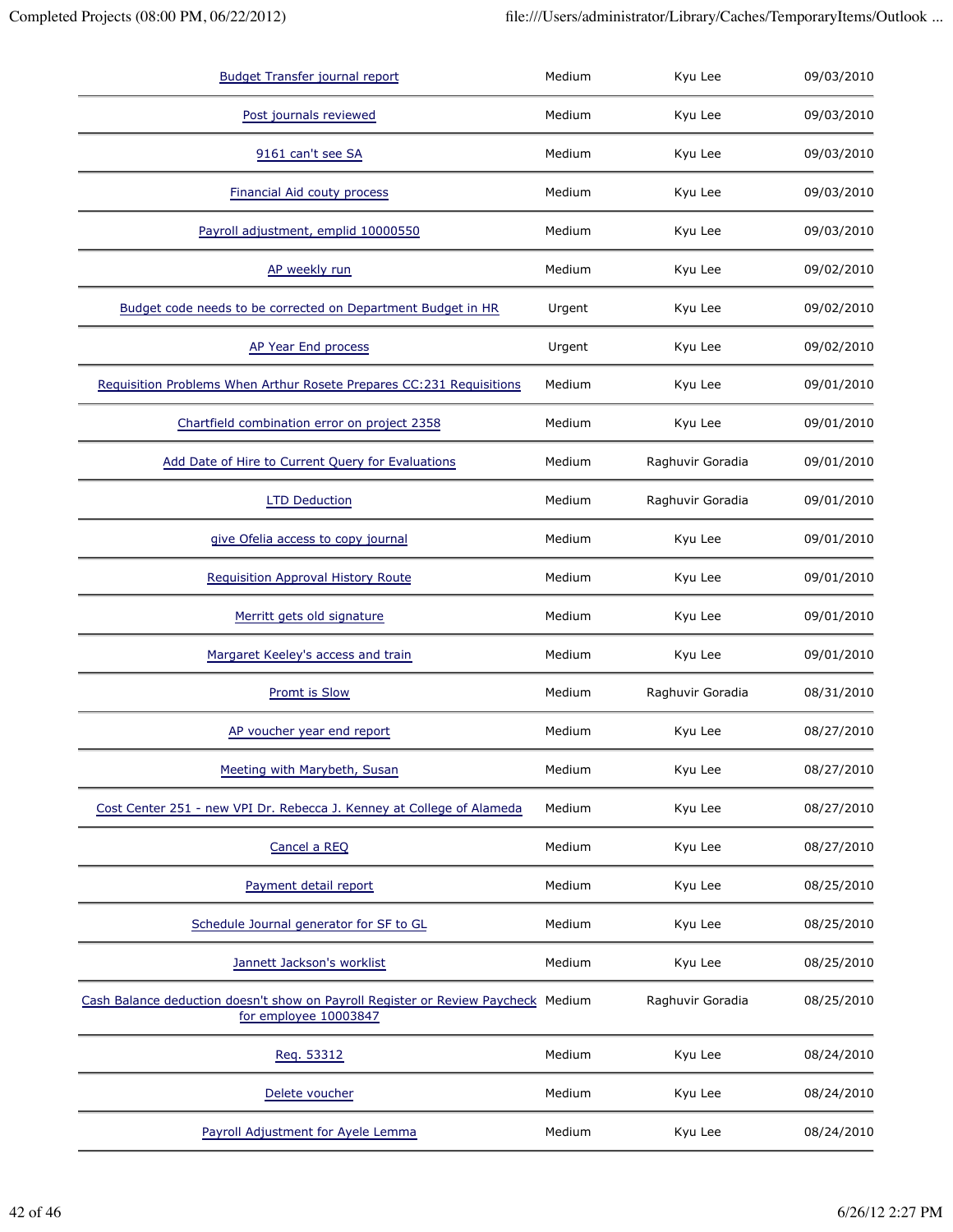| | | | |
|---|---|---|---|
| Budget Transfer journal report | Medium | Kyu Lee | 09/03/2010 |
| Post journals reviewed | Medium | Kyu Lee | 09/03/2010 |
| 9161 can't see SA | Medium | Kyu Lee | 09/03/2010 |
| Financial Aid couty process | Medium | Kyu Lee | 09/03/2010 |
| Payroll adjustment, emplid 10000550 | Medium | Kyu Lee | 09/03/2010 |
| AP weekly run | Medium | Kyu Lee | 09/02/2010 |
| Budget code needs to be corrected on Department Budget in HR | Urgent | Kyu Lee | 09/02/2010 |
| AP Year End process | Urgent | Kyu Lee | 09/02/2010 |
| Requisition Problems When Arthur Rosete Prepares CC:231 Requisitions | Medium | Kyu Lee | 09/01/2010 |
| Chartfield combination error on project 2358 | Medium | Kyu Lee | 09/01/2010 |
| Add Date of Hire to Current Query for Evaluations | Medium | Raghuvir Goradia | 09/01/2010 |
| LTD Deduction | Medium | Raghuvir Goradia | 09/01/2010 |
| give Ofelia access to copy journal | Medium | Kyu Lee | 09/01/2010 |
| Requisition Approval History Route | Medium | Kyu Lee | 09/01/2010 |
| Merritt gets old signature | Medium | Kyu Lee | 09/01/2010 |
| Margaret Keeley's access and train | Medium | Kyu Lee | 09/01/2010 |
| Promt is Slow | Medium | Raghuvir Goradia | 08/31/2010 |
| AP voucher year end report | Medium | Kyu Lee | 08/27/2010 |
| Meeting with Marybeth, Susan | Medium | Kyu Lee | 08/27/2010 |
| Cost Center 251 - new VPI Dr. Rebecca J. Kenney at College of Alameda | Medium | Kyu Lee | 08/27/2010 |
| Cancel a REQ | Medium | Kyu Lee | 08/27/2010 |
| Payment detail report | Medium | Kyu Lee | 08/25/2010 |
| Schedule Journal generator for SF to GL | Medium | Kyu Lee | 08/25/2010 |
| Jannett Jackson's worklist | Medium | Kyu Lee | 08/25/2010 |
| Cash Balance deduction doesn't show on Payroll Register or Review Paycheck for employee 10003847 | Medium | Raghuvir Goradia | 08/25/2010 |
| Req. 53312 | Medium | Kyu Lee | 08/24/2010 |
| Delete voucher | Medium | Kyu Lee | 08/24/2010 |
| Payroll Adjustment for Ayele Lemma | Medium | Kyu Lee | 08/24/2010 |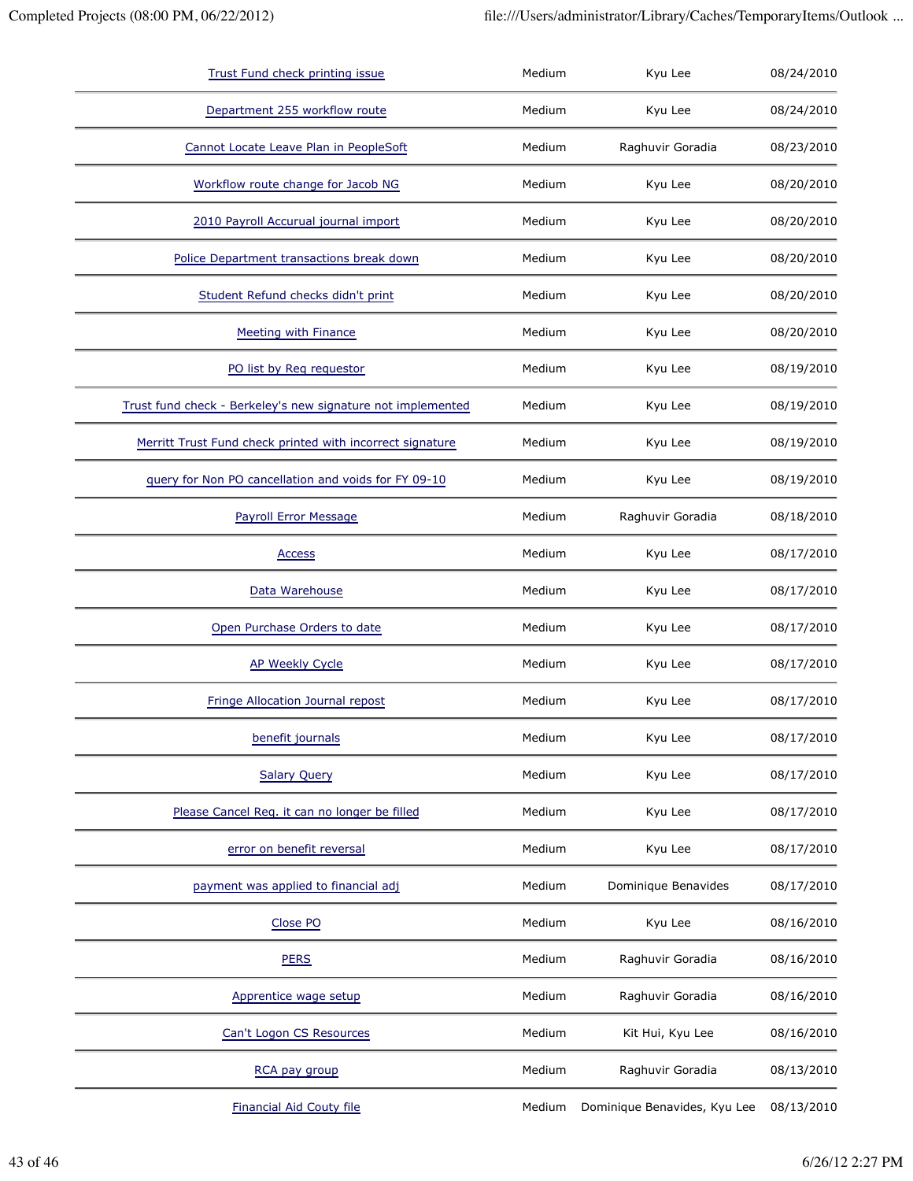| | | | |
|---|---|---|---|
| Trust Fund check printing issue | Medium | Kyu Lee | 08/24/2010 |
| Department 255 workflow route | Medium | Kyu Lee | 08/24/2010 |
| Cannot Locate Leave Plan in PeopleSoft | Medium | Raghuvir Goradia | 08/23/2010 |
| Workflow route change for Jacob NG | Medium | Kyu Lee | 08/20/2010 |
| 2010 Payroll Accurual journal import | Medium | Kyu Lee | 08/20/2010 |
| Police Department transactions break down | Medium | Kyu Lee | 08/20/2010 |
| Student Refund checks didn't print | Medium | Kyu Lee | 08/20/2010 |
| Meeting with Finance | Medium | Kyu Lee | 08/20/2010 |
| PO list by Req requestor | Medium | Kyu Lee | 08/19/2010 |
| Trust fund check - Berkeley's new signature not implemented | Medium | Kyu Lee | 08/19/2010 |
| Merritt Trust Fund check printed with incorrect signature | Medium | Kyu Lee | 08/19/2010 |
| query for Non PO cancellation and voids for FY 09-10 | Medium | Kyu Lee | 08/19/2010 |
| Payroll Error Message | Medium | Raghuvir Goradia | 08/18/2010 |
| Access | Medium | Kyu Lee | 08/17/2010 |
| Data Warehouse | Medium | Kyu Lee | 08/17/2010 |
| Open Purchase Orders to date | Medium | Kyu Lee | 08/17/2010 |
| AP Weekly Cycle | Medium | Kyu Lee | 08/17/2010 |
| Fringe Allocation Journal repost | Medium | Kyu Lee | 08/17/2010 |
| benefit journals | Medium | Kyu Lee | 08/17/2010 |
| Salary Query | Medium | Kyu Lee | 08/17/2010 |
| Please Cancel Req. it can no longer be filled | Medium | Kyu Lee | 08/17/2010 |
| error on benefit reversal | Medium | Kyu Lee | 08/17/2010 |
| payment was applied to financial adj | Medium | Dominique Benavides | 08/17/2010 |
| Close PO | Medium | Kyu Lee | 08/16/2010 |
| PERS | Medium | Raghuvir Goradia | 08/16/2010 |
| Apprentice wage setup | Medium | Raghuvir Goradia | 08/16/2010 |
| Can't Logon CS Resources | Medium | Kit Hui, Kyu Lee | 08/16/2010 |
| RCA pay group | Medium | Raghuvir Goradia | 08/13/2010 |
| Financial Aid Couty file | Medium | Dominique Benavides, Kyu Lee | 08/13/2010 |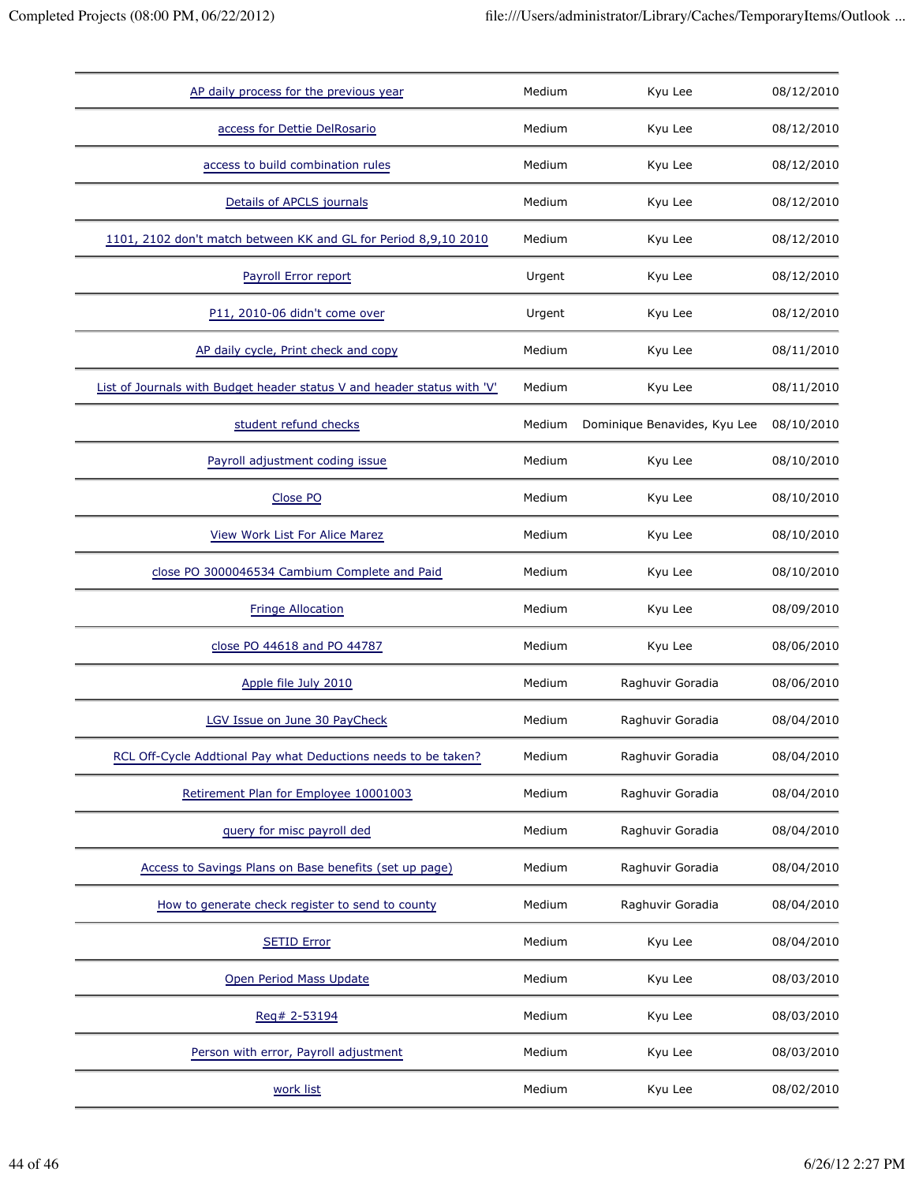| | | | |
|---|---|---|---|
| AP daily process for the previous year | Medium | Kyu Lee | 08/12/2010 |
| access for Dettie DelRosario | Medium | Kyu Lee | 08/12/2010 |
| access to build combination rules | Medium | Kyu Lee | 08/12/2010 |
| Details of APCLS journals | Medium | Kyu Lee | 08/12/2010 |
| 1101, 2102 don't match between KK and GL for Period 8,9,10 2010 | Medium | Kyu Lee | 08/12/2010 |
| Payroll Error report | Urgent | Kyu Lee | 08/12/2010 |
| P11, 2010-06 didn't come over | Urgent | Kyu Lee | 08/12/2010 |
| AP daily cycle, Print check and copy | Medium | Kyu Lee | 08/11/2010 |
| List of Journals with Budget header status V and header status with 'V' | Medium | Kyu Lee | 08/11/2010 |
| student refund checks | Medium | Dominique Benavides, Kyu Lee | 08/10/2010 |
| Payroll adjustment coding issue | Medium | Kyu Lee | 08/10/2010 |
| Close PO | Medium | Kyu Lee | 08/10/2010 |
| View Work List For Alice Marez | Medium | Kyu Lee | 08/10/2010 |
| close PO 3000046534 Cambium Complete and Paid | Medium | Kyu Lee | 08/10/2010 |
| Fringe Allocation | Medium | Kyu Lee | 08/09/2010 |
| close PO 44618 and PO 44787 | Medium | Kyu Lee | 08/06/2010 |
| Apple file July 2010 | Medium | Raghuvir Goradia | 08/06/2010 |
| LGV Issue on June 30 PayCheck | Medium | Raghuvir Goradia | 08/04/2010 |
| RCL Off-Cycle Addtional Pay what Deductions needs to be taken? | Medium | Raghuvir Goradia | 08/04/2010 |
| Retirement Plan for Employee 10001003 | Medium | Raghuvir Goradia | 08/04/2010 |
| query for misc payroll ded | Medium | Raghuvir Goradia | 08/04/2010 |
| Access to Savings Plans on Base benefits (set up page) | Medium | Raghuvir Goradia | 08/04/2010 |
| How to generate check register to send to county | Medium | Raghuvir Goradia | 08/04/2010 |
| SETID Error | Medium | Kyu Lee | 08/04/2010 |
| Open Period Mass Update | Medium | Kyu Lee | 08/03/2010 |
| Req# 2-53194 | Medium | Kyu Lee | 08/03/2010 |
| Person with error, Payroll adjustment | Medium | Kyu Lee | 08/03/2010 |
| work list | Medium | Kyu Lee | 08/02/2010 |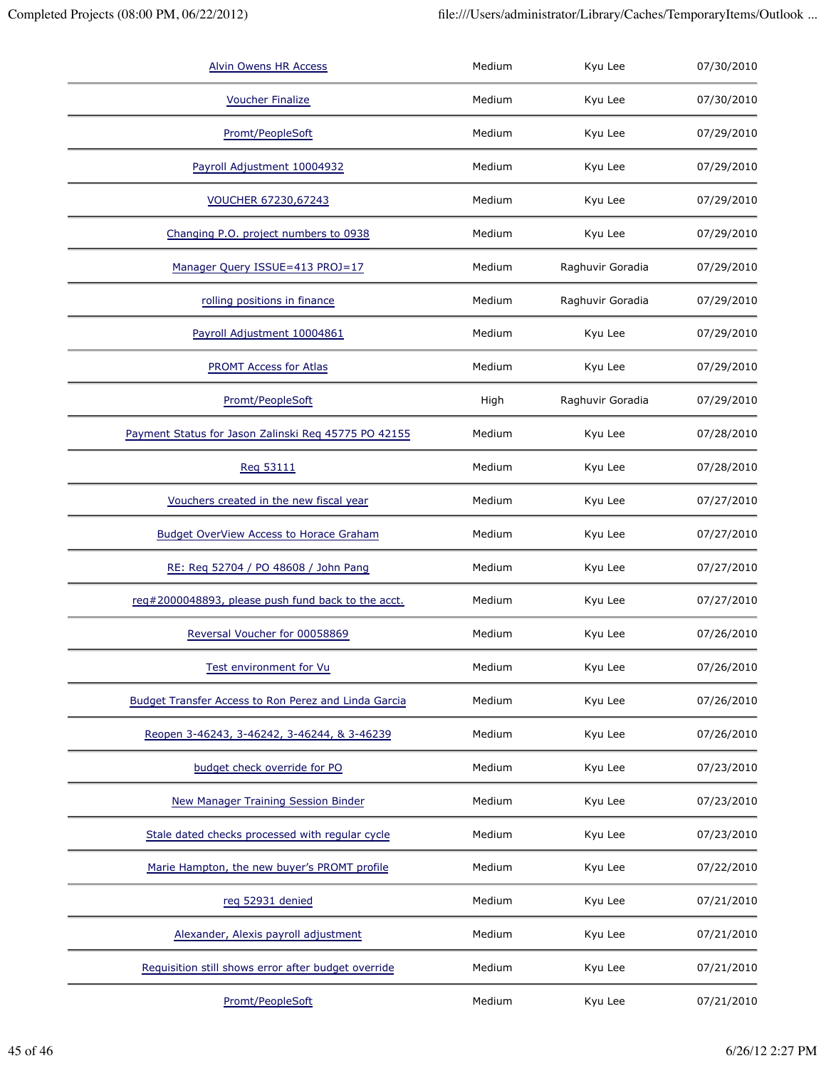| | | | |
|---|---|---|---|
| Alvin Owens HR Access | Medium | Kyu Lee | 07/30/2010 |
| Voucher Finalize | Medium | Kyu Lee | 07/30/2010 |
| Promt/PeopleSoft | Medium | Kyu Lee | 07/29/2010 |
| Payroll Adjustment 10004932 | Medium | Kyu Lee | 07/29/2010 |
| VOUCHER 67230,67243 | Medium | Kyu Lee | 07/29/2010 |
| Changing P.O. project numbers to 0938 | Medium | Kyu Lee | 07/29/2010 |
| Manager Query ISSUE=413 PROJ=17 | Medium | Raghuvir Goradia | 07/29/2010 |
| rolling positions in finance | Medium | Raghuvir Goradia | 07/29/2010 |
| Payroll Adjustment 10004861 | Medium | Kyu Lee | 07/29/2010 |
| PROMT Access for Atlas | Medium | Kyu Lee | 07/29/2010 |
| Promt/PeopleSoft | High | Raghuvir Goradia | 07/29/2010 |
| Payment Status for Jason Zalinski Req 45775 PO 42155 | Medium | Kyu Lee | 07/28/2010 |
| Req 53111 | Medium | Kyu Lee | 07/28/2010 |
| Vouchers created in the new fiscal year | Medium | Kyu Lee | 07/27/2010 |
| Budget OverView Access to Horace Graham | Medium | Kyu Lee | 07/27/2010 |
| RE: Req 52704 / PO 48608 / John Pang | Medium | Kyu Lee | 07/27/2010 |
| req#2000048893, please push fund back to the acct. | Medium | Kyu Lee | 07/27/2010 |
| Reversal Voucher for 00058869 | Medium | Kyu Lee | 07/26/2010 |
| Test environment for Vu | Medium | Kyu Lee | 07/26/2010 |
| Budget Transfer Access to Ron Perez and Linda Garcia | Medium | Kyu Lee | 07/26/2010 |
| Reopen 3-46243, 3-46242, 3-46244, & 3-46239 | Medium | Kyu Lee | 07/26/2010 |
| budget check override for PO | Medium | Kyu Lee | 07/23/2010 |
| New Manager Training Session Binder | Medium | Kyu Lee | 07/23/2010 |
| Stale dated checks processed with regular cycle | Medium | Kyu Lee | 07/23/2010 |
| Marie Hampton, the new buyer's PROMT profile | Medium | Kyu Lee | 07/22/2010 |
| req 52931 denied | Medium | Kyu Lee | 07/21/2010 |
| Alexander, Alexis payroll adjustment | Medium | Kyu Lee | 07/21/2010 |
| Requisition still shows error after budget override | Medium | Kyu Lee | 07/21/2010 |
| Promt/PeopleSoft | Medium | Kyu Lee | 07/21/2010 |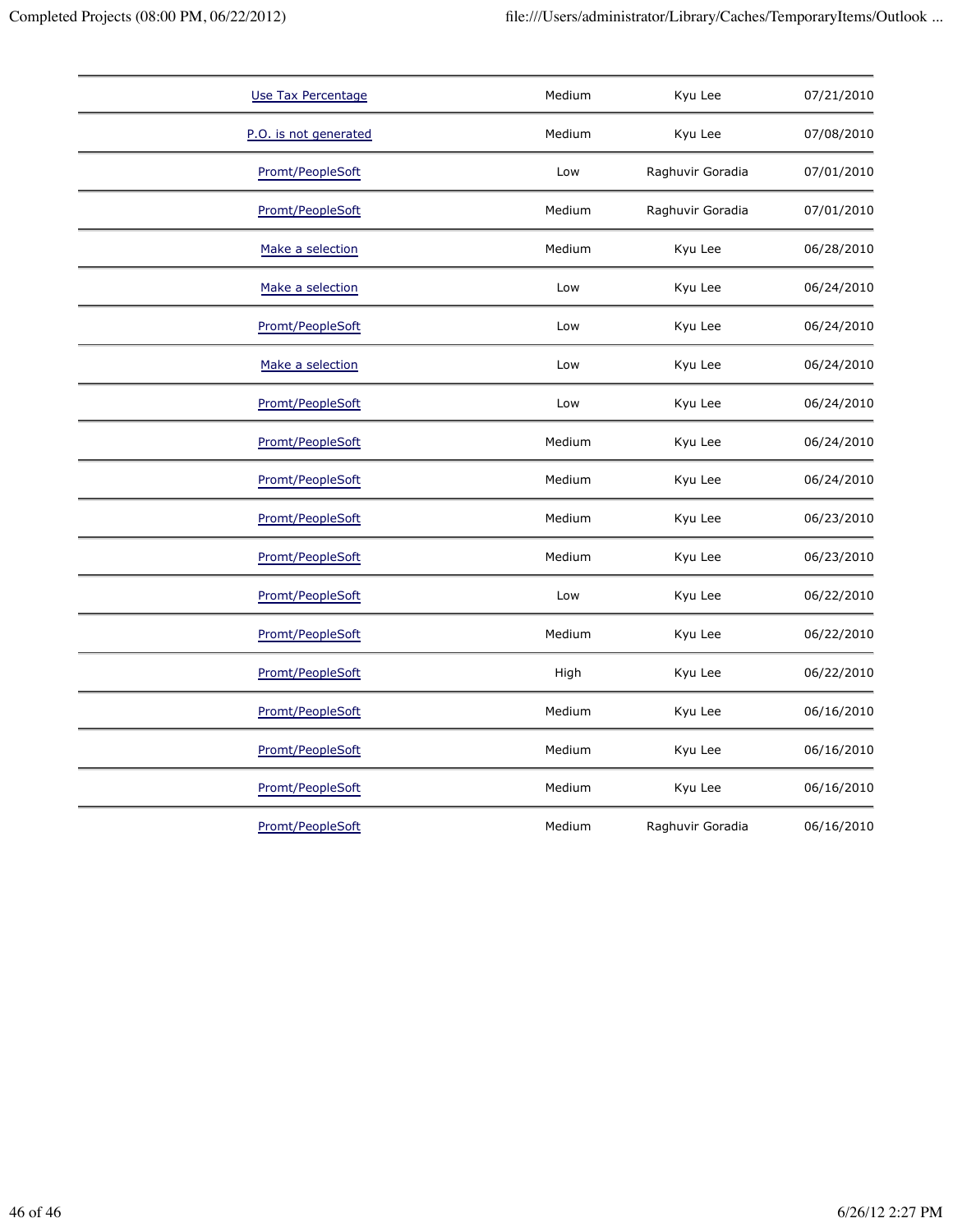| | | | |
|---|---|---|---|
| Use Tax Percentage | Medium | Kyu Lee | 07/21/2010 |
| P.O. is not generated | Medium | Kyu Lee | 07/08/2010 |
| Promt/PeopleSoft | Low | Raghuvir Goradia | 07/01/2010 |
| Promt/PeopleSoft | Medium | Raghuvir Goradia | 07/01/2010 |
| Make a selection | Medium | Kyu Lee | 06/28/2010 |
| Make a selection | Low | Kyu Lee | 06/24/2010 |
| Promt/PeopleSoft | Low | Kyu Lee | 06/24/2010 |
| Make a selection | Low | Kyu Lee | 06/24/2010 |
| Promt/PeopleSoft | Low | Kyu Lee | 06/24/2010 |
| Promt/PeopleSoft | Medium | Kyu Lee | 06/24/2010 |
| Promt/PeopleSoft | Medium | Kyu Lee | 06/24/2010 |
| Promt/PeopleSoft | Medium | Kyu Lee | 06/23/2010 |
| Promt/PeopleSoft | Medium | Kyu Lee | 06/23/2010 |
| Promt/PeopleSoft | Low | Kyu Lee | 06/22/2010 |
| Promt/PeopleSoft | Medium | Kyu Lee | 06/22/2010 |
| Promt/PeopleSoft | High | Kyu Lee | 06/22/2010 |
| Promt/PeopleSoft | Medium | Kyu Lee | 06/16/2010 |
| Promt/PeopleSoft | Medium | Kyu Lee | 06/16/2010 |
| Promt/PeopleSoft | Medium | Kyu Lee | 06/16/2010 |
| Promt/PeopleSoft | Medium | Raghuvir Goradia | 06/16/2010 |